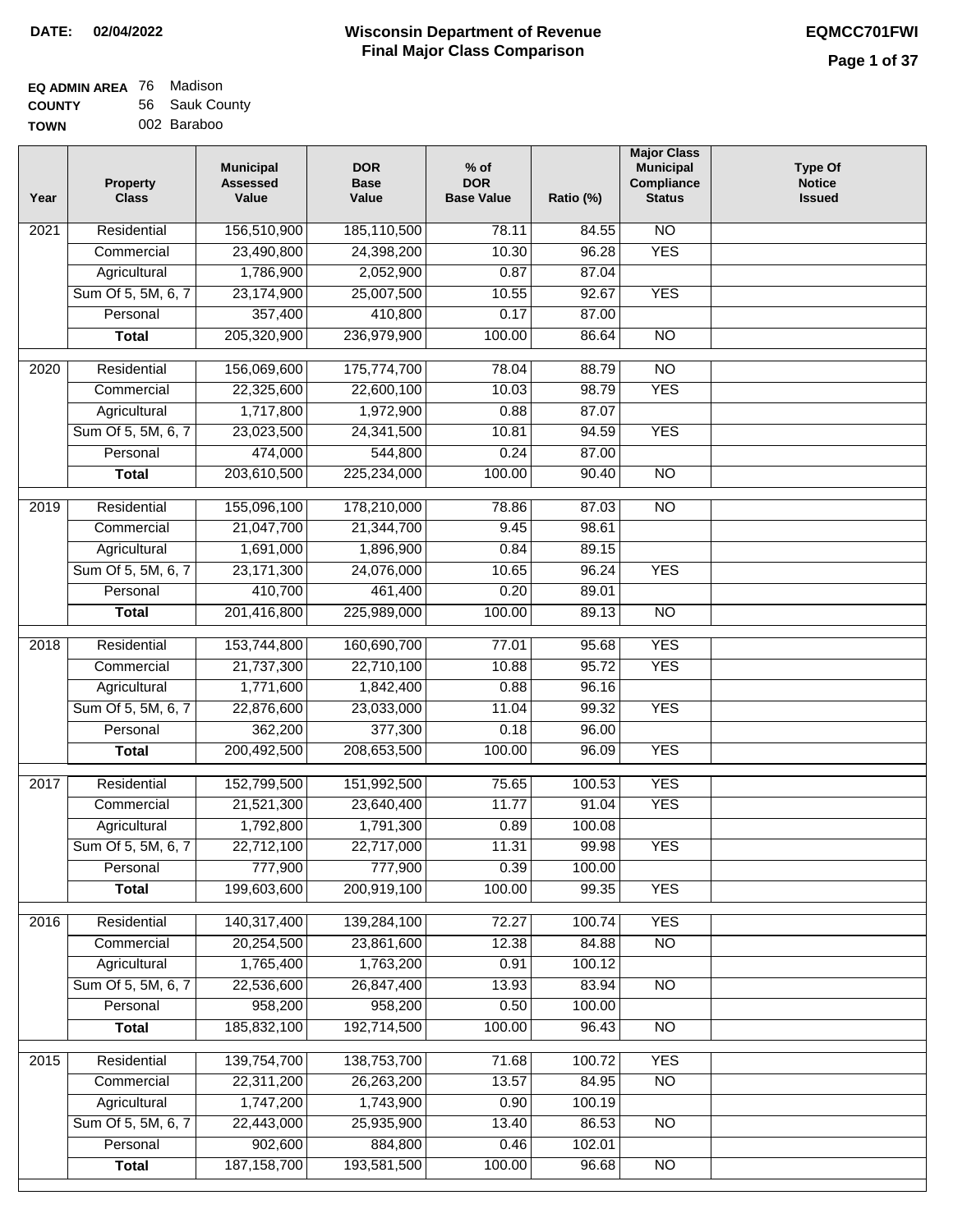**DATE:** 02/04/2022

# Wisconsin Department of Revenue
## Final Major Class Comparison

**EQMCC701FWI**

**EQ ADMIN AREA** 76 Madison
**COUNTY** 56 Sauk County
**TOWN** 002 Baraboo

| Year | Property Class | Municipal Assessed Value | DOR Base Value | % of DOR Base Value | Ratio (%) | Major Class Municipal Compliance Status | Type Of Notice Issued |
|---|---|---|---|---|---|---|---|
| 2021 | Residential | 156,510,900 | 185,110,500 | 78.11 | 84.55 | NO | |
| | Commercial | 23,490,800 | 24,398,200 | 10.30 | 96.28 | YES | |
| | Agricultural | 1,786,900 | 2,052,900 | 0.87 | 87.04 | | |
| | Sum Of 5, 5M, 6, 7 | 23,174,900 | 25,007,500 | 10.55 | 92.67 | YES | |
| | Personal | 357,400 | 410,800 | 0.17 | 87.00 | | |
| | **Total** | 205,320,900 | 236,979,900 | 100.00 | 86.64 | NO | |
| 2020 | Residential | 156,069,600 | 175,774,700 | 78.04 | 88.79 | NO | |
| | Commercial | 22,325,600 | 22,600,100 | 10.03 | 98.79 | YES | |
| | Agricultural | 1,717,800 | 1,972,900 | 0.88 | 87.07 | | |
| | Sum Of 5, 5M, 6, 7 | 23,023,500 | 24,341,500 | 10.81 | 94.59 | YES | |
| | Personal | 474,000 | 544,800 | 0.24 | 87.00 | | |
| | **Total** | 203,610,500 | 225,234,000 | 100.00 | 90.40 | NO | |
| 2019 | Residential | 155,096,100 | 178,210,000 | 78.86 | 87.03 | NO | |
| | Commercial | 21,047,700 | 21,344,700 | 9.45 | 98.61 | | |
| | Agricultural | 1,691,000 | 1,896,900 | 0.84 | 89.15 | | |
| | Sum Of 5, 5M, 6, 7 | 23,171,300 | 24,076,000 | 10.65 | 96.24 | YES | |
| | Personal | 410,700 | 461,400 | 0.20 | 89.01 | | |
| | **Total** | 201,416,800 | 225,989,000 | 100.00 | 89.13 | NO | |
| 2018 | Residential | 153,744,800 | 160,690,700 | 77.01 | 95.68 | YES | |
| | Commercial | 21,737,300 | 22,710,100 | 10.88 | 95.72 | YES | |
| | Agricultural | 1,771,600 | 1,842,400 | 0.88 | 96.16 | | |
| | Sum Of 5, 5M, 6, 7 | 22,876,600 | 23,033,000 | 11.04 | 99.32 | YES | |
| | Personal | 362,200 | 377,300 | 0.18 | 96.00 | | |
| | **Total** | 200,492,500 | 208,653,500 | 100.00 | 96.09 | YES | |
| 2017 | Residential | 152,799,500 | 151,992,500 | 75.65 | 100.53 | YES | |
| | Commercial | 21,521,300 | 23,640,400 | 11.77 | 91.04 | YES | |
| | Agricultural | 1,792,800 | 1,791,300 | 0.89 | 100.08 | | |
| | Sum Of 5, 5M, 6, 7 | 22,712,100 | 22,717,000 | 11.31 | 99.98 | YES | |
| | Personal | 777,900 | 777,900 | 0.39 | 100.00 | | |
| | **Total** | 199,603,600 | 200,919,100 | 100.00 | 99.35 | YES | |
| 2016 | Residential | 140,317,400 | 139,284,100 | 72.27 | 100.74 | YES | |
| | Commercial | 20,254,500 | 23,861,600 | 12.38 | 84.88 | NO | |
| | Agricultural | 1,765,400 | 1,763,200 | 0.91 | 100.12 | | |
| | Sum Of 5, 5M, 6, 7 | 22,536,600 | 26,847,400 | 13.93 | 83.94 | NO | |
| | Personal | 958,200 | 958,200 | 0.50 | 100.00 | | |
| | **Total** | 185,832,100 | 192,714,500 | 100.00 | 96.43 | NO | |
| 2015 | Residential | 139,754,700 | 138,753,700 | 71.68 | 100.72 | YES | |
| | Commercial | 22,311,200 | 26,263,200 | 13.57 | 84.95 | NO | |
| | Agricultural | 1,747,200 | 1,743,900 | 0.90 | 100.19 | | |
| | Sum Of 5, 5M, 6, 7 | 22,443,000 | 25,935,900 | 13.40 | 86.53 | NO | |
| | Personal | 902,600 | 884,800 | 0.46 | 102.01 | | |
| | **Total** | 187,158,700 | 193,581,500 | 100.00 | 96.68 | NO | |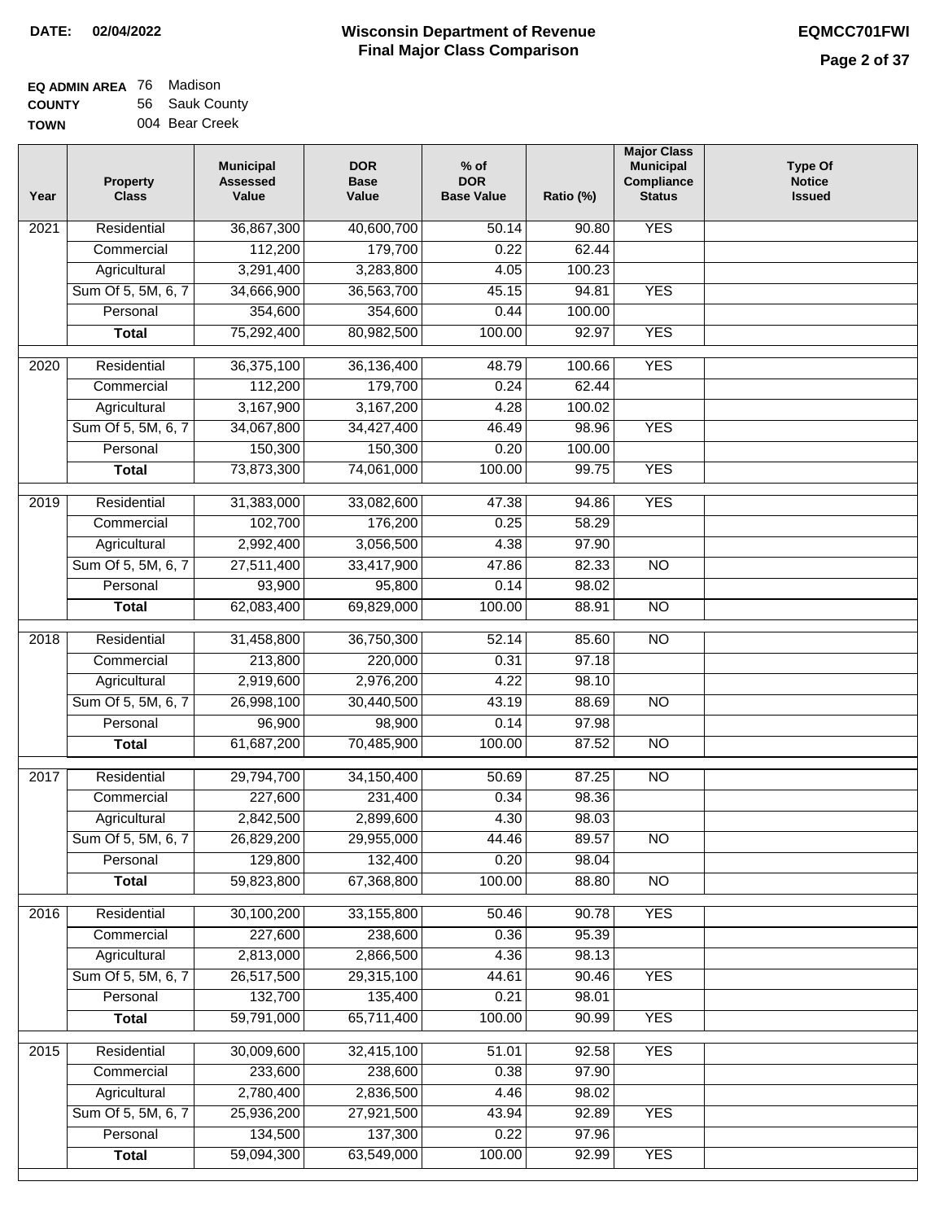**DATE: 02/04/2022**

# Wisconsin Department of Revenue
## Final Major Class Comparison

**EQMCC701FWI**

**EQ ADMIN AREA** 76 Madison
**COUNTY** 56 Sauk County
**TOWN** 004 Bear Creek

| Year | Property Class | Municipal Assessed Value | DOR Base Value | % of DOR Base Value | Ratio (%) | Major Class Municipal Compliance Status | Type Of Notice Issued |
|---|---|---|---|---|---|---|---|
| 2021 | Residential | 36,867,300 | 40,600,700 | 50.14 | 90.80 | YES | |
| | Commercial | 112,200 | 179,700 | 0.22 | 62.44 | | |
| | Agricultural | 3,291,400 | 3,283,800 | 4.05 | 100.23 | | |
| | Sum Of 5, 5M, 6, 7 | 34,666,900 | 36,563,700 | 45.15 | 94.81 | YES | |
| | Personal | 354,600 | 354,600 | 0.44 | 100.00 | | |
| | **Total** | 75,292,400 | 80,982,500 | 100.00 | 92.97 | YES | |
| 2020 | Residential | 36,375,100 | 36,136,400 | 48.79 | 100.66 | YES | |
| | Commercial | 112,200 | 179,700 | 0.24 | 62.44 | | |
| | Agricultural | 3,167,900 | 3,167,200 | 4.28 | 100.02 | | |
| | Sum Of 5, 5M, 6, 7 | 34,067,800 | 34,427,400 | 46.49 | 98.96 | YES | |
| | Personal | 150,300 | 150,300 | 0.20 | 100.00 | | |
| | **Total** | 73,873,300 | 74,061,000 | 100.00 | 99.75 | YES | |
| 2019 | Residential | 31,383,000 | 33,082,600 | 47.38 | 94.86 | YES | |
| | Commercial | 102,700 | 176,200 | 0.25 | 58.29 | | |
| | Agricultural | 2,992,400 | 3,056,500 | 4.38 | 97.90 | | |
| | Sum Of 5, 5M, 6, 7 | 27,511,400 | 33,417,900 | 47.86 | 82.33 | NO | |
| | Personal | 93,900 | 95,800 | 0.14 | 98.02 | | |
| | **Total** | 62,083,400 | 69,829,000 | 100.00 | 88.91 | NO | |
| 2018 | Residential | 31,458,800 | 36,750,300 | 52.14 | 85.60 | NO | |
| | Commercial | 213,800 | 220,000 | 0.31 | 97.18 | | |
| | Agricultural | 2,919,600 | 2,976,200 | 4.22 | 98.10 | | |
| | Sum Of 5, 5M, 6, 7 | 26,998,100 | 30,440,500 | 43.19 | 88.69 | NO | |
| | Personal | 96,900 | 98,900 | 0.14 | 97.98 | | |
| | **Total** | 61,687,200 | 70,485,900 | 100.00 | 87.52 | NO | |
| 2017 | Residential | 29,794,700 | 34,150,400 | 50.69 | 87.25 | NO | |
| | Commercial | 227,600 | 231,400 | 0.34 | 98.36 | | |
| | Agricultural | 2,842,500 | 2,899,600 | 4.30 | 98.03 | | |
| | Sum Of 5, 5M, 6, 7 | 26,829,200 | 29,955,000 | 44.46 | 89.57 | NO | |
| | Personal | 129,800 | 132,400 | 0.20 | 98.04 | | |
| | **Total** | 59,823,800 | 67,368,800 | 100.00 | 88.80 | NO | |
| 2016 | Residential | 30,100,200 | 33,155,800 | 50.46 | 90.78 | YES | |
| | Commercial | 227,600 | 238,600 | 0.36 | 95.39 | | |
| | Agricultural | 2,813,000 | 2,866,500 | 4.36 | 98.13 | | |
| | Sum Of 5, 5M, 6, 7 | 26,517,500 | 29,315,100 | 44.61 | 90.46 | YES | |
| | Personal | 132,700 | 135,400 | 0.21 | 98.01 | | |
| | **Total** | 59,791,000 | 65,711,400 | 100.00 | 90.99 | YES | |
| 2015 | Residential | 30,009,600 | 32,415,100 | 51.01 | 92.58 | YES | |
| | Commercial | 233,600 | 238,600 | 0.38 | 97.90 | | |
| | Agricultural | 2,780,400 | 2,836,500 | 4.46 | 98.02 | | |
| | Sum Of 5, 5M, 6, 7 | 25,936,200 | 27,921,500 | 43.94 | 92.89 | YES | |
| | Personal | 134,500 | 137,300 | 0.22 | 97.96 | | |
| | **Total** | 59,094,300 | 63,549,000 | 100.00 | 92.99 | YES | |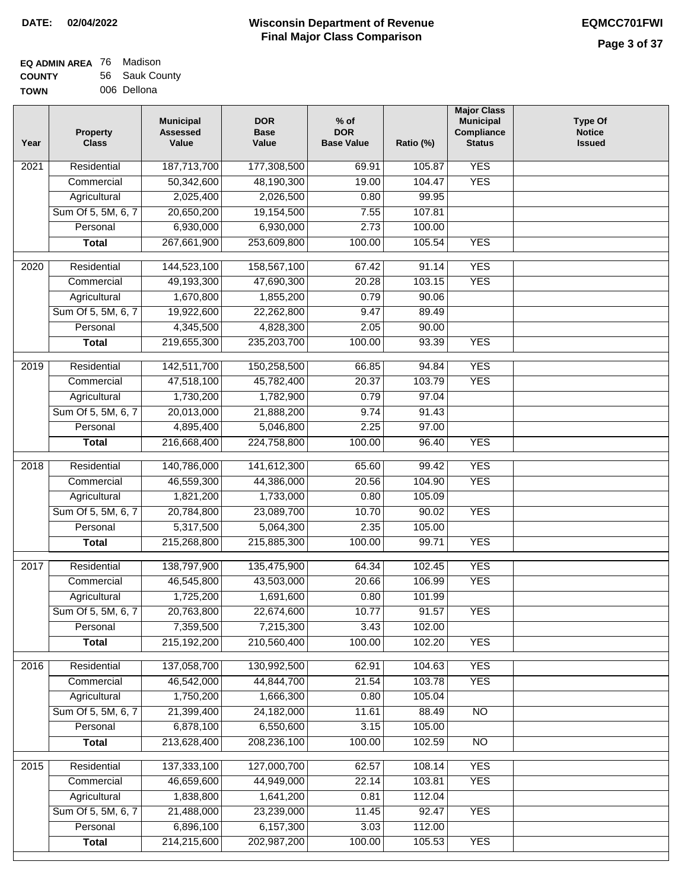**DATE:** 02/04/2022

# Wisconsin Department of Revenue
## Final Major Class Comparison

**EQMCC701FWI**

**EQ ADMIN AREA** 76 Madison
**COUNTY** 56 Sauk County
**TOWN** 006 Dellona

| Year | Property Class | Municipal Assessed Value | DOR Base Value | % of DOR Base Value | Ratio (%) | Major Class Municipal Compliance Status | Type Of Notice Issued |
|---|---|---|---|---|---|---|---|
| 2021 | Residential | 187,713,700 | 177,308,500 | 69.91 | 105.87 | YES | |
| | Commercial | 50,342,600 | 48,190,300 | 19.00 | 104.47 | YES | |
| | Agricultural | 2,025,400 | 2,026,500 | 0.80 | 99.95 | | |
| | Sum Of 5, 5M, 6, 7 | 20,650,200 | 19,154,500 | 7.55 | 107.81 | | |
| | Personal | 6,930,000 | 6,930,000 | 2.73 | 100.00 | | |
| | **Total** | 267,661,900 | 253,609,800 | 100.00 | 105.54 | YES | |
| 2020 | Residential | 144,523,100 | 158,567,100 | 67.42 | 91.14 | YES | |
| | Commercial | 49,193,300 | 47,690,300 | 20.28 | 103.15 | YES | |
| | Agricultural | 1,670,800 | 1,855,200 | 0.79 | 90.06 | | |
| | Sum Of 5, 5M, 6, 7 | 19,922,600 | 22,262,800 | 9.47 | 89.49 | | |
| | Personal | 4,345,500 | 4,828,300 | 2.05 | 90.00 | | |
| | **Total** | 219,655,300 | 235,203,700 | 100.00 | 93.39 | YES | |
| 2019 | Residential | 142,511,700 | 150,258,500 | 66.85 | 94.84 | YES | |
| | Commercial | 47,518,100 | 45,782,400 | 20.37 | 103.79 | YES | |
| | Agricultural | 1,730,200 | 1,782,900 | 0.79 | 97.04 | | |
| | Sum Of 5, 5M, 6, 7 | 20,013,000 | 21,888,200 | 9.74 | 91.43 | | |
| | Personal | 4,895,400 | 5,046,800 | 2.25 | 97.00 | | |
| | **Total** | 216,668,400 | 224,758,800 | 100.00 | 96.40 | YES | |
| 2018 | Residential | 140,786,000 | 141,612,300 | 65.60 | 99.42 | YES | |
| | Commercial | 46,559,300 | 44,386,000 | 20.56 | 104.90 | YES | |
| | Agricultural | 1,821,200 | 1,733,000 | 0.80 | 105.09 | | |
| | Sum Of 5, 5M, 6, 7 | 20,784,800 | 23,089,700 | 10.70 | 90.02 | YES | |
| | Personal | 5,317,500 | 5,064,300 | 2.35 | 105.00 | | |
| | **Total** | 215,268,800 | 215,885,300 | 100.00 | 99.71 | YES | |
| 2017 | Residential | 138,797,900 | 135,475,900 | 64.34 | 102.45 | YES | |
| | Commercial | 46,545,800 | 43,503,000 | 20.66 | 106.99 | YES | |
| | Agricultural | 1,725,200 | 1,691,600 | 0.80 | 101.99 | | |
| | Sum Of 5, 5M, 6, 7 | 20,763,800 | 22,674,600 | 10.77 | 91.57 | YES | |
| | Personal | 7,359,500 | 7,215,300 | 3.43 | 102.00 | | |
| | **Total** | 215,192,200 | 210,560,400 | 100.00 | 102.20 | YES | |
| 2016 | Residential | 137,058,700 | 130,992,500 | 62.91 | 104.63 | YES | |
| | Commercial | 46,542,000 | 44,844,700 | 21.54 | 103.78 | YES | |
| | Agricultural | 1,750,200 | 1,666,300 | 0.80 | 105.04 | | |
| | Sum Of 5, 5M, 6, 7 | 21,399,400 | 24,182,000 | 11.61 | 88.49 | NO | |
| | Personal | 6,878,100 | 6,550,600 | 3.15 | 105.00 | | |
| | **Total** | 213,628,400 | 208,236,100 | 100.00 | 102.59 | NO | |
| 2015 | Residential | 137,333,100 | 127,000,700 | 62.57 | 108.14 | YES | |
| | Commercial | 46,659,600 | 44,949,000 | 22.14 | 103.81 | YES | |
| | Agricultural | 1,838,800 | 1,641,200 | 0.81 | 112.04 | | |
| | Sum Of 5, 5M, 6, 7 | 21,488,000 | 23,239,000 | 11.45 | 92.47 | YES | |
| | Personal | 6,896,100 | 6,157,300 | 3.03 | 112.00 | | |
| | **Total** | 214,215,600 | 202,987,200 | 100.00 | 105.53 | YES | |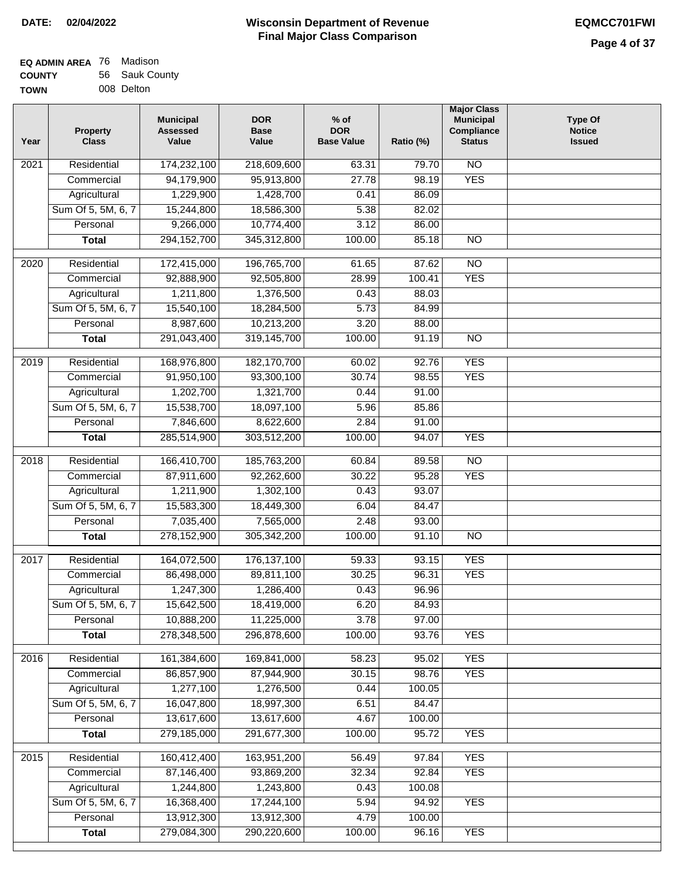**DATE: 02/04/2022**

# Wisconsin Department of Revenue
## Final Major Class Comparison

**EQMCC701FWI**

**EQ ADMIN AREA** 76 Madison
**COUNTY** 56 Sauk County
**TOWN** 008 Delton

| Year | Property Class | Municipal Assessed Value | DOR Base Value | % of DOR Base Value | Ratio (%) | Major Class Municipal Compliance Status | Type Of Notice Issued |
|---|---|---|---|---|---|---|---|
| 2021 | Residential | 174,232,100 | 218,609,600 | 63.31 | 79.70 | NO | |
| | Commercial | 94,179,900 | 95,913,800 | 27.78 | 98.19 | YES | |
| | Agricultural | 1,229,900 | 1,428,700 | 0.41 | 86.09 | | |
| | Sum Of 5, 5M, 6, 7 | 15,244,800 | 18,586,300 | 5.38 | 82.02 | | |
| | Personal | 9,266,000 | 10,774,400 | 3.12 | 86.00 | | |
| | **Total** | 294,152,700 | 345,312,800 | 100.00 | 85.18 | NO | |
| 2020 | Residential | 172,415,000 | 196,765,700 | 61.65 | 87.62 | NO | |
| | Commercial | 92,888,900 | 92,505,800 | 28.99 | 100.41 | YES | |
| | Agricultural | 1,211,800 | 1,376,500 | 0.43 | 88.03 | | |
| | Sum Of 5, 5M, 6, 7 | 15,540,100 | 18,284,500 | 5.73 | 84.99 | | |
| | Personal | 8,987,600 | 10,213,200 | 3.20 | 88.00 | | |
| | **Total** | 291,043,400 | 319,145,700 | 100.00 | 91.19 | NO | |
| 2019 | Residential | 168,976,800 | 182,170,700 | 60.02 | 92.76 | YES | |
| | Commercial | 91,950,100 | 93,300,100 | 30.74 | 98.55 | YES | |
| | Agricultural | 1,202,700 | 1,321,700 | 0.44 | 91.00 | | |
| | Sum Of 5, 5M, 6, 7 | 15,538,700 | 18,097,100 | 5.96 | 85.86 | | |
| | Personal | 7,846,600 | 8,622,600 | 2.84 | 91.00 | | |
| | **Total** | 285,514,900 | 303,512,200 | 100.00 | 94.07 | YES | |
| 2018 | Residential | 166,410,700 | 185,763,200 | 60.84 | 89.58 | NO | |
| | Commercial | 87,911,600 | 92,262,600 | 30.22 | 95.28 | YES | |
| | Agricultural | 1,211,900 | 1,302,100 | 0.43 | 93.07 | | |
| | Sum Of 5, 5M, 6, 7 | 15,583,300 | 18,449,300 | 6.04 | 84.47 | | |
| | Personal | 7,035,400 | 7,565,000 | 2.48 | 93.00 | | |
| | **Total** | 278,152,900 | 305,342,200 | 100.00 | 91.10 | NO | |
| 2017 | Residential | 164,072,500 | 176,137,100 | 59.33 | 93.15 | YES | |
| | Commercial | 86,498,000 | 89,811,100 | 30.25 | 96.31 | YES | |
| | Agricultural | 1,247,300 | 1,286,400 | 0.43 | 96.96 | | |
| | Sum Of 5, 5M, 6, 7 | 15,642,500 | 18,419,000 | 6.20 | 84.93 | | |
| | Personal | 10,888,200 | 11,225,000 | 3.78 | 97.00 | | |
| | **Total** | 278,348,500 | 296,878,600 | 100.00 | 93.76 | YES | |
| 2016 | Residential | 161,384,600 | 169,841,000 | 58.23 | 95.02 | YES | |
| | Commercial | 86,857,900 | 87,944,900 | 30.15 | 98.76 | YES | |
| | Agricultural | 1,277,100 | 1,276,500 | 0.44 | 100.05 | | |
| | Sum Of 5, 5M, 6, 7 | 16,047,800 | 18,997,300 | 6.51 | 84.47 | | |
| | Personal | 13,617,600 | 13,617,600 | 4.67 | 100.00 | | |
| | **Total** | 279,185,000 | 291,677,300 | 100.00 | 95.72 | YES | |
| 2015 | Residential | 160,412,400 | 163,951,200 | 56.49 | 97.84 | YES | |
| | Commercial | 87,146,400 | 93,869,200 | 32.34 | 92.84 | YES | |
| | Agricultural | 1,244,800 | 1,243,800 | 0.43 | 100.08 | | |
| | Sum Of 5, 5M, 6, 7 | 16,368,400 | 17,244,100 | 5.94 | 94.92 | YES | |
| | Personal | 13,912,300 | 13,912,300 | 4.79 | 100.00 | | |
| | **Total** | 279,084,300 | 290,220,600 | 100.00 | 96.16 | YES | |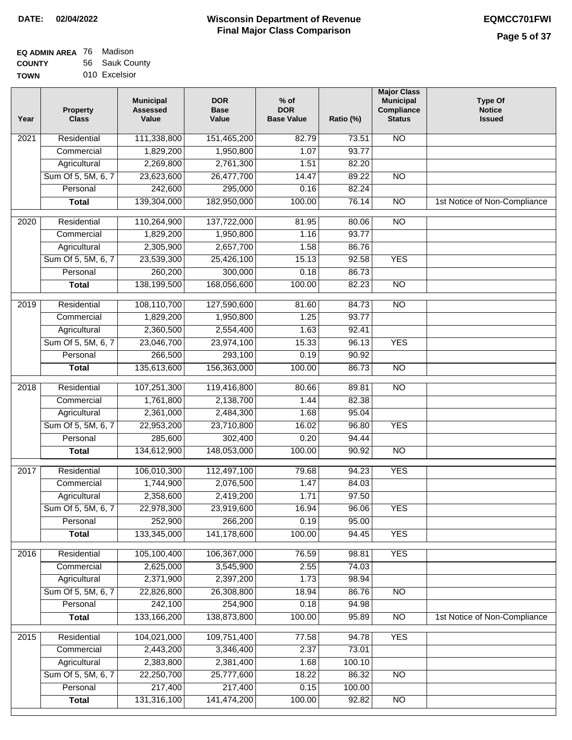**DATE:** 02/04/2022

# Wisconsin Department of Revenue
## Final Major Class Comparison

**EQMCC701FWI**

**EQ ADMIN AREA** 76 Madison
**COUNTY** 56 Sauk County
**TOWN** 010 Excelsior

| Year | Property Class | Municipal Assessed Value | DOR Base Value | % of DOR Base Value | Ratio (%) | Major Class Municipal Compliance Status | Type Of Notice Issued |
|---|---|---|---|---|---|---|---|
| 2021 | Residential | 111,338,800 | 151,465,200 | 82.79 | 73.51 | NO | |
| | Commercial | 1,829,200 | 1,950,800 | 1.07 | 93.77 | | |
| | Agricultural | 2,269,800 | 2,761,300 | 1.51 | 82.20 | | |
| | Sum Of 5, 5M, 6, 7 | 23,623,600 | 26,477,700 | 14.47 | 89.22 | NO | |
| | Personal | 242,600 | 295,000 | 0.16 | 82.24 | | |
| | **Total** | 139,304,000 | 182,950,000 | 100.00 | 76.14 | NO | 1st Notice of Non-Compliance |
| 2020 | Residential | 110,264,900 | 137,722,000 | 81.95 | 80.06 | NO | |
| | Commercial | 1,829,200 | 1,950,800 | 1.16 | 93.77 | | |
| | Agricultural | 2,305,900 | 2,657,700 | 1.58 | 86.76 | | |
| | Sum Of 5, 5M, 6, 7 | 23,539,300 | 25,426,100 | 15.13 | 92.58 | YES | |
| | Personal | 260,200 | 300,000 | 0.18 | 86.73 | | |
| | **Total** | 138,199,500 | 168,056,600 | 100.00 | 82.23 | NO | |
| 2019 | Residential | 108,110,700 | 127,590,600 | 81.60 | 84.73 | NO | |
| | Commercial | 1,829,200 | 1,950,800 | 1.25 | 93.77 | | |
| | Agricultural | 2,360,500 | 2,554,400 | 1.63 | 92.41 | | |
| | Sum Of 5, 5M, 6, 7 | 23,046,700 | 23,974,100 | 15.33 | 96.13 | YES | |
| | Personal | 266,500 | 293,100 | 0.19 | 90.92 | | |
| | **Total** | 135,613,600 | 156,363,000 | 100.00 | 86.73 | NO | |
| 2018 | Residential | 107,251,300 | 119,416,800 | 80.66 | 89.81 | NO | |
| | Commercial | 1,761,800 | 2,138,700 | 1.44 | 82.38 | | |
| | Agricultural | 2,361,000 | 2,484,300 | 1.68 | 95.04 | | |
| | Sum Of 5, 5M, 6, 7 | 22,953,200 | 23,710,800 | 16.02 | 96.80 | YES | |
| | Personal | 285,600 | 302,400 | 0.20 | 94.44 | | |
| | **Total** | 134,612,900 | 148,053,000 | 100.00 | 90.92 | NO | |
| 2017 | Residential | 106,010,300 | 112,497,100 | 79.68 | 94.23 | YES | |
| | Commercial | 1,744,900 | 2,076,500 | 1.47 | 84.03 | | |
| | Agricultural | 2,358,600 | 2,419,200 | 1.71 | 97.50 | | |
| | Sum Of 5, 5M, 6, 7 | 22,978,300 | 23,919,600 | 16.94 | 96.06 | YES | |
| | Personal | 252,900 | 266,200 | 0.19 | 95.00 | | |
| | **Total** | 133,345,000 | 141,178,600 | 100.00 | 94.45 | YES | |
| 2016 | Residential | 105,100,400 | 106,367,000 | 76.59 | 98.81 | YES | |
| | Commercial | 2,625,000 | 3,545,900 | 2.55 | 74.03 | | |
| | Agricultural | 2,371,900 | 2,397,200 | 1.73 | 98.94 | | |
| | Sum Of 5, 5M, 6, 7 | 22,826,800 | 26,308,800 | 18.94 | 86.76 | NO | |
| | Personal | 242,100 | 254,900 | 0.18 | 94.98 | | |
| | **Total** | 133,166,200 | 138,873,800 | 100.00 | 95.89 | NO | 1st Notice of Non-Compliance |
| 2015 | Residential | 104,021,000 | 109,751,400 | 77.58 | 94.78 | YES | |
| | Commercial | 2,443,200 | 3,346,400 | 2.37 | 73.01 | | |
| | Agricultural | 2,383,800 | 2,381,400 | 1.68 | 100.10 | | |
| | Sum Of 5, 5M, 6, 7 | 22,250,700 | 25,777,600 | 18.22 | 86.32 | NO | |
| | Personal | 217,400 | 217,400 | 0.15 | 100.00 | | |
| | **Total** | 131,316,100 | 141,474,200 | 100.00 | 92.82 | NO | |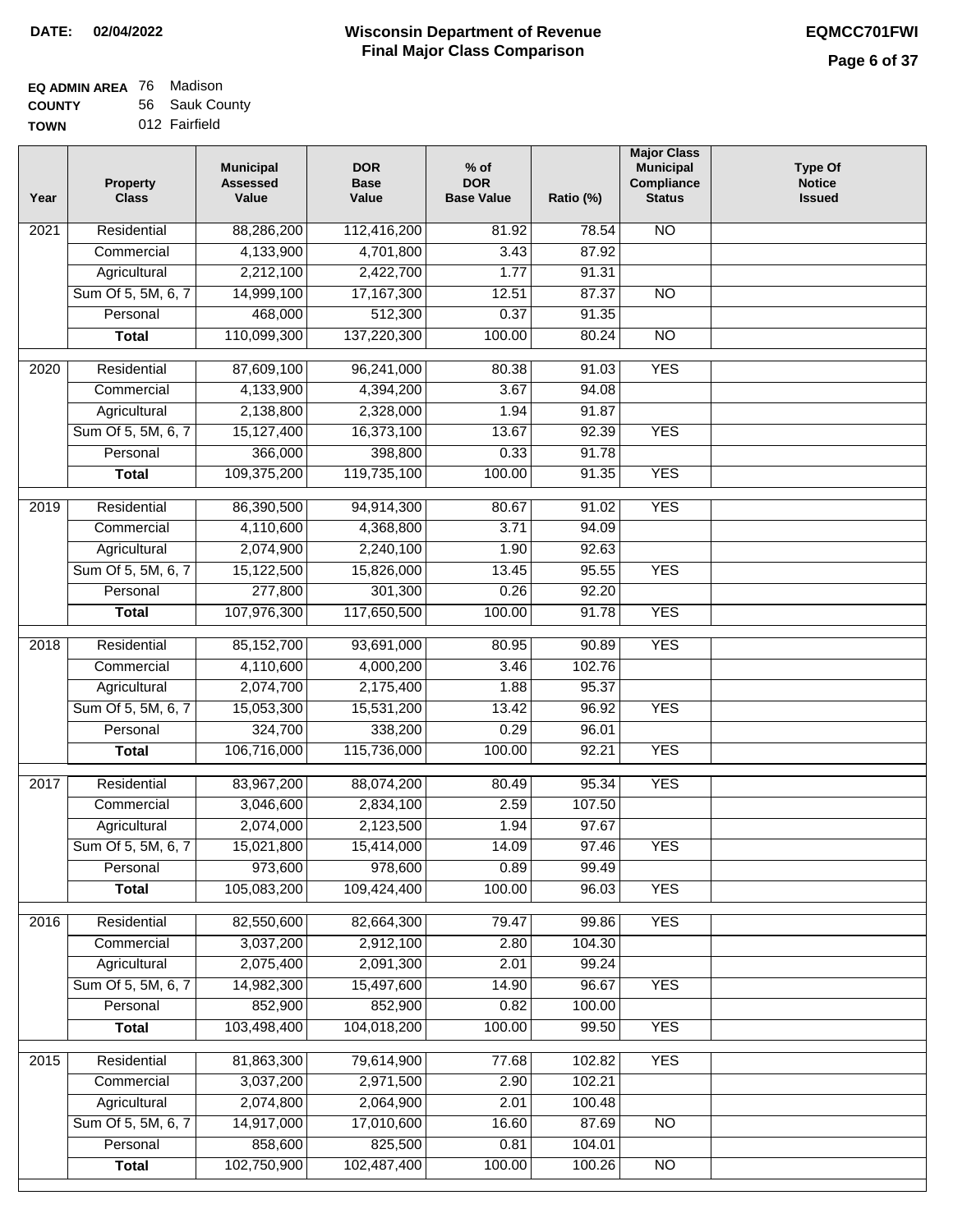**DATE: 02/04/2022**

# Wisconsin Department of Revenue
## Final Major Class Comparison

**EQMCC701FWI**

**EQ ADMIN AREA** 76 Madison
**COUNTY** 56 Sauk County
**TOWN** 012 Fairfield

| Year | Property Class | Municipal Assessed Value | DOR Base Value | % of DOR Base Value | Ratio (%) | Major Class Municipal Compliance Status | Type Of Notice Issued |
|---|---|---|---|---|---|---|---|
| 2021 | Residential | 88,286,200 | 112,416,200 | 81.92 | 78.54 | NO | |
| | Commercial | 4,133,900 | 4,701,800 | 3.43 | 87.92 | | |
| | Agricultural | 2,212,100 | 2,422,700 | 1.77 | 91.31 | | |
| | Sum Of 5, 5M, 6, 7 | 14,999,100 | 17,167,300 | 12.51 | 87.37 | NO | |
| | Personal | 468,000 | 512,300 | 0.37 | 91.35 | | |
| | **Total** | 110,099,300 | 137,220,300 | 100.00 | 80.24 | NO | |
| 2020 | Residential | 87,609,100 | 96,241,000 | 80.38 | 91.03 | YES | |
| | Commercial | 4,133,900 | 4,394,200 | 3.67 | 94.08 | | |
| | Agricultural | 2,138,800 | 2,328,000 | 1.94 | 91.87 | | |
| | Sum Of 5, 5M, 6, 7 | 15,127,400 | 16,373,100 | 13.67 | 92.39 | YES | |
| | Personal | 366,000 | 398,800 | 0.33 | 91.78 | | |
| | **Total** | 109,375,200 | 119,735,100 | 100.00 | 91.35 | YES | |
| 2019 | Residential | 86,390,500 | 94,914,300 | 80.67 | 91.02 | YES | |
| | Commercial | 4,110,600 | 4,368,800 | 3.71 | 94.09 | | |
| | Agricultural | 2,074,900 | 2,240,100 | 1.90 | 92.63 | | |
| | Sum Of 5, 5M, 6, 7 | 15,122,500 | 15,826,000 | 13.45 | 95.55 | YES | |
| | Personal | 277,800 | 301,300 | 0.26 | 92.20 | | |
| | **Total** | 107,976,300 | 117,650,500 | 100.00 | 91.78 | YES | |
| 2018 | Residential | 85,152,700 | 93,691,000 | 80.95 | 90.89 | YES | |
| | Commercial | 4,110,600 | 4,000,200 | 3.46 | 102.76 | | |
| | Agricultural | 2,074,700 | 2,175,400 | 1.88 | 95.37 | | |
| | Sum Of 5, 5M, 6, 7 | 15,053,300 | 15,531,200 | 13.42 | 96.92 | YES | |
| | Personal | 324,700 | 338,200 | 0.29 | 96.01 | | |
| | **Total** | 106,716,000 | 115,736,000 | 100.00 | 92.21 | YES | |
| 2017 | Residential | 83,967,200 | 88,074,200 | 80.49 | 95.34 | YES | |
| | Commercial | 3,046,600 | 2,834,100 | 2.59 | 107.50 | | |
| | Agricultural | 2,074,000 | 2,123,500 | 1.94 | 97.67 | | |
| | Sum Of 5, 5M, 6, 7 | 15,021,800 | 15,414,000 | 14.09 | 97.46 | YES | |
| | Personal | 973,600 | 978,600 | 0.89 | 99.49 | | |
| | **Total** | 105,083,200 | 109,424,400 | 100.00 | 96.03 | YES | |
| 2016 | Residential | 82,550,600 | 82,664,300 | 79.47 | 99.86 | YES | |
| | Commercial | 3,037,200 | 2,912,100 | 2.80 | 104.30 | | |
| | Agricultural | 2,075,400 | 2,091,300 | 2.01 | 99.24 | | |
| | Sum Of 5, 5M, 6, 7 | 14,982,300 | 15,497,600 | 14.90 | 96.67 | YES | |
| | Personal | 852,900 | 852,900 | 0.82 | 100.00 | | |
| | **Total** | 103,498,400 | 104,018,200 | 100.00 | 99.50 | YES | |
| 2015 | Residential | 81,863,300 | 79,614,900 | 77.68 | 102.82 | YES | |
| | Commercial | 3,037,200 | 2,971,500 | 2.90 | 102.21 | | |
| | Agricultural | 2,074,800 | 2,064,900 | 2.01 | 100.48 | | |
| | Sum Of 5, 5M, 6, 7 | 14,917,000 | 17,010,600 | 16.60 | 87.69 | NO | |
| | Personal | 858,600 | 825,500 | 0.81 | 104.01 | | |
| | **Total** | 102,750,900 | 102,487,400 | 100.00 | 100.26 | NO | |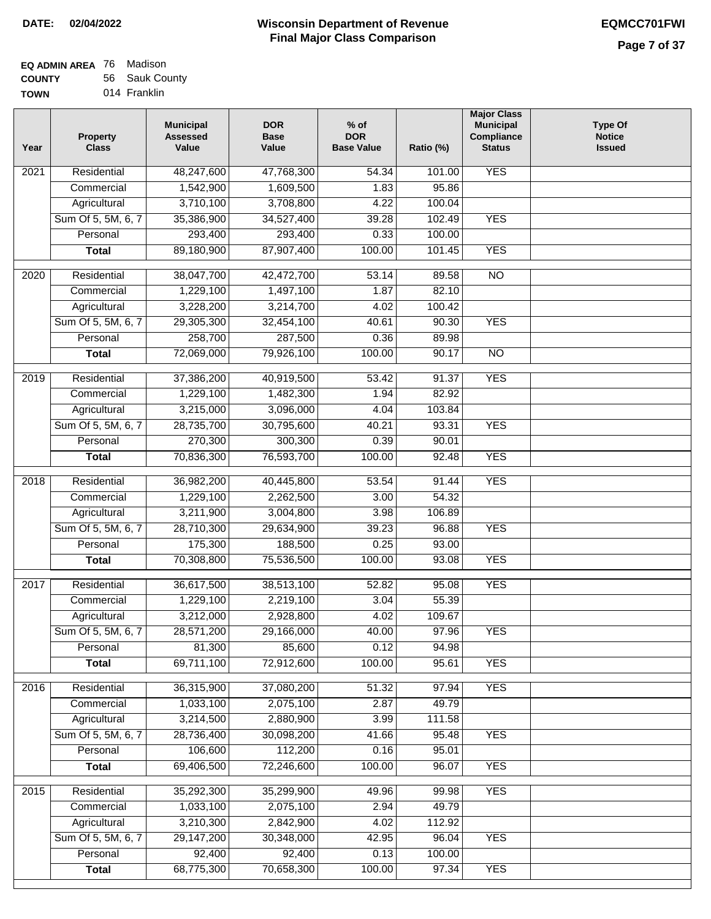**DATE: 02/04/2022**

# Wisconsin Department of Revenue
## Final Major Class Comparison

**EQMCC701FWI**

**EQ ADMIN AREA** 76 Madison
**COUNTY** 56 Sauk County
**TOWN** 014 Franklin

| Year | Property Class | Municipal Assessed Value | DOR Base Value | % of DOR Base Value | Ratio (%) | Major Class Municipal Compliance Status | Type Of Notice Issued |
|---|---|---|---|---|---|---|---|
| 2021 | Residential | 48,247,600 | 47,768,300 | 54.34 | 101.00 | YES | |
| | Commercial | 1,542,900 | 1,609,500 | 1.83 | 95.86 | | |
| | Agricultural | 3,710,100 | 3,708,800 | 4.22 | 100.04 | | |
| | Sum Of 5, 5M, 6, 7 | 35,386,900 | 34,527,400 | 39.28 | 102.49 | YES | |
| | Personal | 293,400 | 293,400 | 0.33 | 100.00 | | |
| | **Total** | 89,180,900 | 87,907,400 | 100.00 | 101.45 | YES | |
| 2020 | Residential | 38,047,700 | 42,472,700 | 53.14 | 89.58 | NO | |
| | Commercial | 1,229,100 | 1,497,100 | 1.87 | 82.10 | | |
| | Agricultural | 3,228,200 | 3,214,700 | 4.02 | 100.42 | | |
| | Sum Of 5, 5M, 6, 7 | 29,305,300 | 32,454,100 | 40.61 | 90.30 | YES | |
| | Personal | 258,700 | 287,500 | 0.36 | 89.98 | | |
| | **Total** | 72,069,000 | 79,926,100 | 100.00 | 90.17 | NO | |
| 2019 | Residential | 37,386,200 | 40,919,500 | 53.42 | 91.37 | YES | |
| | Commercial | 1,229,100 | 1,482,300 | 1.94 | 82.92 | | |
| | Agricultural | 3,215,000 | 3,096,000 | 4.04 | 103.84 | | |
| | Sum Of 5, 5M, 6, 7 | 28,735,700 | 30,795,600 | 40.21 | 93.31 | YES | |
| | Personal | 270,300 | 300,300 | 0.39 | 90.01 | | |
| | **Total** | 70,836,300 | 76,593,700 | 100.00 | 92.48 | YES | |
| 2018 | Residential | 36,982,200 | 40,445,800 | 53.54 | 91.44 | YES | |
| | Commercial | 1,229,100 | 2,262,500 | 3.00 | 54.32 | | |
| | Agricultural | 3,211,900 | 3,004,800 | 3.98 | 106.89 | | |
| | Sum Of 5, 5M, 6, 7 | 28,710,300 | 29,634,900 | 39.23 | 96.88 | YES | |
| | Personal | 175,300 | 188,500 | 0.25 | 93.00 | | |
| | **Total** | 70,308,800 | 75,536,500 | 100.00 | 93.08 | YES | |
| 2017 | Residential | 36,617,500 | 38,513,100 | 52.82 | 95.08 | YES | |
| | Commercial | 1,229,100 | 2,219,100 | 3.04 | 55.39 | | |
| | Agricultural | 3,212,000 | 2,928,800 | 4.02 | 109.67 | | |
| | Sum Of 5, 5M, 6, 7 | 28,571,200 | 29,166,000 | 40.00 | 97.96 | YES | |
| | Personal | 81,300 | 85,600 | 0.12 | 94.98 | | |
| | **Total** | 69,711,100 | 72,912,600 | 100.00 | 95.61 | YES | |
| 2016 | Residential | 36,315,900 | 37,080,200 | 51.32 | 97.94 | YES | |
| | Commercial | 1,033,100 | 2,075,100 | 2.87 | 49.79 | | |
| | Agricultural | 3,214,500 | 2,880,900 | 3.99 | 111.58 | | |
| | Sum Of 5, 5M, 6, 7 | 28,736,400 | 30,098,200 | 41.66 | 95.48 | YES | |
| | Personal | 106,600 | 112,200 | 0.16 | 95.01 | | |
| | **Total** | 69,406,500 | 72,246,600 | 100.00 | 96.07 | YES | |
| 2015 | Residential | 35,292,300 | 35,299,900 | 49.96 | 99.98 | YES | |
| | Commercial | 1,033,100 | 2,075,100 | 2.94 | 49.79 | | |
| | Agricultural | 3,210,300 | 2,842,900 | 4.02 | 112.92 | | |
| | Sum Of 5, 5M, 6, 7 | 29,147,200 | 30,348,000 | 42.95 | 96.04 | YES | |
| | Personal | 92,400 | 92,400 | 0.13 | 100.00 | | |
| | **Total** | 68,775,300 | 70,658,300 | 100.00 | 97.34 | YES | |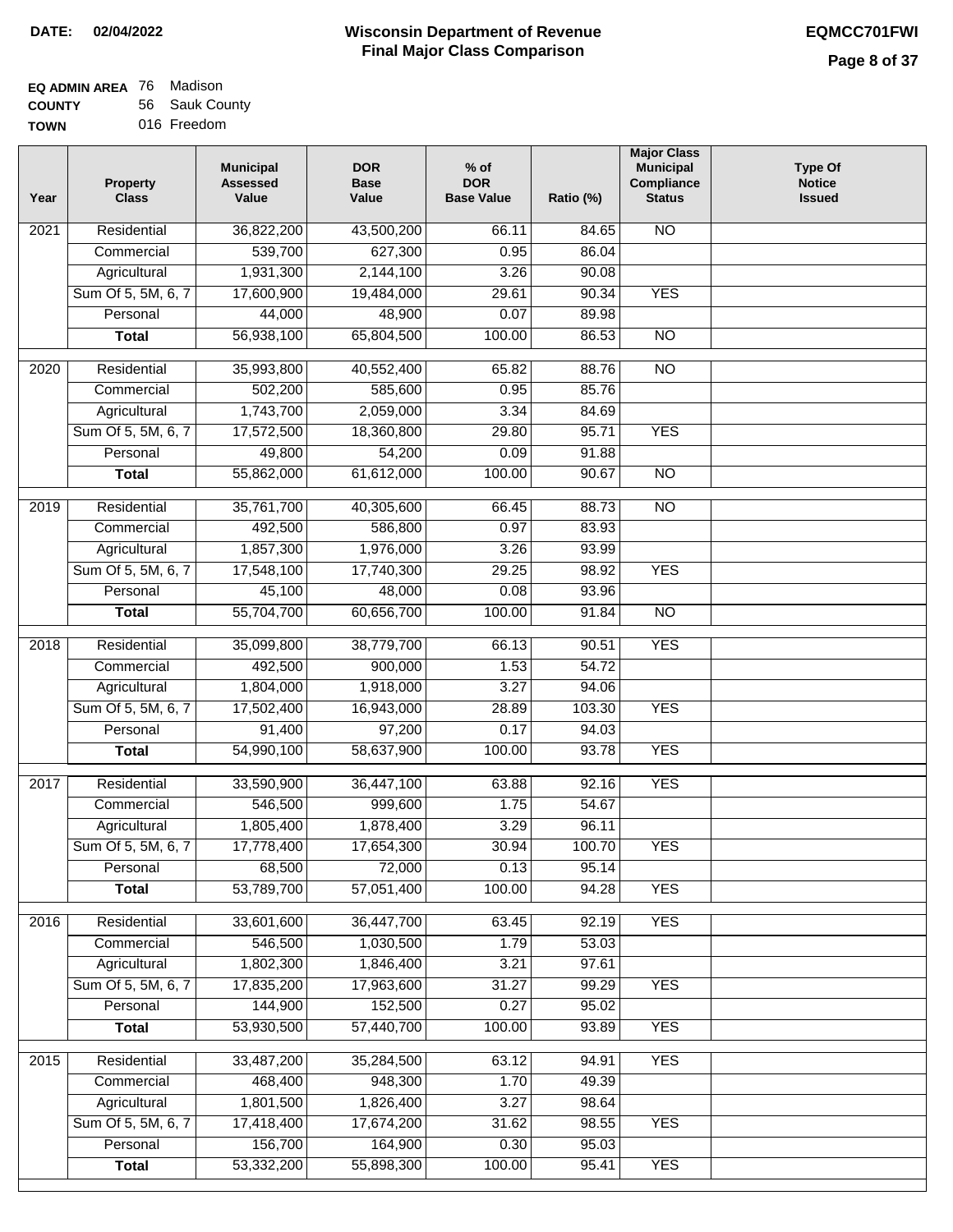**DATE: 02/04/2022**

# Wisconsin Department of Revenue
## Final Major Class Comparison

**EQMCC701FWI**

**EQ ADMIN AREA** 76 Madison
**COUNTY** 56 Sauk County
**TOWN** 016 Freedom

| Year | Property Class | Municipal Assessed Value | DOR Base Value | % of DOR Base Value | Ratio (%) | Major Class Municipal Compliance Status | Type Of Notice Issued |
|---|---|---|---|---|---|---|---|
| 2021 | Residential | 36,822,200 | 43,500,200 | 66.11 | 84.65 | NO | |
| | Commercial | 539,700 | 627,300 | 0.95 | 86.04 | | |
| | Agricultural | 1,931,300 | 2,144,100 | 3.26 | 90.08 | | |
| | Sum Of 5, 5M, 6, 7 | 17,600,900 | 19,484,000 | 29.61 | 90.34 | YES | |
| | Personal | 44,000 | 48,900 | 0.07 | 89.98 | | |
| | **Total** | 56,938,100 | 65,804,500 | 100.00 | 86.53 | NO | |
| 2020 | Residential | 35,993,800 | 40,552,400 | 65.82 | 88.76 | NO | |
| | Commercial | 502,200 | 585,600 | 0.95 | 85.76 | | |
| | Agricultural | 1,743,700 | 2,059,000 | 3.34 | 84.69 | | |
| | Sum Of 5, 5M, 6, 7 | 17,572,500 | 18,360,800 | 29.80 | 95.71 | YES | |
| | Personal | 49,800 | 54,200 | 0.09 | 91.88 | | |
| | **Total** | 55,862,000 | 61,612,000 | 100.00 | 90.67 | NO | |
| 2019 | Residential | 35,761,700 | 40,305,600 | 66.45 | 88.73 | NO | |
| | Commercial | 492,500 | 586,800 | 0.97 | 83.93 | | |
| | Agricultural | 1,857,300 | 1,976,000 | 3.26 | 93.99 | | |
| | Sum Of 5, 5M, 6, 7 | 17,548,100 | 17,740,300 | 29.25 | 98.92 | YES | |
| | Personal | 45,100 | 48,000 | 0.08 | 93.96 | | |
| | **Total** | 55,704,700 | 60,656,700 | 100.00 | 91.84 | NO | |
| 2018 | Residential | 35,099,800 | 38,779,700 | 66.13 | 90.51 | YES | |
| | Commercial | 492,500 | 900,000 | 1.53 | 54.72 | | |
| | Agricultural | 1,804,000 | 1,918,000 | 3.27 | 94.06 | | |
| | Sum Of 5, 5M, 6, 7 | 17,502,400 | 16,943,000 | 28.89 | 103.30 | YES | |
| | Personal | 91,400 | 97,200 | 0.17 | 94.03 | | |
| | **Total** | 54,990,100 | 58,637,900 | 100.00 | 93.78 | YES | |
| 2017 | Residential | 33,590,900 | 36,447,100 | 63.88 | 92.16 | YES | |
| | Commercial | 546,500 | 999,600 | 1.75 | 54.67 | | |
| | Agricultural | 1,805,400 | 1,878,400 | 3.29 | 96.11 | | |
| | Sum Of 5, 5M, 6, 7 | 17,778,400 | 17,654,300 | 30.94 | 100.70 | YES | |
| | Personal | 68,500 | 72,000 | 0.13 | 95.14 | | |
| | **Total** | 53,789,700 | 57,051,400 | 100.00 | 94.28 | YES | |
| 2016 | Residential | 33,601,600 | 36,447,700 | 63.45 | 92.19 | YES | |
| | Commercial | 546,500 | 1,030,500 | 1.79 | 53.03 | | |
| | Agricultural | 1,802,300 | 1,846,400 | 3.21 | 97.61 | | |
| | Sum Of 5, 5M, 6, 7 | 17,835,200 | 17,963,600 | 31.27 | 99.29 | YES | |
| | Personal | 144,900 | 152,500 | 0.27 | 95.02 | | |
| | **Total** | 53,930,500 | 57,440,700 | 100.00 | 93.89 | YES | |
| 2015 | Residential | 33,487,200 | 35,284,500 | 63.12 | 94.91 | YES | |
| | Commercial | 468,400 | 948,300 | 1.70 | 49.39 | | |
| | Agricultural | 1,801,500 | 1,826,400 | 3.27 | 98.64 | | |
| | Sum Of 5, 5M, 6, 7 | 17,418,400 | 17,674,200 | 31.62 | 98.55 | YES | |
| | Personal | 156,700 | 164,900 | 0.30 | 95.03 | | |
| | **Total** | 53,332,200 | 55,898,300 | 100.00 | 95.41 | YES | |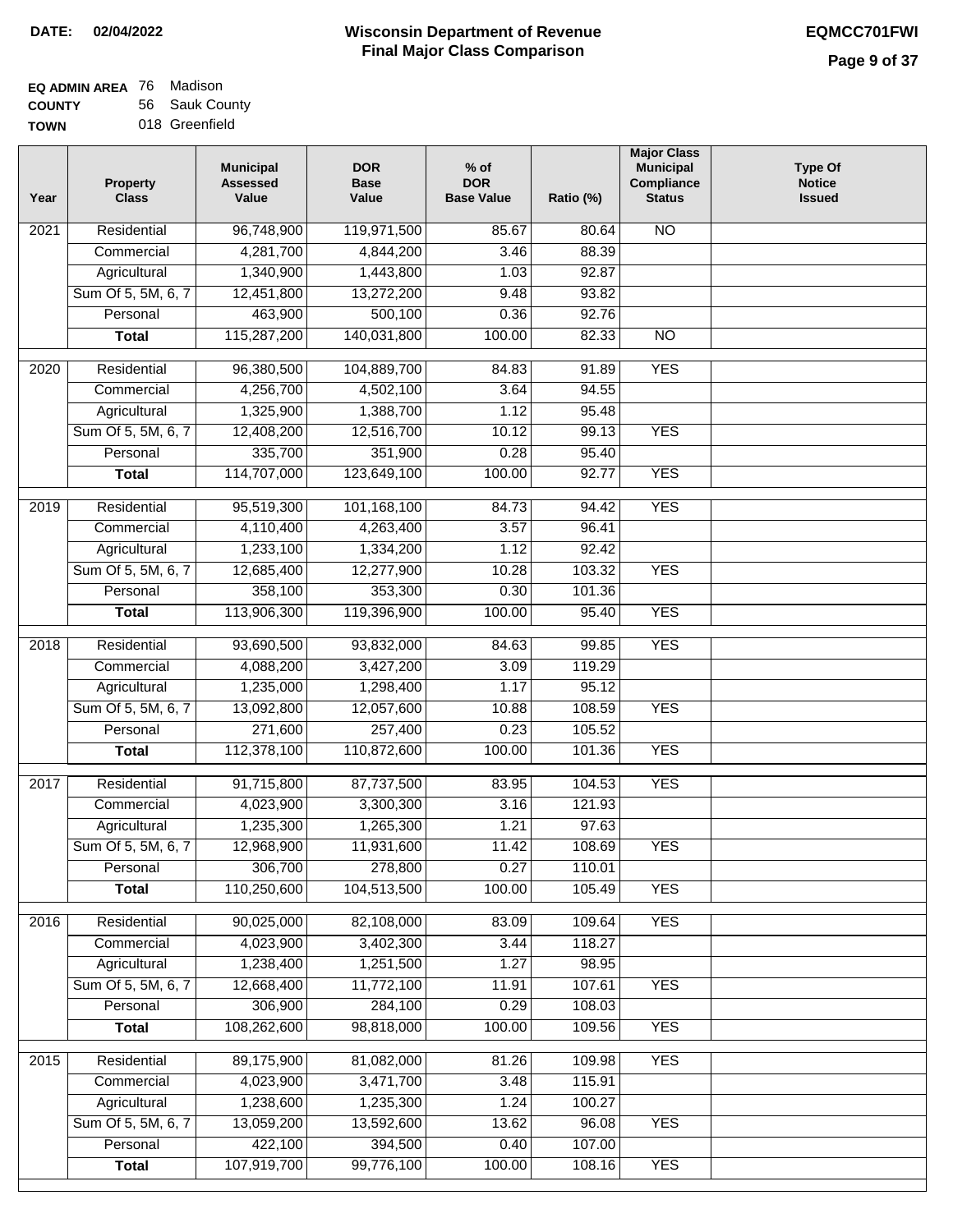**DATE: 02/04/2022**

# Wisconsin Department of Revenue
## Final Major Class Comparison

**EQMCC701FWI**

**EQ ADMIN AREA** 76 Madison
**COUNTY** 56 Sauk County
**TOWN** 018 Greenfield

| Year | Property Class | Municipal Assessed Value | DOR Base Value | % of DOR Base Value | Ratio (%) | Major Class Municipal Compliance Status | Type Of Notice Issued |
|---|---|---|---|---|---|---|---|
| 2021 | Residential | 96,748,900 | 119,971,500 | 85.67 | 80.64 | NO | |
| | Commercial | 4,281,700 | 4,844,200 | 3.46 | 88.39 | | |
| | Agricultural | 1,340,900 | 1,443,800 | 1.03 | 92.87 | | |
| | Sum Of 5, 5M, 6, 7 | 12,451,800 | 13,272,200 | 9.48 | 93.82 | | |
| | Personal | 463,900 | 500,100 | 0.36 | 92.76 | | |
| | **Total** | 115,287,200 | 140,031,800 | 100.00 | 82.33 | NO | |
| 2020 | Residential | 96,380,500 | 104,889,700 | 84.83 | 91.89 | YES | |
| | Commercial | 4,256,700 | 4,502,100 | 3.64 | 94.55 | | |
| | Agricultural | 1,325,900 | 1,388,700 | 1.12 | 95.48 | | |
| | Sum Of 5, 5M, 6, 7 | 12,408,200 | 12,516,700 | 10.12 | 99.13 | YES | |
| | Personal | 335,700 | 351,900 | 0.28 | 95.40 | | |
| | **Total** | 114,707,000 | 123,649,100 | 100.00 | 92.77 | YES | |
| 2019 | Residential | 95,519,300 | 101,168,100 | 84.73 | 94.42 | YES | |
| | Commercial | 4,110,400 | 4,263,400 | 3.57 | 96.41 | | |
| | Agricultural | 1,233,100 | 1,334,200 | 1.12 | 92.42 | | |
| | Sum Of 5, 5M, 6, 7 | 12,685,400 | 12,277,900 | 10.28 | 103.32 | YES | |
| | Personal | 358,100 | 353,300 | 0.30 | 101.36 | | |
| | **Total** | 113,906,300 | 119,396,900 | 100.00 | 95.40 | YES | |
| 2018 | Residential | 93,690,500 | 93,832,000 | 84.63 | 99.85 | YES | |
| | Commercial | 4,088,200 | 3,427,200 | 3.09 | 119.29 | | |
| | Agricultural | 1,235,000 | 1,298,400 | 1.17 | 95.12 | | |
| | Sum Of 5, 5M, 6, 7 | 13,092,800 | 12,057,600 | 10.88 | 108.59 | YES | |
| | Personal | 271,600 | 257,400 | 0.23 | 105.52 | | |
| | **Total** | 112,378,100 | 110,872,600 | 100.00 | 101.36 | YES | |
| 2017 | Residential | 91,715,800 | 87,737,500 | 83.95 | 104.53 | YES | |
| | Commercial | 4,023,900 | 3,300,300 | 3.16 | 121.93 | | |
| | Agricultural | 1,235,300 | 1,265,300 | 1.21 | 97.63 | | |
| | Sum Of 5, 5M, 6, 7 | 12,968,900 | 11,931,600 | 11.42 | 108.69 | YES | |
| | Personal | 306,700 | 278,800 | 0.27 | 110.01 | | |
| | **Total** | 110,250,600 | 104,513,500 | 100.00 | 105.49 | YES | |
| 2016 | Residential | 90,025,000 | 82,108,000 | 83.09 | 109.64 | YES | |
| | Commercial | 4,023,900 | 3,402,300 | 3.44 | 118.27 | | |
| | Agricultural | 1,238,400 | 1,251,500 | 1.27 | 98.95 | | |
| | Sum Of 5, 5M, 6, 7 | 12,668,400 | 11,772,100 | 11.91 | 107.61 | YES | |
| | Personal | 306,900 | 284,100 | 0.29 | 108.03 | | |
| | **Total** | 108,262,600 | 98,818,000 | 100.00 | 109.56 | YES | |
| 2015 | Residential | 89,175,900 | 81,082,000 | 81.26 | 109.98 | YES | |
| | Commercial | 4,023,900 | 3,471,700 | 3.48 | 115.91 | | |
| | Agricultural | 1,238,600 | 1,235,300 | 1.24 | 100.27 | | |
| | Sum Of 5, 5M, 6, 7 | 13,059,200 | 13,592,600 | 13.62 | 96.08 | YES | |
| | Personal | 422,100 | 394,500 | 0.40 | 107.00 | | |
| | **Total** | 107,919,700 | 99,776,100 | 100.00 | 108.16 | YES | |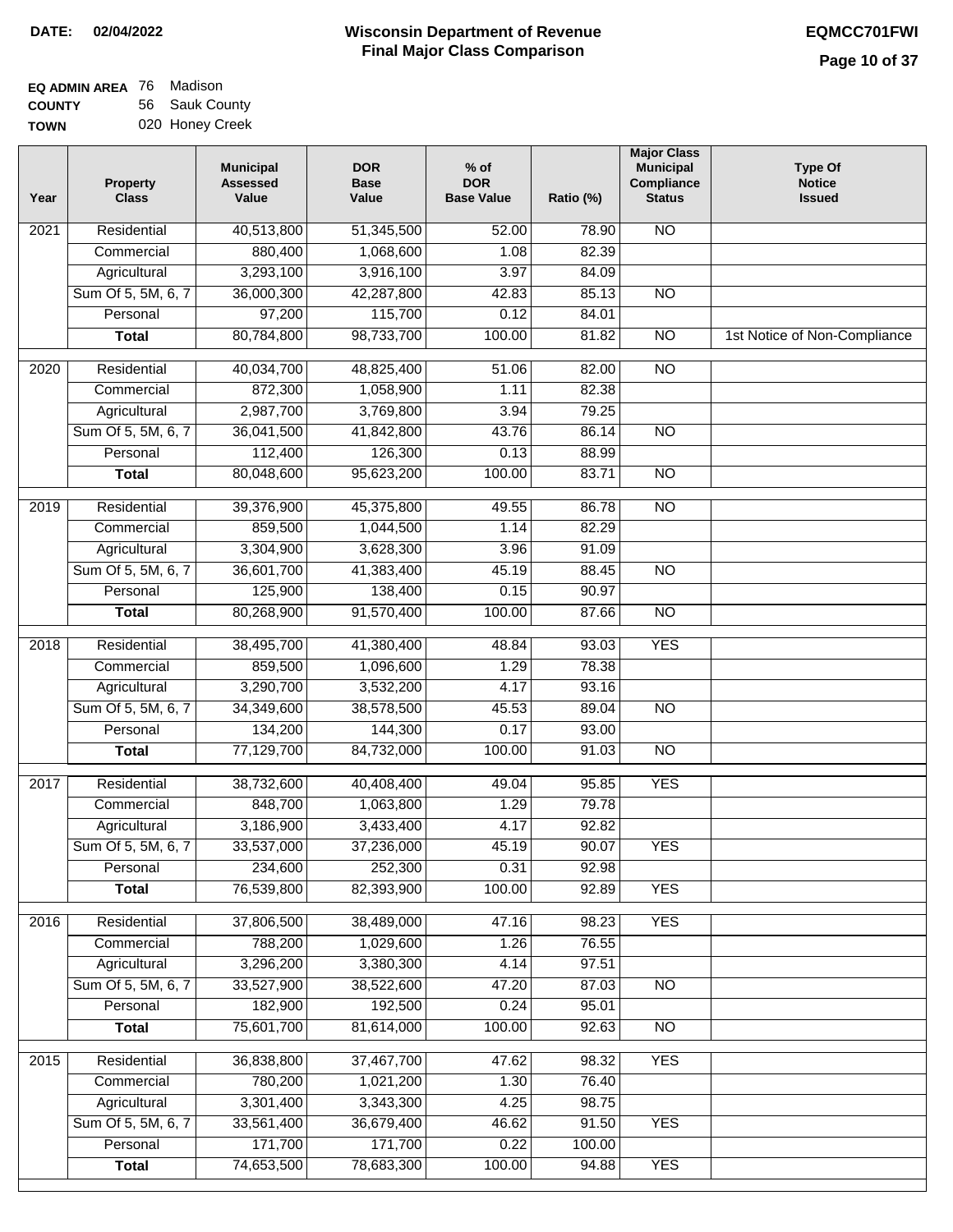**DATE:** 02/04/2022

# Wisconsin Department of Revenue
## Final Major Class Comparison

**EQMCC701FWI**

**EQ ADMIN AREA** 76 Madison
**COUNTY** 56 Sauk County
**TOWN** 020 Honey Creek

| Year | Property Class | Municipal Assessed Value | DOR Base Value | % of DOR Base Value | Ratio (%) | Major Class Municipal Compliance Status | Type Of Notice Issued |
|---|---|---|---|---|---|---|---|
| 2021 | Residential | 40,513,800 | 51,345,500 | 52.00 | 78.90 | NO | |
| | Commercial | 880,400 | 1,068,600 | 1.08 | 82.39 | | |
| | Agricultural | 3,293,100 | 3,916,100 | 3.97 | 84.09 | | |
| | Sum Of 5, 5M, 6, 7 | 36,000,300 | 42,287,800 | 42.83 | 85.13 | NO | |
| | Personal | 97,200 | 115,700 | 0.12 | 84.01 | | |
| | **Total** | 80,784,800 | 98,733,700 | 100.00 | 81.82 | NO | 1st Notice of Non-Compliance |
| 2020 | Residential | 40,034,700 | 48,825,400 | 51.06 | 82.00 | NO | |
| | Commercial | 872,300 | 1,058,900 | 1.11 | 82.38 | | |
| | Agricultural | 2,987,700 | 3,769,800 | 3.94 | 79.25 | | |
| | Sum Of 5, 5M, 6, 7 | 36,041,500 | 41,842,800 | 43.76 | 86.14 | NO | |
| | Personal | 112,400 | 126,300 | 0.13 | 88.99 | | |
| | **Total** | 80,048,600 | 95,623,200 | 100.00 | 83.71 | NO | |
| 2019 | Residential | 39,376,900 | 45,375,800 | 49.55 | 86.78 | NO | |
| | Commercial | 859,500 | 1,044,500 | 1.14 | 82.29 | | |
| | Agricultural | 3,304,900 | 3,628,300 | 3.96 | 91.09 | | |
| | Sum Of 5, 5M, 6, 7 | 36,601,700 | 41,383,400 | 45.19 | 88.45 | NO | |
| | Personal | 125,900 | 138,400 | 0.15 | 90.97 | | |
| | **Total** | 80,268,900 | 91,570,400 | 100.00 | 87.66 | NO | |
| 2018 | Residential | 38,495,700 | 41,380,400 | 48.84 | 93.03 | YES | |
| | Commercial | 859,500 | 1,096,600 | 1.29 | 78.38 | | |
| | Agricultural | 3,290,700 | 3,532,200 | 4.17 | 93.16 | | |
| | Sum Of 5, 5M, 6, 7 | 34,349,600 | 38,578,500 | 45.53 | 89.04 | NO | |
| | Personal | 134,200 | 144,300 | 0.17 | 93.00 | | |
| | **Total** | 77,129,700 | 84,732,000 | 100.00 | 91.03 | NO | |
| 2017 | Residential | 38,732,600 | 40,408,400 | 49.04 | 95.85 | YES | |
| | Commercial | 848,700 | 1,063,800 | 1.29 | 79.78 | | |
| | Agricultural | 3,186,900 | 3,433,400 | 4.17 | 92.82 | | |
| | Sum Of 5, 5M, 6, 7 | 33,537,000 | 37,236,000 | 45.19 | 90.07 | YES | |
| | Personal | 234,600 | 252,300 | 0.31 | 92.98 | | |
| | **Total** | 76,539,800 | 82,393,900 | 100.00 | 92.89 | YES | |
| 2016 | Residential | 37,806,500 | 38,489,000 | 47.16 | 98.23 | YES | |
| | Commercial | 788,200 | 1,029,600 | 1.26 | 76.55 | | |
| | Agricultural | 3,296,200 | 3,380,300 | 4.14 | 97.51 | | |
| | Sum Of 5, 5M, 6, 7 | 33,527,900 | 38,522,600 | 47.20 | 87.03 | NO | |
| | Personal | 182,900 | 192,500 | 0.24 | 95.01 | | |
| | **Total** | 75,601,700 | 81,614,000 | 100.00 | 92.63 | NO | |
| 2015 | Residential | 36,838,800 | 37,467,700 | 47.62 | 98.32 | YES | |
| | Commercial | 780,200 | 1,021,200 | 1.30 | 76.40 | | |
| | Agricultural | 3,301,400 | 3,343,300 | 4.25 | 98.75 | | |
| | Sum Of 5, 5M, 6, 7 | 33,561,400 | 36,679,400 | 46.62 | 91.50 | YES | |
| | Personal | 171,700 | 171,700 | 0.22 | 100.00 | | |
| | **Total** | 74,653,500 | 78,683,300 | 100.00 | 94.88 | YES | |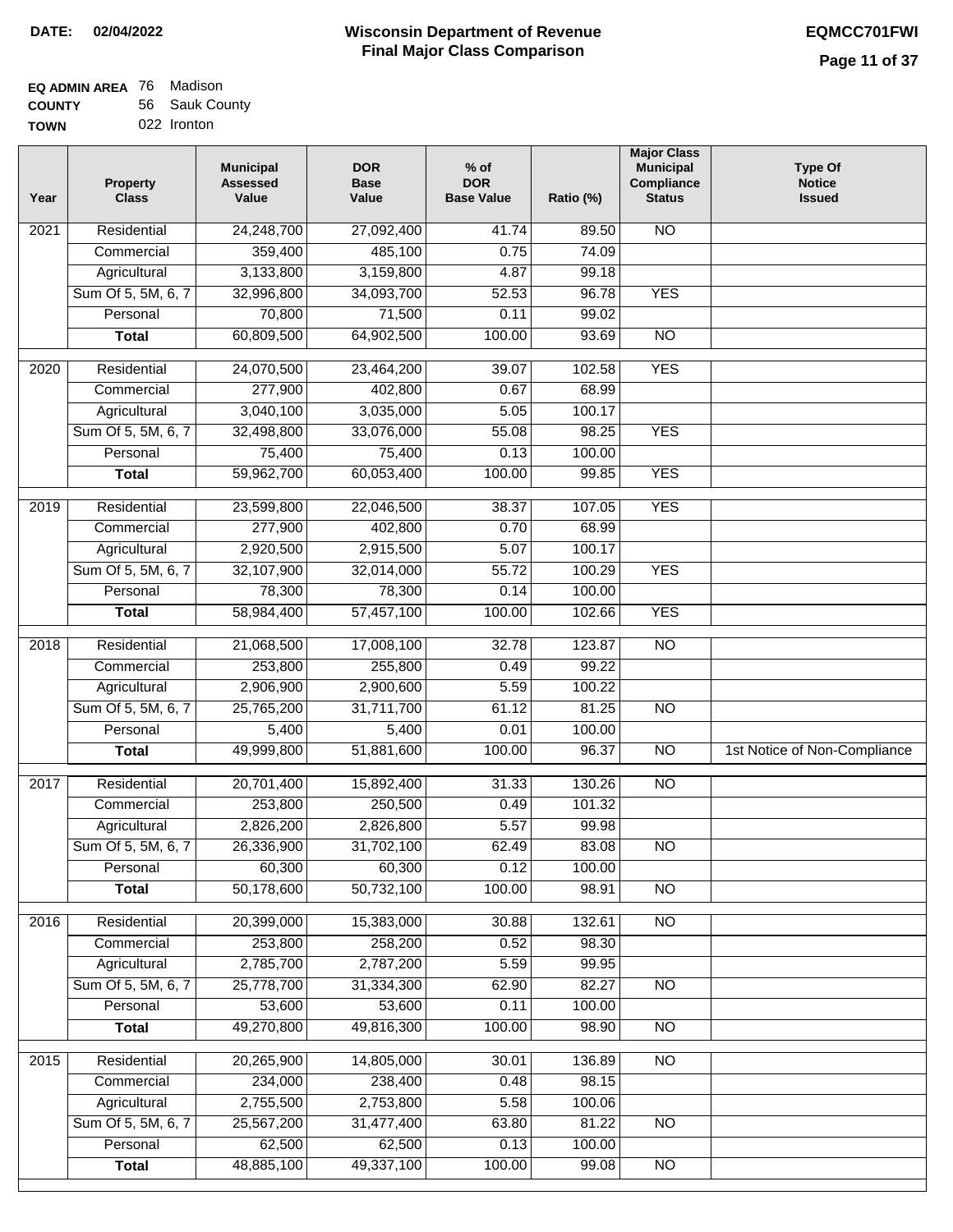**DATE: 02/04/2022**

# Wisconsin Department of Revenue
## Final Major Class Comparison

**EQMCC701FWI**

**EQ ADMIN AREA** 76 Madison
**COUNTY** 56 Sauk County
**TOWN** 022 Ironton

| Year | Property Class | Municipal Assessed Value | DOR Base Value | % of DOR Base Value | Ratio (%) | Major Class Municipal Compliance Status | Type Of Notice Issued |
|---|---|---|---|---|---|---|---|
| 2021 | Residential | 24,248,700 | 27,092,400 | 41.74 | 89.50 | NO | |
| | Commercial | 359,400 | 485,100 | 0.75 | 74.09 | | |
| | Agricultural | 3,133,800 | 3,159,800 | 4.87 | 99.18 | | |
| | Sum Of 5, 5M, 6, 7 | 32,996,800 | 34,093,700 | 52.53 | 96.78 | YES | |
| | Personal | 70,800 | 71,500 | 0.11 | 99.02 | | |
| | **Total** | 60,809,500 | 64,902,500 | 100.00 | 93.69 | NO | |
| 2020 | Residential | 24,070,500 | 23,464,200 | 39.07 | 102.58 | YES | |
| | Commercial | 277,900 | 402,800 | 0.67 | 68.99 | | |
| | Agricultural | 3,040,100 | 3,035,000 | 5.05 | 100.17 | | |
| | Sum Of 5, 5M, 6, 7 | 32,498,800 | 33,076,000 | 55.08 | 98.25 | YES | |
| | Personal | 75,400 | 75,400 | 0.13 | 100.00 | | |
| | **Total** | 59,962,700 | 60,053,400 | 100.00 | 99.85 | YES | |
| 2019 | Residential | 23,599,800 | 22,046,500 | 38.37 | 107.05 | YES | |
| | Commercial | 277,900 | 402,800 | 0.70 | 68.99 | | |
| | Agricultural | 2,920,500 | 2,915,500 | 5.07 | 100.17 | | |
| | Sum Of 5, 5M, 6, 7 | 32,107,900 | 32,014,000 | 55.72 | 100.29 | YES | |
| | Personal | 78,300 | 78,300 | 0.14 | 100.00 | | |
| | **Total** | 58,984,400 | 57,457,100 | 100.00 | 102.66 | YES | |
| 2018 | Residential | 21,068,500 | 17,008,100 | 32.78 | 123.87 | NO | |
| | Commercial | 253,800 | 255,800 | 0.49 | 99.22 | | |
| | Agricultural | 2,906,900 | 2,900,600 | 5.59 | 100.22 | | |
| | Sum Of 5, 5M, 6, 7 | 25,765,200 | 31,711,700 | 61.12 | 81.25 | NO | |
| | Personal | 5,400 | 5,400 | 0.01 | 100.00 | | |
| | **Total** | 49,999,800 | 51,881,600 | 100.00 | 96.37 | NO | 1st Notice of Non-Compliance |
| 2017 | Residential | 20,701,400 | 15,892,400 | 31.33 | 130.26 | NO | |
| | Commercial | 253,800 | 250,500 | 0.49 | 101.32 | | |
| | Agricultural | 2,826,200 | 2,826,800 | 5.57 | 99.98 | | |
| | Sum Of 5, 5M, 6, 7 | 26,336,900 | 31,702,100 | 62.49 | 83.08 | NO | |
| | Personal | 60,300 | 60,300 | 0.12 | 100.00 | | |
| | **Total** | 50,178,600 | 50,732,100 | 100.00 | 98.91 | NO | |
| 2016 | Residential | 20,399,000 | 15,383,000 | 30.88 | 132.61 | NO | |
| | Commercial | 253,800 | 258,200 | 0.52 | 98.30 | | |
| | Agricultural | 2,785,700 | 2,787,200 | 5.59 | 99.95 | | |
| | Sum Of 5, 5M, 6, 7 | 25,778,700 | 31,334,300 | 62.90 | 82.27 | NO | |
| | Personal | 53,600 | 53,600 | 0.11 | 100.00 | | |
| | **Total** | 49,270,800 | 49,816,300 | 100.00 | 98.90 | NO | |
| 2015 | Residential | 20,265,900 | 14,805,000 | 30.01 | 136.89 | NO | |
| | Commercial | 234,000 | 238,400 | 0.48 | 98.15 | | |
| | Agricultural | 2,755,500 | 2,753,800 | 5.58 | 100.06 | | |
| | Sum Of 5, 5M, 6, 7 | 25,567,200 | 31,477,400 | 63.80 | 81.22 | NO | |
| | Personal | 62,500 | 62,500 | 0.13 | 100.00 | | |
| | **Total** | 48,885,100 | 49,337,100 | 100.00 | 99.08 | NO | |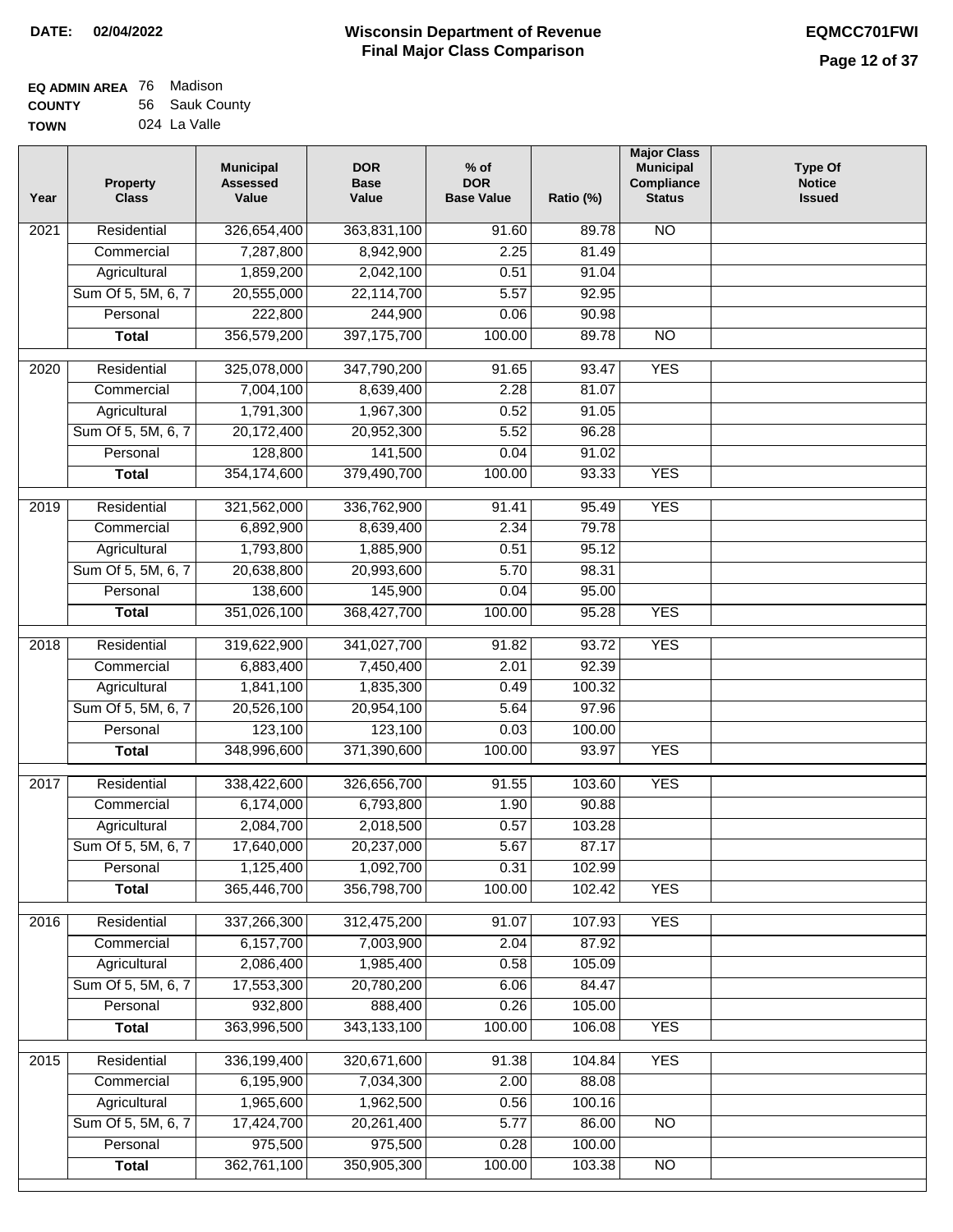**DATE: 02/04/2022**

# Wisconsin Department of Revenue
## Final Major Class Comparison

**EQMCC701FWI**

**EQ ADMIN AREA** 76 Madison
**COUNTY** 56 Sauk County
**TOWN** 024 La Valle

| Year | Property Class | Municipal Assessed Value | DOR Base Value | % of DOR Base Value | Ratio (%) | Major Class Municipal Compliance Status | Type Of Notice Issued |
|---|---|---|---|---|---|---|---|
| 2021 | Residential | 326,654,400 | 363,831,100 | 91.60 | 89.78 | NO | |
| | Commercial | 7,287,800 | 8,942,900 | 2.25 | 81.49 | | |
| | Agricultural | 1,859,200 | 2,042,100 | 0.51 | 91.04 | | |
| | Sum Of 5, 5M, 6, 7 | 20,555,000 | 22,114,700 | 5.57 | 92.95 | | |
| | Personal | 222,800 | 244,900 | 0.06 | 90.98 | | |
| | **Total** | 356,579,200 | 397,175,700 | 100.00 | 89.78 | NO | |
| 2020 | Residential | 325,078,000 | 347,790,200 | 91.65 | 93.47 | YES | |
| | Commercial | 7,004,100 | 8,639,400 | 2.28 | 81.07 | | |
| | Agricultural | 1,791,300 | 1,967,300 | 0.52 | 91.05 | | |
| | Sum Of 5, 5M, 6, 7 | 20,172,400 | 20,952,300 | 5.52 | 96.28 | | |
| | Personal | 128,800 | 141,500 | 0.04 | 91.02 | | |
| | **Total** | 354,174,600 | 379,490,700 | 100.00 | 93.33 | YES | |
| 2019 | Residential | 321,562,000 | 336,762,900 | 91.41 | 95.49 | YES | |
| | Commercial | 6,892,900 | 8,639,400 | 2.34 | 79.78 | | |
| | Agricultural | 1,793,800 | 1,885,900 | 0.51 | 95.12 | | |
| | Sum Of 5, 5M, 6, 7 | 20,638,800 | 20,993,600 | 5.70 | 98.31 | | |
| | Personal | 138,600 | 145,900 | 0.04 | 95.00 | | |
| | **Total** | 351,026,100 | 368,427,700 | 100.00 | 95.28 | YES | |
| 2018 | Residential | 319,622,900 | 341,027,700 | 91.82 | 93.72 | YES | |
| | Commercial | 6,883,400 | 7,450,400 | 2.01 | 92.39 | | |
| | Agricultural | 1,841,100 | 1,835,300 | 0.49 | 100.32 | | |
| | Sum Of 5, 5M, 6, 7 | 20,526,100 | 20,954,100 | 5.64 | 97.96 | | |
| | Personal | 123,100 | 123,100 | 0.03 | 100.00 | | |
| | **Total** | 348,996,600 | 371,390,600 | 100.00 | 93.97 | YES | |
| 2017 | Residential | 338,422,600 | 326,656,700 | 91.55 | 103.60 | YES | |
| | Commercial | 6,174,000 | 6,793,800 | 1.90 | 90.88 | | |
| | Agricultural | 2,084,700 | 2,018,500 | 0.57 | 103.28 | | |
| | Sum Of 5, 5M, 6, 7 | 17,640,000 | 20,237,000 | 5.67 | 87.17 | | |
| | Personal | 1,125,400 | 1,092,700 | 0.31 | 102.99 | | |
| | **Total** | 365,446,700 | 356,798,700 | 100.00 | 102.42 | YES | |
| 2016 | Residential | 337,266,300 | 312,475,200 | 91.07 | 107.93 | YES | |
| | Commercial | 6,157,700 | 7,003,900 | 2.04 | 87.92 | | |
| | Agricultural | 2,086,400 | 1,985,400 | 0.58 | 105.09 | | |
| | Sum Of 5, 5M, 6, 7 | 17,553,300 | 20,780,200 | 6.06 | 84.47 | | |
| | Personal | 932,800 | 888,400 | 0.26 | 105.00 | | |
| | **Total** | 363,996,500 | 343,133,100 | 100.00 | 106.08 | YES | |
| 2015 | Residential | 336,199,400 | 320,671,600 | 91.38 | 104.84 | YES | |
| | Commercial | 6,195,900 | 7,034,300 | 2.00 | 88.08 | | |
| | Agricultural | 1,965,600 | 1,962,500 | 0.56 | 100.16 | | |
| | Sum Of 5, 5M, 6, 7 | 17,424,700 | 20,261,400 | 5.77 | 86.00 | NO | |
| | Personal | 975,500 | 975,500 | 0.28 | 100.00 | | |
| | **Total** | 362,761,100 | 350,905,300 | 100.00 | 103.38 | NO | |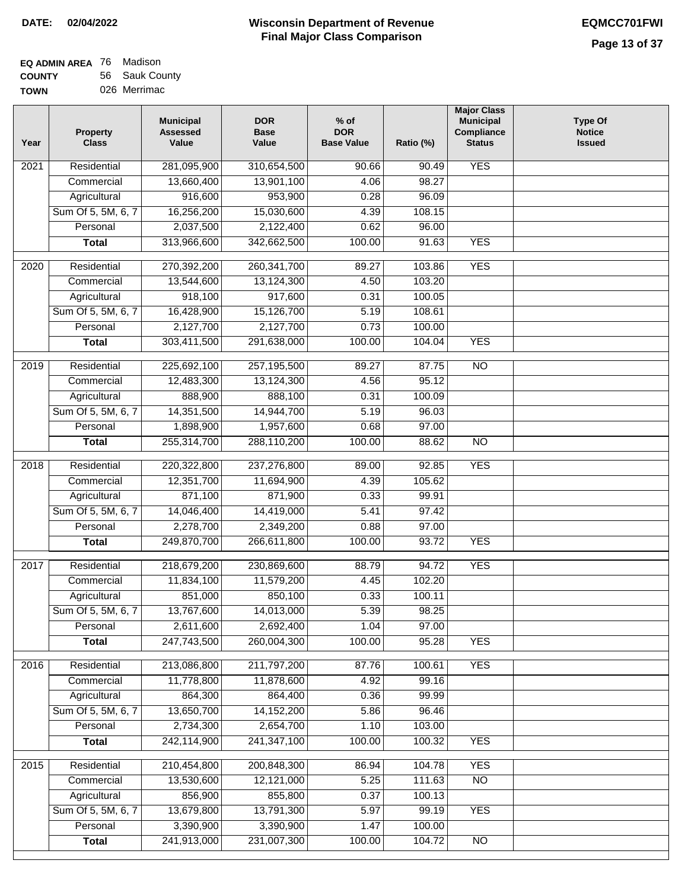**DATE: 02/04/2022**

# Wisconsin Department of Revenue
## Final Major Class Comparison

**EQMCC701FWI**

**EQ ADMIN AREA** 76 Madison
**COUNTY** 56 Sauk County
**TOWN** 026 Merrimac

| Year | Property Class | Municipal Assessed Value | DOR Base Value | % of DOR Base Value | Ratio (%) | Major Class Municipal Compliance Status | Type Of Notice Issued |
|---|---|---|---|---|---|---|---|
| 2021 | Residential | 281,095,900 | 310,654,500 | 90.66 | 90.49 | YES | |
| | Commercial | 13,660,400 | 13,901,100 | 4.06 | 98.27 | | |
| | Agricultural | 916,600 | 953,900 | 0.28 | 96.09 | | |
| | Sum Of 5, 5M, 6, 7 | 16,256,200 | 15,030,600 | 4.39 | 108.15 | | |
| | Personal | 2,037,500 | 2,122,400 | 0.62 | 96.00 | | |
| | **Total** | 313,966,600 | 342,662,500 | 100.00 | 91.63 | YES | |
| 2020 | Residential | 270,392,200 | 260,341,700 | 89.27 | 103.86 | YES | |
| | Commercial | 13,544,600 | 13,124,300 | 4.50 | 103.20 | | |
| | Agricultural | 918,100 | 917,600 | 0.31 | 100.05 | | |
| | Sum Of 5, 5M, 6, 7 | 16,428,900 | 15,126,700 | 5.19 | 108.61 | | |
| | Personal | 2,127,700 | 2,127,700 | 0.73 | 100.00 | | |
| | **Total** | 303,411,500 | 291,638,000 | 100.00 | 104.04 | YES | |
| 2019 | Residential | 225,692,100 | 257,195,500 | 89.27 | 87.75 | NO | |
| | Commercial | 12,483,300 | 13,124,300 | 4.56 | 95.12 | | |
| | Agricultural | 888,900 | 888,100 | 0.31 | 100.09 | | |
| | Sum Of 5, 5M, 6, 7 | 14,351,500 | 14,944,700 | 5.19 | 96.03 | | |
| | Personal | 1,898,900 | 1,957,600 | 0.68 | 97.00 | | |
| | **Total** | 255,314,700 | 288,110,200 | 100.00 | 88.62 | NO | |
| 2018 | Residential | 220,322,800 | 237,276,800 | 89.00 | 92.85 | YES | |
| | Commercial | 12,351,700 | 11,694,900 | 4.39 | 105.62 | | |
| | Agricultural | 871,100 | 871,900 | 0.33 | 99.91 | | |
| | Sum Of 5, 5M, 6, 7 | 14,046,400 | 14,419,000 | 5.41 | 97.42 | | |
| | Personal | 2,278,700 | 2,349,200 | 0.88 | 97.00 | | |
| | **Total** | 249,870,700 | 266,611,800 | 100.00 | 93.72 | YES | |
| 2017 | Residential | 218,679,200 | 230,869,600 | 88.79 | 94.72 | YES | |
| | Commercial | 11,834,100 | 11,579,200 | 4.45 | 102.20 | | |
| | Agricultural | 851,000 | 850,100 | 0.33 | 100.11 | | |
| | Sum Of 5, 5M, 6, 7 | 13,767,600 | 14,013,000 | 5.39 | 98.25 | | |
| | Personal | 2,611,600 | 2,692,400 | 1.04 | 97.00 | | |
| | **Total** | 247,743,500 | 260,004,300 | 100.00 | 95.28 | YES | |
| 2016 | Residential | 213,086,800 | 211,797,200 | 87.76 | 100.61 | YES | |
| | Commercial | 11,778,800 | 11,878,600 | 4.92 | 99.16 | | |
| | Agricultural | 864,300 | 864,400 | 0.36 | 99.99 | | |
| | Sum Of 5, 5M, 6, 7 | 13,650,700 | 14,152,200 | 5.86 | 96.46 | | |
| | Personal | 2,734,300 | 2,654,700 | 1.10 | 103.00 | | |
| | **Total** | 242,114,900 | 241,347,100 | 100.00 | 100.32 | YES | |
| 2015 | Residential | 210,454,800 | 200,848,300 | 86.94 | 104.78 | YES | |
| | Commercial | 13,530,600 | 12,121,000 | 5.25 | 111.63 | NO | |
| | Agricultural | 856,900 | 855,800 | 0.37 | 100.13 | | |
| | Sum Of 5, 5M, 6, 7 | 13,679,800 | 13,791,300 | 5.97 | 99.19 | YES | |
| | Personal | 3,390,900 | 3,390,900 | 1.47 | 100.00 | | |
| | **Total** | 241,913,000 | 231,007,300 | 100.00 | 104.72 | NO | |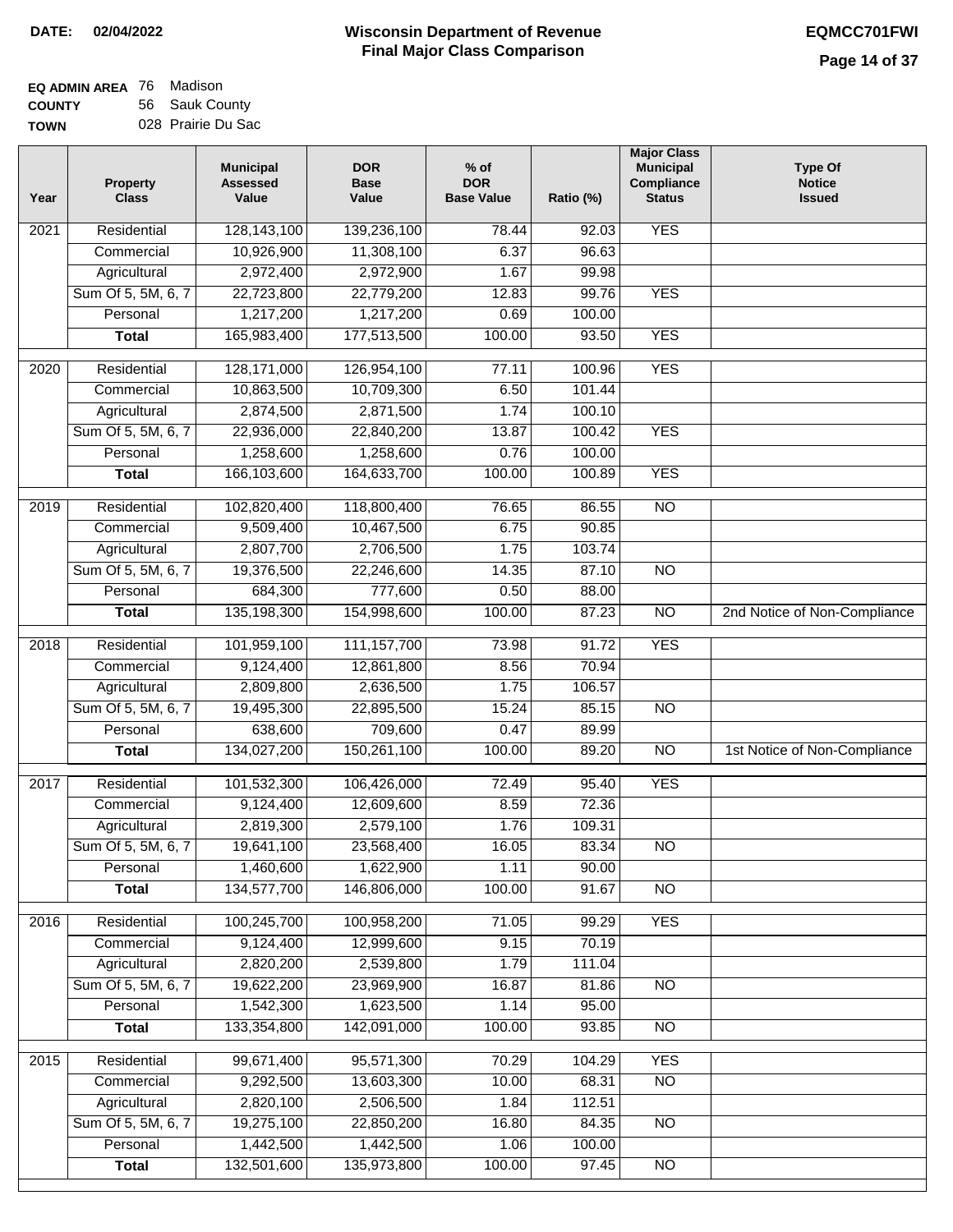# Wisconsin Department of Revenue
## Final Major Class Comparison

**DATE:** 02/04/2022

**EQMCC701FWI**

**EQ ADMIN AREA** 76 Madison
**COUNTY** 56 Sauk County
**TOWN** 028 Prairie Du Sac

| Year | Property Class | Municipal Assessed Value | DOR Base Value | % of DOR Base Value | Ratio (%) | Major Class Municipal Compliance Status | Type Of Notice Issued |
|---|---|---|---|---|---|---|---|
| 2021 | Residential | 128,143,100 | 139,236,100 | 78.44 | 92.03 | YES | |
| | Commercial | 10,926,900 | 11,308,100 | 6.37 | 96.63 | | |
| | Agricultural | 2,972,400 | 2,972,900 | 1.67 | 99.98 | | |
| | Sum Of 5, 5M, 6, 7 | 22,723,800 | 22,779,200 | 12.83 | 99.76 | YES | |
| | Personal | 1,217,200 | 1,217,200 | 0.69 | 100.00 | | |
| | **Total** | 165,983,400 | 177,513,500 | 100.00 | 93.50 | YES | |
| 2020 | Residential | 128,171,000 | 126,954,100 | 77.11 | 100.96 | YES | |
| | Commercial | 10,863,500 | 10,709,300 | 6.50 | 101.44 | | |
| | Agricultural | 2,874,500 | 2,871,500 | 1.74 | 100.10 | | |
| | Sum Of 5, 5M, 6, 7 | 22,936,000 | 22,840,200 | 13.87 | 100.42 | YES | |
| | Personal | 1,258,600 | 1,258,600 | 0.76 | 100.00 | | |
| | **Total** | 166,103,600 | 164,633,700 | 100.00 | 100.89 | YES | |
| 2019 | Residential | 102,820,400 | 118,800,400 | 76.65 | 86.55 | NO | |
| | Commercial | 9,509,400 | 10,467,500 | 6.75 | 90.85 | | |
| | Agricultural | 2,807,700 | 2,706,500 | 1.75 | 103.74 | | |
| | Sum Of 5, 5M, 6, 7 | 19,376,500 | 22,246,600 | 14.35 | 87.10 | NO | |
| | Personal | 684,300 | 777,600 | 0.50 | 88.00 | | |
| | **Total** | 135,198,300 | 154,998,600 | 100.00 | 87.23 | NO | 2nd Notice of Non-Compliance |
| 2018 | Residential | 101,959,100 | 111,157,700 | 73.98 | 91.72 | YES | |
| | Commercial | 9,124,400 | 12,861,800 | 8.56 | 70.94 | | |
| | Agricultural | 2,809,800 | 2,636,500 | 1.75 | 106.57 | | |
| | Sum Of 5, 5M, 6, 7 | 19,495,300 | 22,895,500 | 15.24 | 85.15 | NO | |
| | Personal | 638,600 | 709,600 | 0.47 | 89.99 | | |
| | **Total** | 134,027,200 | 150,261,100 | 100.00 | 89.20 | NO | 1st Notice of Non-Compliance |
| 2017 | Residential | 101,532,300 | 106,426,000 | 72.49 | 95.40 | YES | |
| | Commercial | 9,124,400 | 12,609,600 | 8.59 | 72.36 | | |
| | Agricultural | 2,819,300 | 2,579,100 | 1.76 | 109.31 | | |
| | Sum Of 5, 5M, 6, 7 | 19,641,100 | 23,568,400 | 16.05 | 83.34 | NO | |
| | Personal | 1,460,600 | 1,622,900 | 1.11 | 90.00 | | |
| | **Total** | 134,577,700 | 146,806,000 | 100.00 | 91.67 | NO | |
| 2016 | Residential | 100,245,700 | 100,958,200 | 71.05 | 99.29 | YES | |
| | Commercial | 9,124,400 | 12,999,600 | 9.15 | 70.19 | | |
| | Agricultural | 2,820,200 | 2,539,800 | 1.79 | 111.04 | | |
| | Sum Of 5, 5M, 6, 7 | 19,622,200 | 23,969,900 | 16.87 | 81.86 | NO | |
| | Personal | 1,542,300 | 1,623,500 | 1.14 | 95.00 | | |
| | **Total** | 133,354,800 | 142,091,000 | 100.00 | 93.85 | NO | |
| 2015 | Residential | 99,671,400 | 95,571,300 | 70.29 | 104.29 | YES | |
| | Commercial | 9,292,500 | 13,603,300 | 10.00 | 68.31 | NO | |
| | Agricultural | 2,820,100 | 2,506,500 | 1.84 | 112.51 | | |
| | Sum Of 5, 5M, 6, 7 | 19,275,100 | 22,850,200 | 16.80 | 84.35 | NO | |
| | Personal | 1,442,500 | 1,442,500 | 1.06 | 100.00 | | |
| | **Total** | 132,501,600 | 135,973,800 | 100.00 | 97.45 | NO | |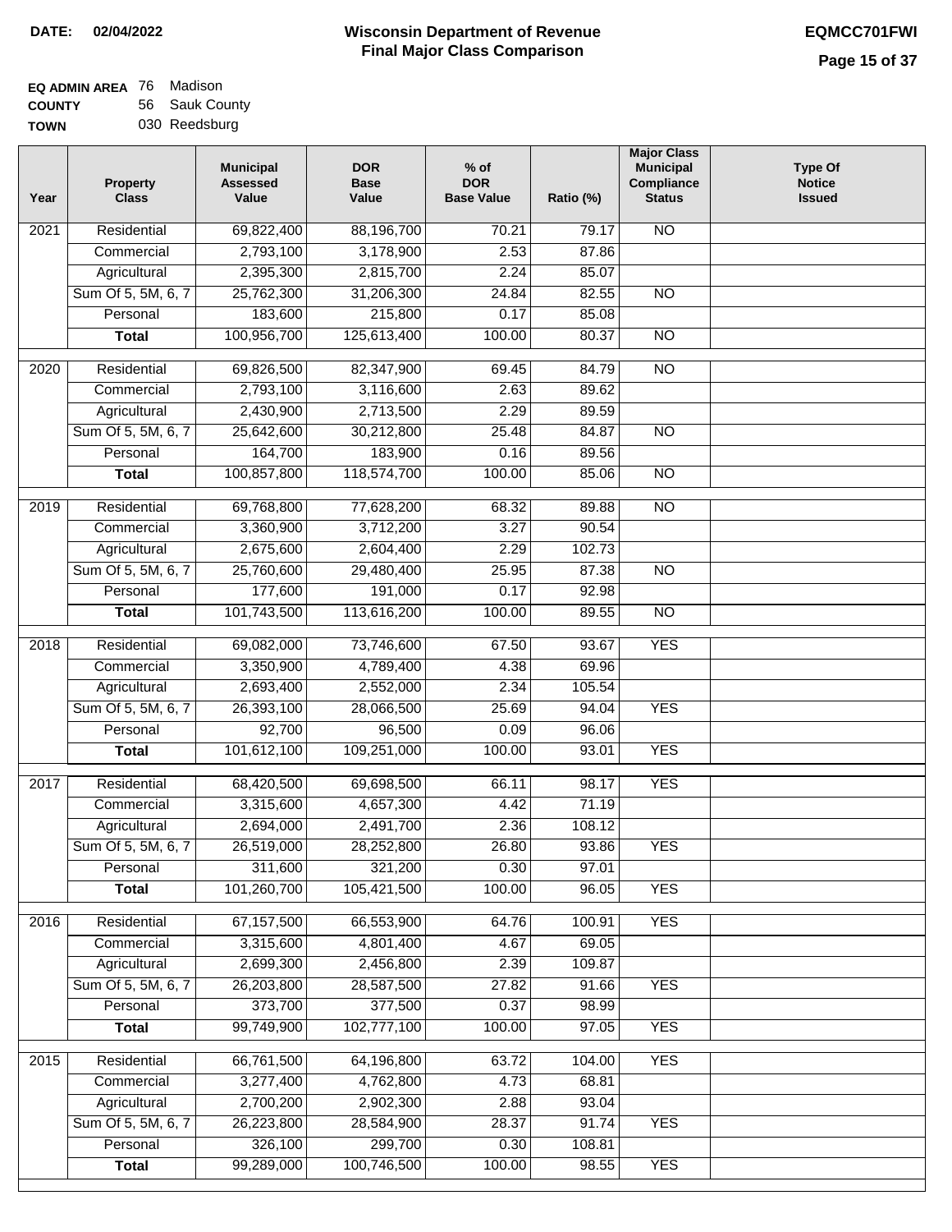**DATE:** 02/04/2022

# Wisconsin Department of Revenue
## Final Major Class Comparison

**EQMCC701FWI**

**EQ ADMIN AREA** 76 Madison
**COUNTY** 56 Sauk County
**TOWN** 030 Reedsburg

| Year | Property Class | Municipal Assessed Value | DOR Base Value | % of DOR Base Value | Ratio (%) | Major Class Municipal Compliance Status | Type Of Notice Issued |
|---|---|---|---|---|---|---|---|
| 2021 | Residential | 69,822,400 | 88,196,700 | 70.21 | 79.17 | NO | |
| | Commercial | 2,793,100 | 3,178,900 | 2.53 | 87.86 | | |
| | Agricultural | 2,395,300 | 2,815,700 | 2.24 | 85.07 | | |
| | Sum Of 5, 5M, 6, 7 | 25,762,300 | 31,206,300 | 24.84 | 82.55 | NO | |
| | Personal | 183,600 | 215,800 | 0.17 | 85.08 | | |
| | **Total** | 100,956,700 | 125,613,400 | 100.00 | 80.37 | NO | |
| 2020 | Residential | 69,826,500 | 82,347,900 | 69.45 | 84.79 | NO | |
| | Commercial | 2,793,100 | 3,116,600 | 2.63 | 89.62 | | |
| | Agricultural | 2,430,900 | 2,713,500 | 2.29 | 89.59 | | |
| | Sum Of 5, 5M, 6, 7 | 25,642,600 | 30,212,800 | 25.48 | 84.87 | NO | |
| | Personal | 164,700 | 183,900 | 0.16 | 89.56 | | |
| | **Total** | 100,857,800 | 118,574,700 | 100.00 | 85.06 | NO | |
| 2019 | Residential | 69,768,800 | 77,628,200 | 68.32 | 89.88 | NO | |
| | Commercial | 3,360,900 | 3,712,200 | 3.27 | 90.54 | | |
| | Agricultural | 2,675,600 | 2,604,400 | 2.29 | 102.73 | | |
| | Sum Of 5, 5M, 6, 7 | 25,760,600 | 29,480,400 | 25.95 | 87.38 | NO | |
| | Personal | 177,600 | 191,000 | 0.17 | 92.98 | | |
| | **Total** | 101,743,500 | 113,616,200 | 100.00 | 89.55 | NO | |
| 2018 | Residential | 69,082,000 | 73,746,600 | 67.50 | 93.67 | YES | |
| | Commercial | 3,350,900 | 4,789,400 | 4.38 | 69.96 | | |
| | Agricultural | 2,693,400 | 2,552,000 | 2.34 | 105.54 | | |
| | Sum Of 5, 5M, 6, 7 | 26,393,100 | 28,066,500 | 25.69 | 94.04 | YES | |
| | Personal | 92,700 | 96,500 | 0.09 | 96.06 | | |
| | **Total** | 101,612,100 | 109,251,000 | 100.00 | 93.01 | YES | |
| 2017 | Residential | 68,420,500 | 69,698,500 | 66.11 | 98.17 | YES | |
| | Commercial | 3,315,600 | 4,657,300 | 4.42 | 71.19 | | |
| | Agricultural | 2,694,000 | 2,491,700 | 2.36 | 108.12 | | |
| | Sum Of 5, 5M, 6, 7 | 26,519,000 | 28,252,800 | 26.80 | 93.86 | YES | |
| | Personal | 311,600 | 321,200 | 0.30 | 97.01 | | |
| | **Total** | 101,260,700 | 105,421,500 | 100.00 | 96.05 | YES | |
| 2016 | Residential | 67,157,500 | 66,553,900 | 64.76 | 100.91 | YES | |
| | Commercial | 3,315,600 | 4,801,400 | 4.67 | 69.05 | | |
| | Agricultural | 2,699,300 | 2,456,800 | 2.39 | 109.87 | | |
| | Sum Of 5, 5M, 6, 7 | 26,203,800 | 28,587,500 | 27.82 | 91.66 | YES | |
| | Personal | 373,700 | 377,500 | 0.37 | 98.99 | | |
| | **Total** | 99,749,900 | 102,777,100 | 100.00 | 97.05 | YES | |
| 2015 | Residential | 66,761,500 | 64,196,800 | 63.72 | 104.00 | YES | |
| | Commercial | 3,277,400 | 4,762,800 | 4.73 | 68.81 | | |
| | Agricultural | 2,700,200 | 2,902,300 | 2.88 | 93.04 | | |
| | Sum Of 5, 5M, 6, 7 | 26,223,800 | 28,584,900 | 28.37 | 91.74 | YES | |
| | Personal | 326,100 | 299,700 | 0.30 | 108.81 | | |
| | **Total** | 99,289,000 | 100,746,500 | 100.00 | 98.55 | YES | |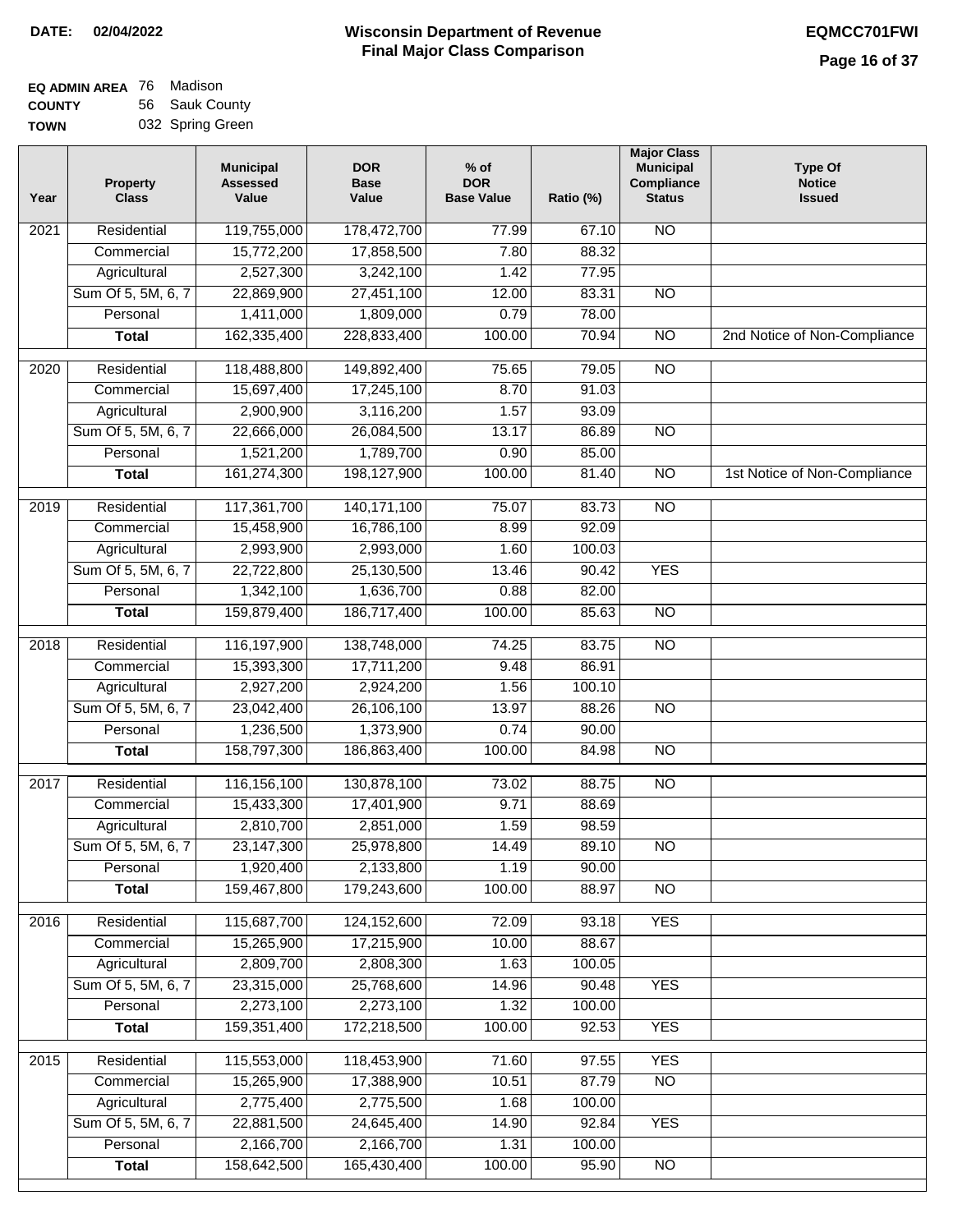**DATE: 02/04/2022**

# Wisconsin Department of Revenue
## Final Major Class Comparison

**EQMCC701FWI**

**EQ ADMIN AREA** 76 Madison
**COUNTY** 56 Sauk County
**TOWN** 032 Spring Green

| Year | Property Class | Municipal Assessed Value | DOR Base Value | % of DOR Base Value | Ratio (%) | Major Class Municipal Compliance Status | Type Of Notice Issued |
|---|---|---|---|---|---|---|---|
| 2021 | Residential | 119,755,000 | 178,472,700 | 77.99 | 67.10 | NO | |
| | Commercial | 15,772,200 | 17,858,500 | 7.80 | 88.32 | | |
| | Agricultural | 2,527,300 | 3,242,100 | 1.42 | 77.95 | | |
| | Sum Of 5, 5M, 6, 7 | 22,869,900 | 27,451,100 | 12.00 | 83.31 | NO | |
| | Personal | 1,411,000 | 1,809,000 | 0.79 | 78.00 | | |
| | **Total** | 162,335,400 | 228,833,400 | 100.00 | 70.94 | NO | 2nd Notice of Non-Compliance |
| 2020 | Residential | 118,488,800 | 149,892,400 | 75.65 | 79.05 | NO | |
| | Commercial | 15,697,400 | 17,245,100 | 8.70 | 91.03 | | |
| | Agricultural | 2,900,900 | 3,116,200 | 1.57 | 93.09 | | |
| | Sum Of 5, 5M, 6, 7 | 22,666,000 | 26,084,500 | 13.17 | 86.89 | NO | |
| | Personal | 1,521,200 | 1,789,700 | 0.90 | 85.00 | | |
| | **Total** | 161,274,300 | 198,127,900 | 100.00 | 81.40 | NO | 1st Notice of Non-Compliance |
| 2019 | Residential | 117,361,700 | 140,171,100 | 75.07 | 83.73 | NO | |
| | Commercial | 15,458,900 | 16,786,100 | 8.99 | 92.09 | | |
| | Agricultural | 2,993,900 | 2,993,000 | 1.60 | 100.03 | | |
| | Sum Of 5, 5M, 6, 7 | 22,722,800 | 25,130,500 | 13.46 | 90.42 | YES | |
| | Personal | 1,342,100 | 1,636,700 | 0.88 | 82.00 | | |
| | **Total** | 159,879,400 | 186,717,400 | 100.00 | 85.63 | NO | |
| 2018 | Residential | 116,197,900 | 138,748,000 | 74.25 | 83.75 | NO | |
| | Commercial | 15,393,300 | 17,711,200 | 9.48 | 86.91 | | |
| | Agricultural | 2,927,200 | 2,924,200 | 1.56 | 100.10 | | |
| | Sum Of 5, 5M, 6, 7 | 23,042,400 | 26,106,100 | 13.97 | 88.26 | NO | |
| | Personal | 1,236,500 | 1,373,900 | 0.74 | 90.00 | | |
| | **Total** | 158,797,300 | 186,863,400 | 100.00 | 84.98 | NO | |
| 2017 | Residential | 116,156,100 | 130,878,100 | 73.02 | 88.75 | NO | |
| | Commercial | 15,433,300 | 17,401,900 | 9.71 | 88.69 | | |
| | Agricultural | 2,810,700 | 2,851,000 | 1.59 | 98.59 | | |
| | Sum Of 5, 5M, 6, 7 | 23,147,300 | 25,978,800 | 14.49 | 89.10 | NO | |
| | Personal | 1,920,400 | 2,133,800 | 1.19 | 90.00 | | |
| | **Total** | 159,467,800 | 179,243,600 | 100.00 | 88.97 | NO | |
| 2016 | Residential | 115,687,700 | 124,152,600 | 72.09 | 93.18 | YES | |
| | Commercial | 15,265,900 | 17,215,900 | 10.00 | 88.67 | | |
| | Agricultural | 2,809,700 | 2,808,300 | 1.63 | 100.05 | | |
| | Sum Of 5, 5M, 6, 7 | 23,315,000 | 25,768,600 | 14.96 | 90.48 | YES | |
| | Personal | 2,273,100 | 2,273,100 | 1.32 | 100.00 | | |
| | **Total** | 159,351,400 | 172,218,500 | 100.00 | 92.53 | YES | |
| 2015 | Residential | 115,553,000 | 118,453,900 | 71.60 | 97.55 | YES | |
| | Commercial | 15,265,900 | 17,388,900 | 10.51 | 87.79 | NO | |
| | Agricultural | 2,775,400 | 2,775,500 | 1.68 | 100.00 | | |
| | Sum Of 5, 5M, 6, 7 | 22,881,500 | 24,645,400 | 14.90 | 92.84 | YES | |
| | Personal | 2,166,700 | 2,166,700 | 1.31 | 100.00 | | |
| | **Total** | 158,642,500 | 165,430,400 | 100.00 | 95.90 | NO | |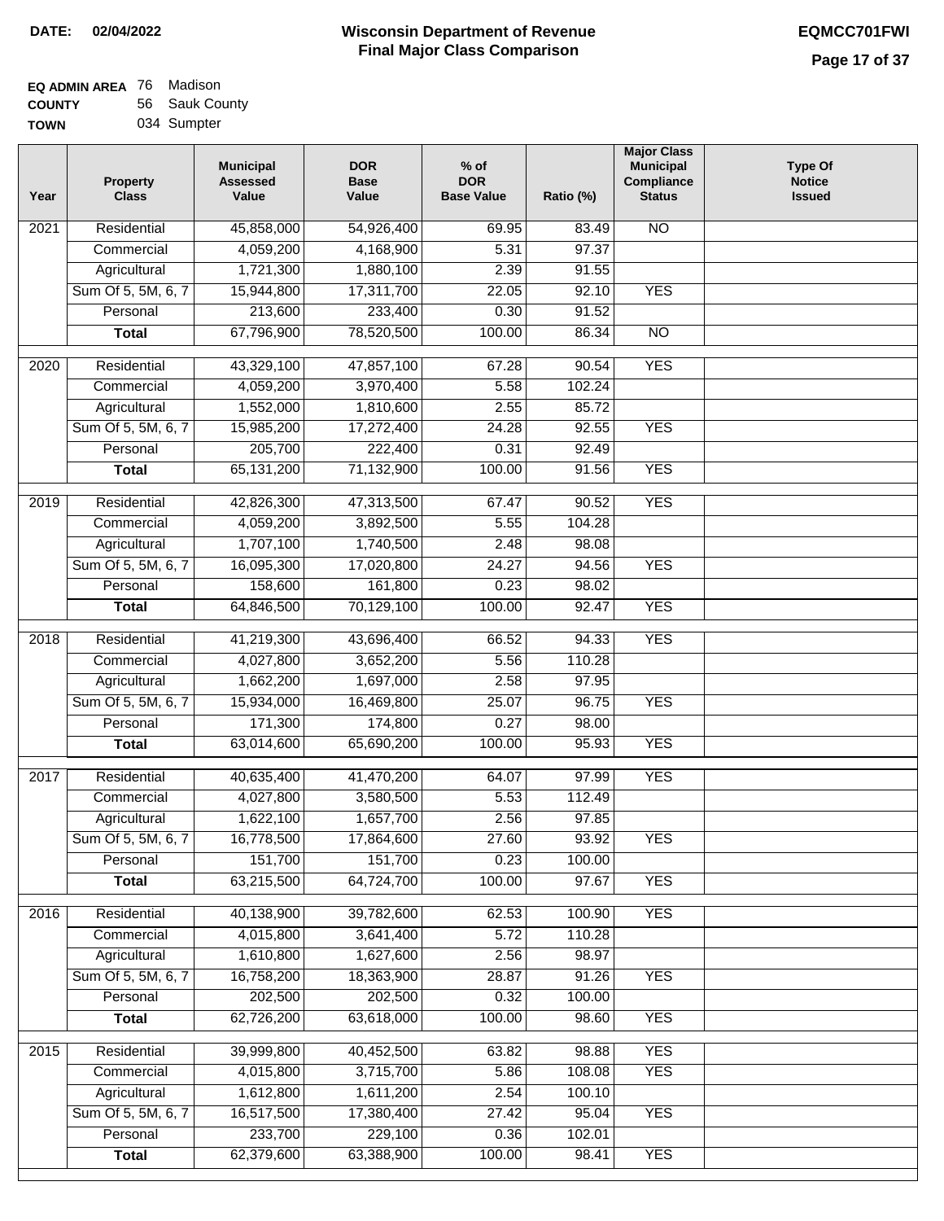**DATE:** 02/04/2022

# Wisconsin Department of Revenue
## Final Major Class Comparison

**EQMCC701FWI**

| | | |
|---|---|---|
| **EQ ADMIN AREA** | 76 | Madison |
| **COUNTY** | 56 | Sauk County |
| **TOWN** | 034 | Sumpter |

| Year | Property Class | Municipal Assessed Value | DOR Base Value | % of DOR Base Value | Ratio (%) | Major Class Municipal Compliance Status | Type Of Notice Issued |
|---|---|---|---|---|---|---|---|
| 2021 | Residential | 45,858,000 | 54,926,400 | 69.95 | 83.49 | NO | |
| | Commercial | 4,059,200 | 4,168,900 | 5.31 | 97.37 | | |
| | Agricultural | 1,721,300 | 1,880,100 | 2.39 | 91.55 | | |
| | Sum Of 5, 5M, 6, 7 | 15,944,800 | 17,311,700 | 22.05 | 92.10 | YES | |
| | Personal | 213,600 | 233,400 | 0.30 | 91.52 | | |
| | **Total** | 67,796,900 | 78,520,500 | 100.00 | 86.34 | NO | |
| 2020 | Residential | 43,329,100 | 47,857,100 | 67.28 | 90.54 | YES | |
| | Commercial | 4,059,200 | 3,970,400 | 5.58 | 102.24 | | |
| | Agricultural | 1,552,000 | 1,810,600 | 2.55 | 85.72 | | |
| | Sum Of 5, 5M, 6, 7 | 15,985,200 | 17,272,400 | 24.28 | 92.55 | YES | |
| | Personal | 205,700 | 222,400 | 0.31 | 92.49 | | |
| | **Total** | 65,131,200 | 71,132,900 | 100.00 | 91.56 | YES | |
| 2019 | Residential | 42,826,300 | 47,313,500 | 67.47 | 90.52 | YES | |
| | Commercial | 4,059,200 | 3,892,500 | 5.55 | 104.28 | | |
| | Agricultural | 1,707,100 | 1,740,500 | 2.48 | 98.08 | | |
| | Sum Of 5, 5M, 6, 7 | 16,095,300 | 17,020,800 | 24.27 | 94.56 | YES | |
| | Personal | 158,600 | 161,800 | 0.23 | 98.02 | | |
| | **Total** | 64,846,500 | 70,129,100 | 100.00 | 92.47 | YES | |
| 2018 | Residential | 41,219,300 | 43,696,400 | 66.52 | 94.33 | YES | |
| | Commercial | 4,027,800 | 3,652,200 | 5.56 | 110.28 | | |
| | Agricultural | 1,662,200 | 1,697,000 | 2.58 | 97.95 | | |
| | Sum Of 5, 5M, 6, 7 | 15,934,000 | 16,469,800 | 25.07 | 96.75 | YES | |
| | Personal | 171,300 | 174,800 | 0.27 | 98.00 | | |
| | **Total** | 63,014,600 | 65,690,200 | 100.00 | 95.93 | YES | |
| 2017 | Residential | 40,635,400 | 41,470,200 | 64.07 | 97.99 | YES | |
| | Commercial | 4,027,800 | 3,580,500 | 5.53 | 112.49 | | |
| | Agricultural | 1,622,100 | 1,657,700 | 2.56 | 97.85 | | |
| | Sum Of 5, 5M, 6, 7 | 16,778,500 | 17,864,600 | 27.60 | 93.92 | YES | |
| | Personal | 151,700 | 151,700 | 0.23 | 100.00 | | |
| | **Total** | 63,215,500 | 64,724,700 | 100.00 | 97.67 | YES | |
| 2016 | Residential | 40,138,900 | 39,782,600 | 62.53 | 100.90 | YES | |
| | Commercial | 4,015,800 | 3,641,400 | 5.72 | 110.28 | | |
| | Agricultural | 1,610,800 | 1,627,600 | 2.56 | 98.97 | | |
| | Sum Of 5, 5M, 6, 7 | 16,758,200 | 18,363,900 | 28.87 | 91.26 | YES | |
| | Personal | 202,500 | 202,500 | 0.32 | 100.00 | | |
| | **Total** | 62,726,200 | 63,618,000 | 100.00 | 98.60 | YES | |
| 2015 | Residential | 39,999,800 | 40,452,500 | 63.82 | 98.88 | YES | |
| | Commercial | 4,015,800 | 3,715,700 | 5.86 | 108.08 | YES | |
| | Agricultural | 1,612,800 | 1,611,200 | 2.54 | 100.10 | | |
| | Sum Of 5, 5M, 6, 7 | 16,517,500 | 17,380,400 | 27.42 | 95.04 | YES | |
| | Personal | 233,700 | 229,100 | 0.36 | 102.01 | | |
| | **Total** | 62,379,600 | 63,388,900 | 100.00 | 98.41 | YES | |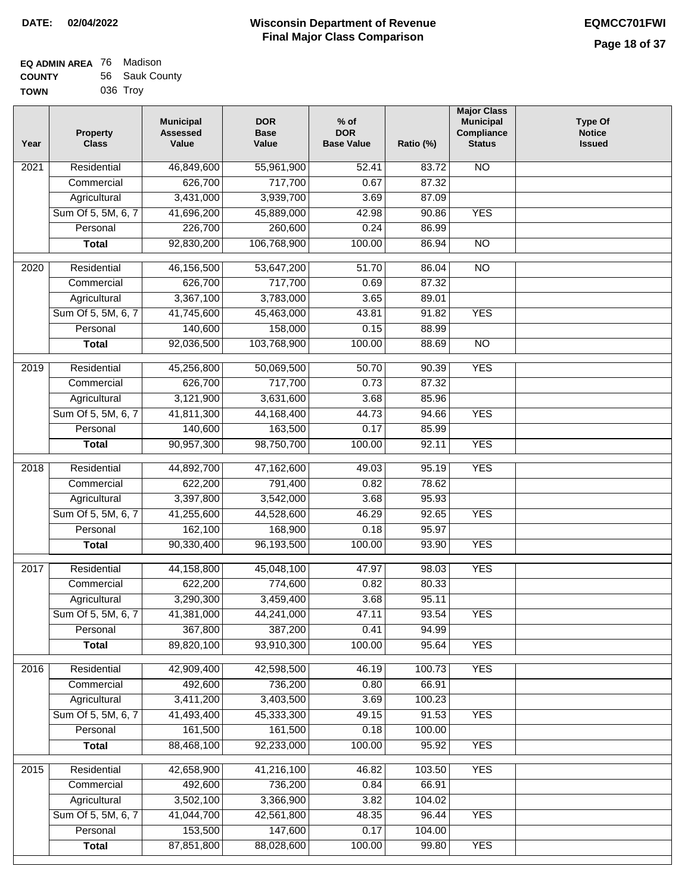**DATE:** 02/04/2022

# Wisconsin Department of Revenue
## Final Major Class Comparison

**EQMCC701FWI**

**EQ ADMIN AREA** 76 Madison
**COUNTY** 56 Sauk County
**TOWN** 036 Troy

| Year | Property Class | Municipal Assessed Value | DOR Base Value | % of DOR Base Value | Ratio (%) | Major Class Municipal Compliance Status | Type Of Notice Issued |
|---|---|---|---|---|---|---|---|
| 2021 | Residential | 46,849,600 | 55,961,900 | 52.41 | 83.72 | NO | |
| | Commercial | 626,700 | 717,700 | 0.67 | 87.32 | | |
| | Agricultural | 3,431,000 | 3,939,700 | 3.69 | 87.09 | | |
| | Sum Of 5, 5M, 6, 7 | 41,696,200 | 45,889,000 | 42.98 | 90.86 | YES | |
| | Personal | 226,700 | 260,600 | 0.24 | 86.99 | | |
| | **Total** | 92,830,200 | 106,768,900 | 100.00 | 86.94 | NO | |
| 2020 | Residential | 46,156,500 | 53,647,200 | 51.70 | 86.04 | NO | |
| | Commercial | 626,700 | 717,700 | 0.69 | 87.32 | | |
| | Agricultural | 3,367,100 | 3,783,000 | 3.65 | 89.01 | | |
| | Sum Of 5, 5M, 6, 7 | 41,745,600 | 45,463,000 | 43.81 | 91.82 | YES | |
| | Personal | 140,600 | 158,000 | 0.15 | 88.99 | | |
| | **Total** | 92,036,500 | 103,768,900 | 100.00 | 88.69 | NO | |
| 2019 | Residential | 45,256,800 | 50,069,500 | 50.70 | 90.39 | YES | |
| | Commercial | 626,700 | 717,700 | 0.73 | 87.32 | | |
| | Agricultural | 3,121,900 | 3,631,600 | 3.68 | 85.96 | | |
| | Sum Of 5, 5M, 6, 7 | 41,811,300 | 44,168,400 | 44.73 | 94.66 | YES | |
| | Personal | 140,600 | 163,500 | 0.17 | 85.99 | | |
| | **Total** | 90,957,300 | 98,750,700 | 100.00 | 92.11 | YES | |
| 2018 | Residential | 44,892,700 | 47,162,600 | 49.03 | 95.19 | YES | |
| | Commercial | 622,200 | 791,400 | 0.82 | 78.62 | | |
| | Agricultural | 3,397,800 | 3,542,000 | 3.68 | 95.93 | | |
| | Sum Of 5, 5M, 6, 7 | 41,255,600 | 44,528,600 | 46.29 | 92.65 | YES | |
| | Personal | 162,100 | 168,900 | 0.18 | 95.97 | | |
| | **Total** | 90,330,400 | 96,193,500 | 100.00 | 93.90 | YES | |
| 2017 | Residential | 44,158,800 | 45,048,100 | 47.97 | 98.03 | YES | |
| | Commercial | 622,200 | 774,600 | 0.82 | 80.33 | | |
| | Agricultural | 3,290,300 | 3,459,400 | 3.68 | 95.11 | | |
| | Sum Of 5, 5M, 6, 7 | 41,381,000 | 44,241,000 | 47.11 | 93.54 | YES | |
| | Personal | 367,800 | 387,200 | 0.41 | 94.99 | | |
| | **Total** | 89,820,100 | 93,910,300 | 100.00 | 95.64 | YES | |
| 2016 | Residential | 42,909,400 | 42,598,500 | 46.19 | 100.73 | YES | |
| | Commercial | 492,600 | 736,200 | 0.80 | 66.91 | | |
| | Agricultural | 3,411,200 | 3,403,500 | 3.69 | 100.23 | | |
| | Sum Of 5, 5M, 6, 7 | 41,493,400 | 45,333,300 | 49.15 | 91.53 | YES | |
| | Personal | 161,500 | 161,500 | 0.18 | 100.00 | | |
| | **Total** | 88,468,100 | 92,233,000 | 100.00 | 95.92 | YES | |
| 2015 | Residential | 42,658,900 | 41,216,100 | 46.82 | 103.50 | YES | |
| | Commercial | 492,600 | 736,200 | 0.84 | 66.91 | | |
| | Agricultural | 3,502,100 | 3,366,900 | 3.82 | 104.02 | | |
| | Sum Of 5, 5M, 6, 7 | 41,044,700 | 42,561,800 | 48.35 | 96.44 | YES | |
| | Personal | 153,500 | 147,600 | 0.17 | 104.00 | | |
| | **Total** | 87,851,800 | 88,028,600 | 100.00 | 99.80 | YES | |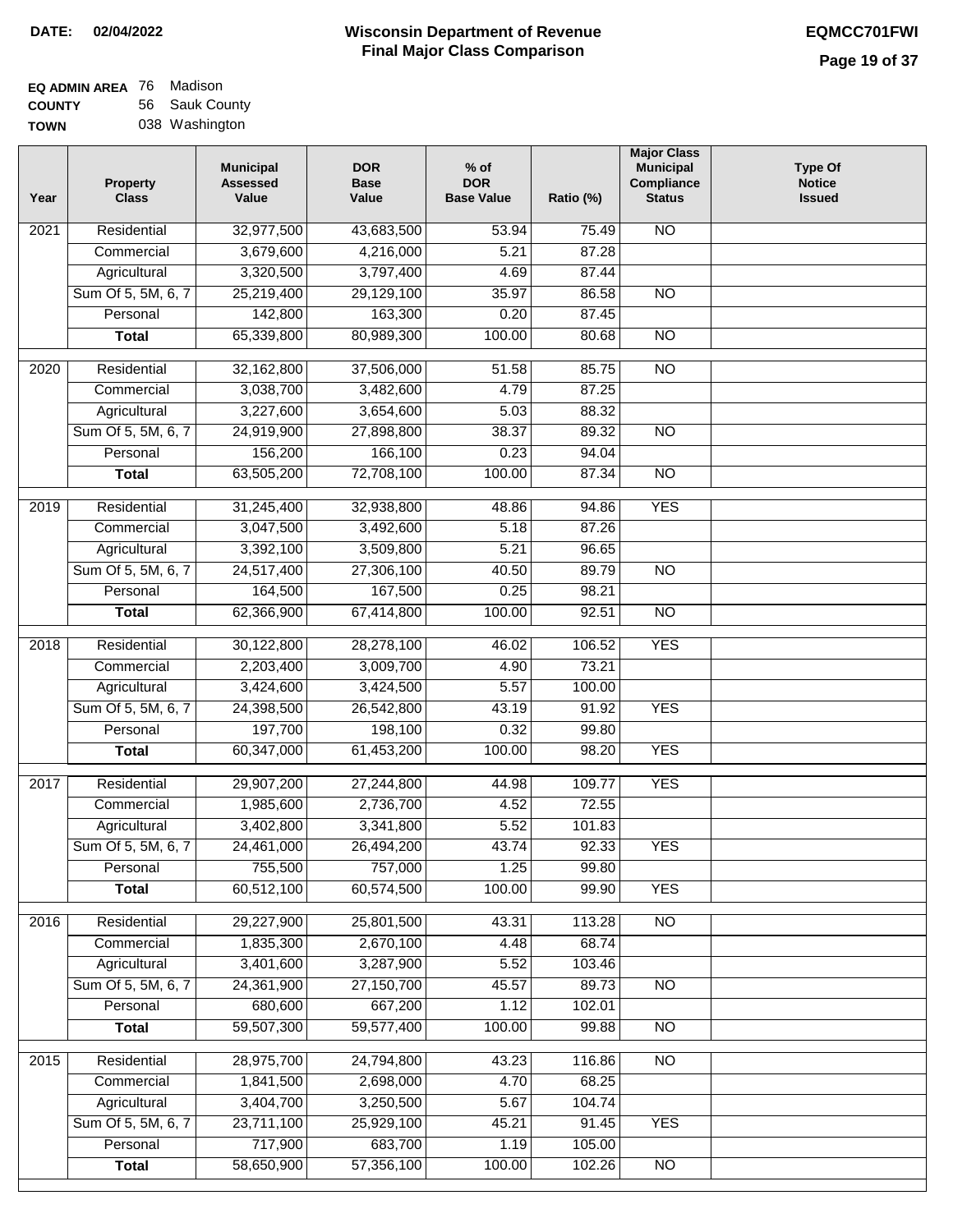**DATE:** 02/04/2022

# Wisconsin Department of Revenue
## Final Major Class Comparison

**EQMCC701FWI**

**EQ ADMIN AREA** 76 Madison
**COUNTY** 56 Sauk County
**TOWN** 038 Washington

| Year | Property Class | Municipal Assessed Value | DOR Base Value | % of DOR Base Value | Ratio (%) | Major Class Municipal Compliance Status | Type Of Notice Issued |
|---|---|---|---|---|---|---|---|
| 2021 | Residential | 32,977,500 | 43,683,500 | 53.94 | 75.49 | NO | |
| | Commercial | 3,679,600 | 4,216,000 | 5.21 | 87.28 | | |
| | Agricultural | 3,320,500 | 3,797,400 | 4.69 | 87.44 | | |
| | Sum Of 5, 5M, 6, 7 | 25,219,400 | 29,129,100 | 35.97 | 86.58 | NO | |
| | Personal | 142,800 | 163,300 | 0.20 | 87.45 | | |
| | **Total** | 65,339,800 | 80,989,300 | 100.00 | 80.68 | NO | |
| 2020 | Residential | 32,162,800 | 37,506,000 | 51.58 | 85.75 | NO | |
| | Commercial | 3,038,700 | 3,482,600 | 4.79 | 87.25 | | |
| | Agricultural | 3,227,600 | 3,654,600 | 5.03 | 88.32 | | |
| | Sum Of 5, 5M, 6, 7 | 24,919,900 | 27,898,800 | 38.37 | 89.32 | NO | |
| | Personal | 156,200 | 166,100 | 0.23 | 94.04 | | |
| | **Total** | 63,505,200 | 72,708,100 | 100.00 | 87.34 | NO | |
| 2019 | Residential | 31,245,400 | 32,938,800 | 48.86 | 94.86 | YES | |
| | Commercial | 3,047,500 | 3,492,600 | 5.18 | 87.26 | | |
| | Agricultural | 3,392,100 | 3,509,800 | 5.21 | 96.65 | | |
| | Sum Of 5, 5M, 6, 7 | 24,517,400 | 27,306,100 | 40.50 | 89.79 | NO | |
| | Personal | 164,500 | 167,500 | 0.25 | 98.21 | | |
| | **Total** | 62,366,900 | 67,414,800 | 100.00 | 92.51 | NO | |
| 2018 | Residential | 30,122,800 | 28,278,100 | 46.02 | 106.52 | YES | |
| | Commercial | 2,203,400 | 3,009,700 | 4.90 | 73.21 | | |
| | Agricultural | 3,424,600 | 3,424,500 | 5.57 | 100.00 | | |
| | Sum Of 5, 5M, 6, 7 | 24,398,500 | 26,542,800 | 43.19 | 91.92 | YES | |
| | Personal | 197,700 | 198,100 | 0.32 | 99.80 | | |
| | **Total** | 60,347,000 | 61,453,200 | 100.00 | 98.20 | YES | |
| 2017 | Residential | 29,907,200 | 27,244,800 | 44.98 | 109.77 | YES | |
| | Commercial | 1,985,600 | 2,736,700 | 4.52 | 72.55 | | |
| | Agricultural | 3,402,800 | 3,341,800 | 5.52 | 101.83 | | |
| | Sum Of 5, 5M, 6, 7 | 24,461,000 | 26,494,200 | 43.74 | 92.33 | YES | |
| | Personal | 755,500 | 757,000 | 1.25 | 99.80 | | |
| | **Total** | 60,512,100 | 60,574,500 | 100.00 | 99.90 | YES | |
| 2016 | Residential | 29,227,900 | 25,801,500 | 43.31 | 113.28 | NO | |
| | Commercial | 1,835,300 | 2,670,100 | 4.48 | 68.74 | | |
| | Agricultural | 3,401,600 | 3,287,900 | 5.52 | 103.46 | | |
| | Sum Of 5, 5M, 6, 7 | 24,361,900 | 27,150,700 | 45.57 | 89.73 | NO | |
| | Personal | 680,600 | 667,200 | 1.12 | 102.01 | | |
| | **Total** | 59,507,300 | 59,577,400 | 100.00 | 99.88 | NO | |
| 2015 | Residential | 28,975,700 | 24,794,800 | 43.23 | 116.86 | NO | |
| | Commercial | 1,841,500 | 2,698,000 | 4.70 | 68.25 | | |
| | Agricultural | 3,404,700 | 3,250,500 | 5.67 | 104.74 | | |
| | Sum Of 5, 5M, 6, 7 | 23,711,100 | 25,929,100 | 45.21 | 91.45 | YES | |
| | Personal | 717,900 | 683,700 | 1.19 | 105.00 | | |
| | **Total** | 58,650,900 | 57,356,100 | 100.00 | 102.26 | NO | |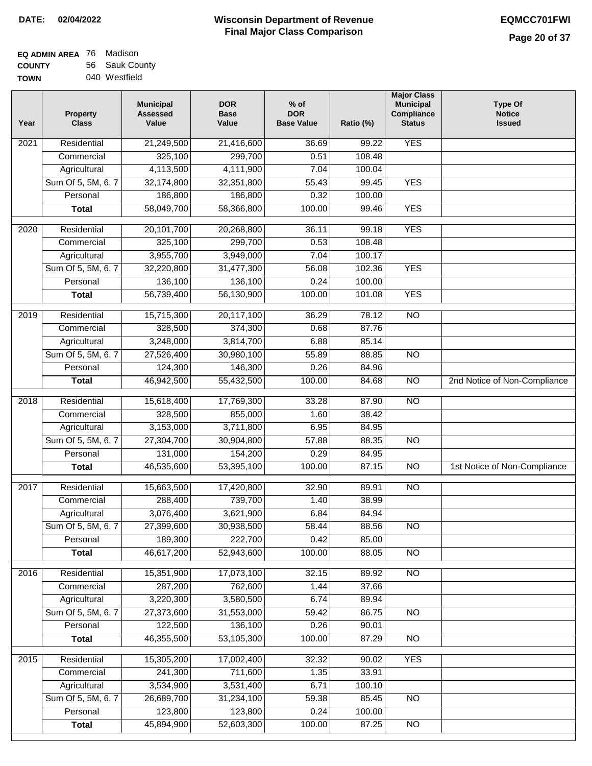**DATE: 02/04/2022**

# Wisconsin Department of Revenue
## Final Major Class Comparison

**EQMCC701FWI**

**EQ ADMIN AREA** 76 Madison
**COUNTY** 56 Sauk County
**TOWN** 040 Westfield

| Year | Property Class | Municipal Assessed Value | DOR Base Value | % of DOR Base Value | Ratio (%) | Major Class Municipal Compliance Status | Type Of Notice Issued |
|---|---|---|---|---|---|---|---|
| 2021 | Residential | 21,249,500 | 21,416,600 | 36.69 | 99.22 | YES | |
| | Commercial | 325,100 | 299,700 | 0.51 | 108.48 | | |
| | Agricultural | 4,113,500 | 4,111,900 | 7.04 | 100.04 | | |
| | Sum Of 5, 5M, 6, 7 | 32,174,800 | 32,351,800 | 55.43 | 99.45 | YES | |
| | Personal | 186,800 | 186,800 | 0.32 | 100.00 | | |
| | **Total** | 58,049,700 | 58,366,800 | 100.00 | 99.46 | YES | |
| 2020 | Residential | 20,101,700 | 20,268,800 | 36.11 | 99.18 | YES | |
| | Commercial | 325,100 | 299,700 | 0.53 | 108.48 | | |
| | Agricultural | 3,955,700 | 3,949,000 | 7.04 | 100.17 | | |
| | Sum Of 5, 5M, 6, 7 | 32,220,800 | 31,477,300 | 56.08 | 102.36 | YES | |
| | Personal | 136,100 | 136,100 | 0.24 | 100.00 | | |
| | **Total** | 56,739,400 | 56,130,900 | 100.00 | 101.08 | YES | |
| 2019 | Residential | 15,715,300 | 20,117,100 | 36.29 | 78.12 | NO | |
| | Commercial | 328,500 | 374,300 | 0.68 | 87.76 | | |
| | Agricultural | 3,248,000 | 3,814,700 | 6.88 | 85.14 | | |
| | Sum Of 5, 5M, 6, 7 | 27,526,400 | 30,980,100 | 55.89 | 88.85 | NO | |
| | Personal | 124,300 | 146,300 | 0.26 | 84.96 | | |
| | **Total** | 46,942,500 | 55,432,500 | 100.00 | 84.68 | NO | 2nd Notice of Non-Compliance |
| 2018 | Residential | 15,618,400 | 17,769,300 | 33.28 | 87.90 | NO | |
| | Commercial | 328,500 | 855,000 | 1.60 | 38.42 | | |
| | Agricultural | 3,153,000 | 3,711,800 | 6.95 | 84.95 | | |
| | Sum Of 5, 5M, 6, 7 | 27,304,700 | 30,904,800 | 57.88 | 88.35 | NO | |
| | Personal | 131,000 | 154,200 | 0.29 | 84.95 | | |
| | **Total** | 46,535,600 | 53,395,100 | 100.00 | 87.15 | NO | 1st Notice of Non-Compliance |
| 2017 | Residential | 15,663,500 | 17,420,800 | 32.90 | 89.91 | NO | |
| | Commercial | 288,400 | 739,700 | 1.40 | 38.99 | | |
| | Agricultural | 3,076,400 | 3,621,900 | 6.84 | 84.94 | | |
| | Sum Of 5, 5M, 6, 7 | 27,399,600 | 30,938,500 | 58.44 | 88.56 | NO | |
| | Personal | 189,300 | 222,700 | 0.42 | 85.00 | | |
| | **Total** | 46,617,200 | 52,943,600 | 100.00 | 88.05 | NO | |
| 2016 | Residential | 15,351,900 | 17,073,100 | 32.15 | 89.92 | NO | |
| | Commercial | 287,200 | 762,600 | 1.44 | 37.66 | | |
| | Agricultural | 3,220,300 | 3,580,500 | 6.74 | 89.94 | | |
| | Sum Of 5, 5M, 6, 7 | 27,373,600 | 31,553,000 | 59.42 | 86.75 | NO | |
| | Personal | 122,500 | 136,100 | 0.26 | 90.01 | | |
| | **Total** | 46,355,500 | 53,105,300 | 100.00 | 87.29 | NO | |
| 2015 | Residential | 15,305,200 | 17,002,400 | 32.32 | 90.02 | YES | |
| | Commercial | 241,300 | 711,600 | 1.35 | 33.91 | | |
| | Agricultural | 3,534,900 | 3,531,400 | 6.71 | 100.10 | | |
| | Sum Of 5, 5M, 6, 7 | 26,689,700 | 31,234,100 | 59.38 | 85.45 | NO | |
| | Personal | 123,800 | 123,800 | 0.24 | 100.00 | | |
| | **Total** | 45,894,900 | 52,603,300 | 100.00 | 87.25 | NO | |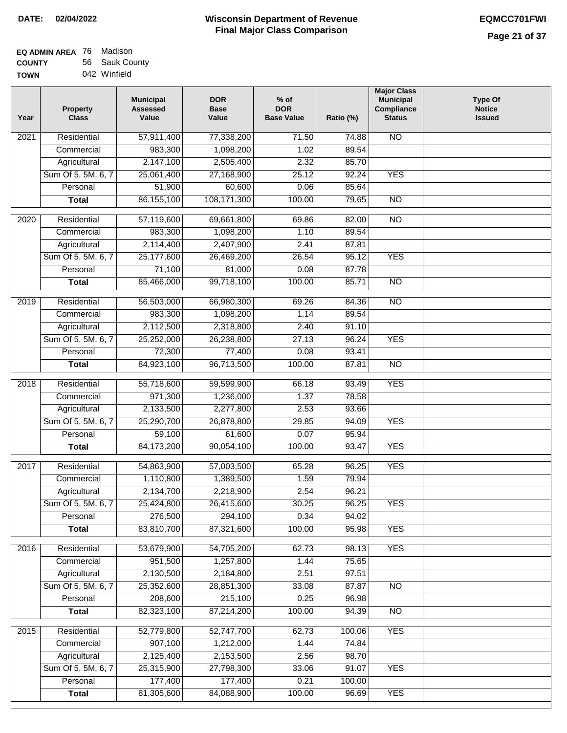**DATE:** 02/04/2022

# Wisconsin Department of Revenue
## Final Major Class Comparison

**EQMCC701FWI**

**EQ ADMIN AREA** 76 Madison
**COUNTY** 56 Sauk County
**TOWN** 042 Winfield

| Year | Property Class | Municipal Assessed Value | DOR Base Value | % of DOR Base Value | Ratio (%) | Major Class Municipal Compliance Status | Type Of Notice Issued |
|---|---|---|---|---|---|---|---|
| 2021 | Residential | 57,911,400 | 77,338,200 | 71.50 | 74.88 | NO | |
| | Commercial | 983,300 | 1,098,200 | 1.02 | 89.54 | | |
| | Agricultural | 2,147,100 | 2,505,400 | 2.32 | 85.70 | | |
| | Sum Of 5, 5M, 6, 7 | 25,061,400 | 27,168,900 | 25.12 | 92.24 | YES | |
| | Personal | 51,900 | 60,600 | 0.06 | 85.64 | | |
| | **Total** | 86,155,100 | 108,171,300 | 100.00 | 79.65 | NO | |
| 2020 | Residential | 57,119,600 | 69,661,800 | 69.86 | 82.00 | NO | |
| | Commercial | 983,300 | 1,098,200 | 1.10 | 89.54 | | |
| | Agricultural | 2,114,400 | 2,407,900 | 2.41 | 87.81 | | |
| | Sum Of 5, 5M, 6, 7 | 25,177,600 | 26,469,200 | 26.54 | 95.12 | YES | |
| | Personal | 71,100 | 81,000 | 0.08 | 87.78 | | |
| | **Total** | 85,466,000 | 99,718,100 | 100.00 | 85.71 | NO | |
| 2019 | Residential | 56,503,000 | 66,980,300 | 69.26 | 84.36 | NO | |
| | Commercial | 983,300 | 1,098,200 | 1.14 | 89.54 | | |
| | Agricultural | 2,112,500 | 2,318,800 | 2.40 | 91.10 | | |
| | Sum Of 5, 5M, 6, 7 | 25,252,000 | 26,238,800 | 27.13 | 96.24 | YES | |
| | Personal | 72,300 | 77,400 | 0.08 | 93.41 | | |
| | **Total** | 84,923,100 | 96,713,500 | 100.00 | 87.81 | NO | |
| 2018 | Residential | 55,718,600 | 59,599,900 | 66.18 | 93.49 | YES | |
| | Commercial | 971,300 | 1,236,000 | 1.37 | 78.58 | | |
| | Agricultural | 2,133,500 | 2,277,800 | 2.53 | 93.66 | | |
| | Sum Of 5, 5M, 6, 7 | 25,290,700 | 26,878,800 | 29.85 | 94.09 | YES | |
| | Personal | 59,100 | 61,600 | 0.07 | 95.94 | | |
| | **Total** | 84,173,200 | 90,054,100 | 100.00 | 93.47 | YES | |
| 2017 | Residential | 54,863,900 | 57,003,500 | 65.28 | 96.25 | YES | |
| | Commercial | 1,110,800 | 1,389,500 | 1.59 | 79.94 | | |
| | Agricultural | 2,134,700 | 2,218,900 | 2.54 | 96.21 | | |
| | Sum Of 5, 5M, 6, 7 | 25,424,800 | 26,415,600 | 30.25 | 96.25 | YES | |
| | Personal | 276,500 | 294,100 | 0.34 | 94.02 | | |
| | **Total** | 83,810,700 | 87,321,600 | 100.00 | 95.98 | YES | |
| 2016 | Residential | 53,679,900 | 54,705,200 | 62.73 | 98.13 | YES | |
| | Commercial | 951,500 | 1,257,800 | 1.44 | 75.65 | | |
| | Agricultural | 2,130,500 | 2,184,800 | 2.51 | 97.51 | | |
| | Sum Of 5, 5M, 6, 7 | 25,352,600 | 28,851,300 | 33.08 | 87.87 | NO | |
| | Personal | 208,600 | 215,100 | 0.25 | 96.98 | | |
| | **Total** | 82,323,100 | 87,214,200 | 100.00 | 94.39 | NO | |
| 2015 | Residential | 52,779,800 | 52,747,700 | 62.73 | 100.06 | YES | |
| | Commercial | 907,100 | 1,212,000 | 1.44 | 74.84 | | |
| | Agricultural | 2,125,400 | 2,153,500 | 2.56 | 98.70 | | |
| | Sum Of 5, 5M, 6, 7 | 25,315,900 | 27,798,300 | 33.06 | 91.07 | YES | |
| | Personal | 177,400 | 177,400 | 0.21 | 100.00 | | |
| | **Total** | 81,305,600 | 84,088,900 | 100.00 | 96.69 | YES | |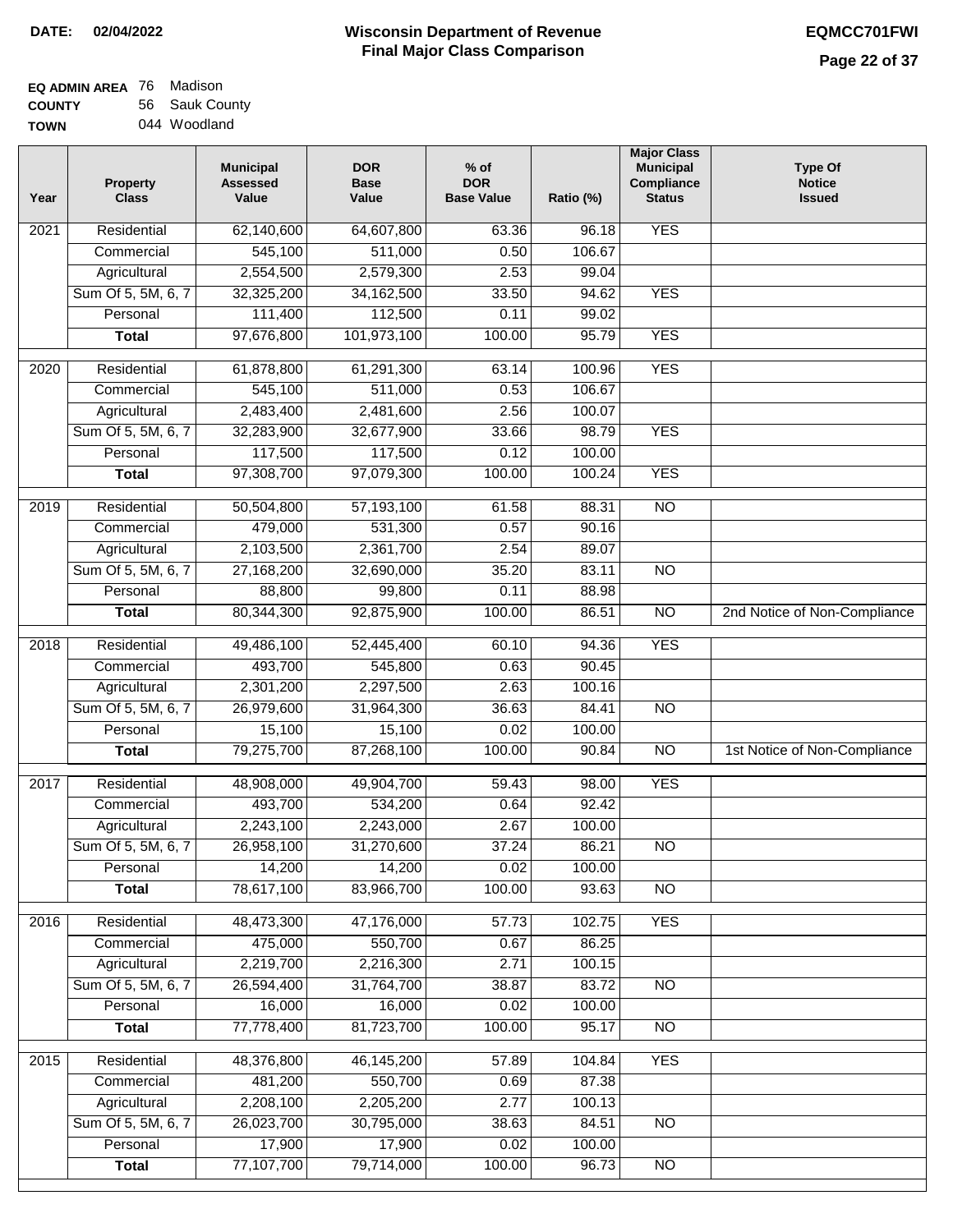**DATE: 02/04/2022**

# Wisconsin Department of Revenue
## Final Major Class Comparison

**EQMCC701FWI**

**EQ ADMIN AREA** 76 Madison
**COUNTY** 56 Sauk County
**TOWN** 044 Woodland

| Year | Property Class | Municipal Assessed Value | DOR Base Value | % of DOR Base Value | Ratio (%) | Major Class Municipal Compliance Status | Type Of Notice Issued |
|---|---|---|---|---|---|---|---|
| 2021 | Residential | 62,140,600 | 64,607,800 | 63.36 | 96.18 | YES | |
| | Commercial | 545,100 | 511,000 | 0.50 | 106.67 | | |
| | Agricultural | 2,554,500 | 2,579,300 | 2.53 | 99.04 | | |
| | Sum Of 5, 5M, 6, 7 | 32,325,200 | 34,162,500 | 33.50 | 94.62 | YES | |
| | Personal | 111,400 | 112,500 | 0.11 | 99.02 | | |
| | **Total** | 97,676,800 | 101,973,100 | 100.00 | 95.79 | YES | |
| 2020 | Residential | 61,878,800 | 61,291,300 | 63.14 | 100.96 | YES | |
| | Commercial | 545,100 | 511,000 | 0.53 | 106.67 | | |
| | Agricultural | 2,483,400 | 2,481,600 | 2.56 | 100.07 | | |
| | Sum Of 5, 5M, 6, 7 | 32,283,900 | 32,677,900 | 33.66 | 98.79 | YES | |
| | Personal | 117,500 | 117,500 | 0.12 | 100.00 | | |
| | **Total** | 97,308,700 | 97,079,300 | 100.00 | 100.24 | YES | |
| 2019 | Residential | 50,504,800 | 57,193,100 | 61.58 | 88.31 | NO | |
| | Commercial | 479,000 | 531,300 | 0.57 | 90.16 | | |
| | Agricultural | 2,103,500 | 2,361,700 | 2.54 | 89.07 | | |
| | Sum Of 5, 5M, 6, 7 | 27,168,200 | 32,690,000 | 35.20 | 83.11 | NO | |
| | Personal | 88,800 | 99,800 | 0.11 | 88.98 | | |
| | **Total** | 80,344,300 | 92,875,900 | 100.00 | 86.51 | NO | 2nd Notice of Non-Compliance |
| 2018 | Residential | 49,486,100 | 52,445,400 | 60.10 | 94.36 | YES | |
| | Commercial | 493,700 | 545,800 | 0.63 | 90.45 | | |
| | Agricultural | 2,301,200 | 2,297,500 | 2.63 | 100.16 | | |
| | Sum Of 5, 5M, 6, 7 | 26,979,600 | 31,964,300 | 36.63 | 84.41 | NO | |
| | Personal | 15,100 | 15,100 | 0.02 | 100.00 | | |
| | **Total** | 79,275,700 | 87,268,100 | 100.00 | 90.84 | NO | 1st Notice of Non-Compliance |
| 2017 | Residential | 48,908,000 | 49,904,700 | 59.43 | 98.00 | YES | |
| | Commercial | 493,700 | 534,200 | 0.64 | 92.42 | | |
| | Agricultural | 2,243,100 | 2,243,000 | 2.67 | 100.00 | | |
| | Sum Of 5, 5M, 6, 7 | 26,958,100 | 31,270,600 | 37.24 | 86.21 | NO | |
| | Personal | 14,200 | 14,200 | 0.02 | 100.00 | | |
| | **Total** | 78,617,100 | 83,966,700 | 100.00 | 93.63 | NO | |
| 2016 | Residential | 48,473,300 | 47,176,000 | 57.73 | 102.75 | YES | |
| | Commercial | 475,000 | 550,700 | 0.67 | 86.25 | | |
| | Agricultural | 2,219,700 | 2,216,300 | 2.71 | 100.15 | | |
| | Sum Of 5, 5M, 6, 7 | 26,594,400 | 31,764,700 | 38.87 | 83.72 | NO | |
| | Personal | 16,000 | 16,000 | 0.02 | 100.00 | | |
| | **Total** | 77,778,400 | 81,723,700 | 100.00 | 95.17 | NO | |
| 2015 | Residential | 48,376,800 | 46,145,200 | 57.89 | 104.84 | YES | |
| | Commercial | 481,200 | 550,700 | 0.69 | 87.38 | | |
| | Agricultural | 2,208,100 | 2,205,200 | 2.77 | 100.13 | | |
| | Sum Of 5, 5M, 6, 7 | 26,023,700 | 30,795,000 | 38.63 | 84.51 | NO | |
| | Personal | 17,900 | 17,900 | 0.02 | 100.00 | | |
| | **Total** | 77,107,700 | 79,714,000 | 100.00 | 96.73 | NO | |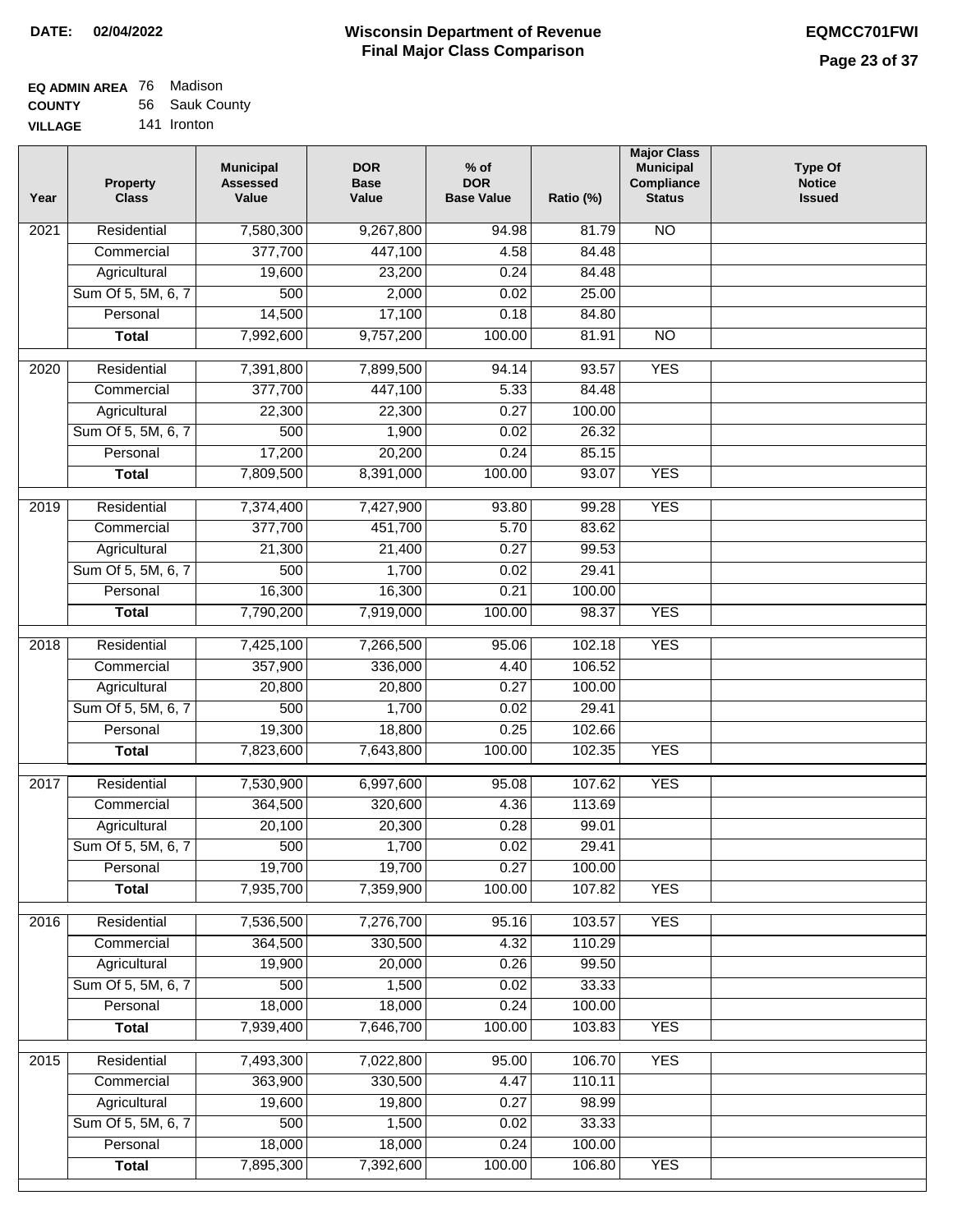**DATE: 02/04/2022**

# Wisconsin Department of Revenue
## Final Major Class Comparison

**EQMCC701FWI**

**EQ ADMIN AREA** 76 Madison
**COUNTY** 56 Sauk County
**VILLAGE** 141 Ironton

| Year | Property Class | Municipal Assessed Value | DOR Base Value | % of DOR Base Value | Ratio (%) | Major Class Municipal Compliance Status | Type Of Notice Issued |
|---|---|---|---|---|---|---|---|
| 2021 | Residential | 7,580,300 | 9,267,800 | 94.98 | 81.79 | NO | |
| | Commercial | 377,700 | 447,100 | 4.58 | 84.48 | | |
| | Agricultural | 19,600 | 23,200 | 0.24 | 84.48 | | |
| | Sum Of 5, 5M, 6, 7 | 500 | 2,000 | 0.02 | 25.00 | | |
| | Personal | 14,500 | 17,100 | 0.18 | 84.80 | | |
| | **Total** | 7,992,600 | 9,757,200 | 100.00 | 81.91 | NO | |
| 2020 | Residential | 7,391,800 | 7,899,500 | 94.14 | 93.57 | YES | |
| | Commercial | 377,700 | 447,100 | 5.33 | 84.48 | | |
| | Agricultural | 22,300 | 22,300 | 0.27 | 100.00 | | |
| | Sum Of 5, 5M, 6, 7 | 500 | 1,900 | 0.02 | 26.32 | | |
| | Personal | 17,200 | 20,200 | 0.24 | 85.15 | | |
| | **Total** | 7,809,500 | 8,391,000 | 100.00 | 93.07 | YES | |
| 2019 | Residential | 7,374,400 | 7,427,900 | 93.80 | 99.28 | YES | |
| | Commercial | 377,700 | 451,700 | 5.70 | 83.62 | | |
| | Agricultural | 21,300 | 21,400 | 0.27 | 99.53 | | |
| | Sum Of 5, 5M, 6, 7 | 500 | 1,700 | 0.02 | 29.41 | | |
| | Personal | 16,300 | 16,300 | 0.21 | 100.00 | | |
| | **Total** | 7,790,200 | 7,919,000 | 100.00 | 98.37 | YES | |
| 2018 | Residential | 7,425,100 | 7,266,500 | 95.06 | 102.18 | YES | |
| | Commercial | 357,900 | 336,000 | 4.40 | 106.52 | | |
| | Agricultural | 20,800 | 20,800 | 0.27 | 100.00 | | |
| | Sum Of 5, 5M, 6, 7 | 500 | 1,700 | 0.02 | 29.41 | | |
| | Personal | 19,300 | 18,800 | 0.25 | 102.66 | | |
| | **Total** | 7,823,600 | 7,643,800 | 100.00 | 102.35 | YES | |
| 2017 | Residential | 7,530,900 | 6,997,600 | 95.08 | 107.62 | YES | |
| | Commercial | 364,500 | 320,600 | 4.36 | 113.69 | | |
| | Agricultural | 20,100 | 20,300 | 0.28 | 99.01 | | |
| | Sum Of 5, 5M, 6, 7 | 500 | 1,700 | 0.02 | 29.41 | | |
| | Personal | 19,700 | 19,700 | 0.27 | 100.00 | | |
| | **Total** | 7,935,700 | 7,359,900 | 100.00 | 107.82 | YES | |
| 2016 | Residential | 7,536,500 | 7,276,700 | 95.16 | 103.57 | YES | |
| | Commercial | 364,500 | 330,500 | 4.32 | 110.29 | | |
| | Agricultural | 19,900 | 20,000 | 0.26 | 99.50 | | |
| | Sum Of 5, 5M, 6, 7 | 500 | 1,500 | 0.02 | 33.33 | | |
| | Personal | 18,000 | 18,000 | 0.24 | 100.00 | | |
| | **Total** | 7,939,400 | 7,646,700 | 100.00 | 103.83 | YES | |
| 2015 | Residential | 7,493,300 | 7,022,800 | 95.00 | 106.70 | YES | |
| | Commercial | 363,900 | 330,500 | 4.47 | 110.11 | | |
| | Agricultural | 19,600 | 19,800 | 0.27 | 98.99 | | |
| | Sum Of 5, 5M, 6, 7 | 500 | 1,500 | 0.02 | 33.33 | | |
| | Personal | 18,000 | 18,000 | 0.24 | 100.00 | | |
| | **Total** | 7,895,300 | 7,392,600 | 100.00 | 106.80 | YES | |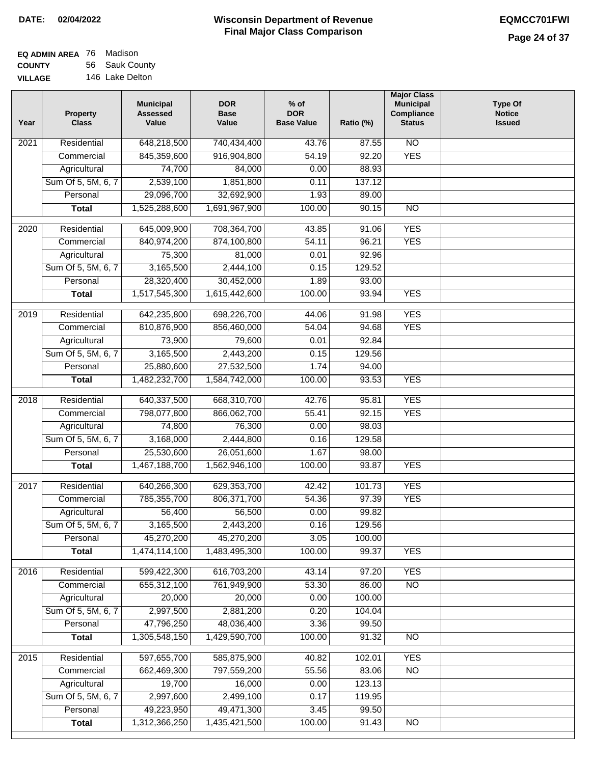**DATE: 02/04/2022**

# Wisconsin Department of Revenue
## Final Major Class Comparison

**EQMCC701FWI**

**EQ ADMIN AREA** 76 Madison
**COUNTY** 56 Sauk County
**VILLAGE** 146 Lake Delton

| Year | Property Class | Municipal Assessed Value | DOR Base Value | % of DOR Base Value | Ratio (%) | Major Class Municipal Compliance Status | Type Of Notice Issued |
|---|---|---|---|---|---|---|---|
| 2021 | Residential | 648,218,500 | 740,434,400 | 43.76 | 87.55 | NO | |
| | Commercial | 845,359,600 | 916,904,800 | 54.19 | 92.20 | YES | |
| | Agricultural | 74,700 | 84,000 | 0.00 | 88.93 | | |
| | Sum Of 5, 5M, 6, 7 | 2,539,100 | 1,851,800 | 0.11 | 137.12 | | |
| | Personal | 29,096,700 | 32,692,900 | 1.93 | 89.00 | | |
| | **Total** | 1,525,288,600 | 1,691,967,900 | 100.00 | 90.15 | NO | |
| 2020 | Residential | 645,009,900 | 708,364,700 | 43.85 | 91.06 | YES | |
| | Commercial | 840,974,200 | 874,100,800 | 54.11 | 96.21 | YES | |
| | Agricultural | 75,300 | 81,000 | 0.01 | 92.96 | | |
| | Sum Of 5, 5M, 6, 7 | 3,165,500 | 2,444,100 | 0.15 | 129.52 | | |
| | Personal | 28,320,400 | 30,452,000 | 1.89 | 93.00 | | |
| | **Total** | 1,517,545,300 | 1,615,442,600 | 100.00 | 93.94 | YES | |
| 2019 | Residential | 642,235,800 | 698,226,700 | 44.06 | 91.98 | YES | |
| | Commercial | 810,876,900 | 856,460,000 | 54.04 | 94.68 | YES | |
| | Agricultural | 73,900 | 79,600 | 0.01 | 92.84 | | |
| | Sum Of 5, 5M, 6, 7 | 3,165,500 | 2,443,200 | 0.15 | 129.56 | | |
| | Personal | 25,880,600 | 27,532,500 | 1.74 | 94.00 | | |
| | **Total** | 1,482,232,700 | 1,584,742,000 | 100.00 | 93.53 | YES | |
| 2018 | Residential | 640,337,500 | 668,310,700 | 42.76 | 95.81 | YES | |
| | Commercial | 798,077,800 | 866,062,700 | 55.41 | 92.15 | YES | |
| | Agricultural | 74,800 | 76,300 | 0.00 | 98.03 | | |
| | Sum Of 5, 5M, 6, 7 | 3,168,000 | 2,444,800 | 0.16 | 129.58 | | |
| | Personal | 25,530,600 | 26,051,600 | 1.67 | 98.00 | | |
| | **Total** | 1,467,188,700 | 1,562,946,100 | 100.00 | 93.87 | YES | |
| 2017 | Residential | 640,266,300 | 629,353,700 | 42.42 | 101.73 | YES | |
| | Commercial | 785,355,700 | 806,371,700 | 54.36 | 97.39 | YES | |
| | Agricultural | 56,400 | 56,500 | 0.00 | 99.82 | | |
| | Sum Of 5, 5M, 6, 7 | 3,165,500 | 2,443,200 | 0.16 | 129.56 | | |
| | Personal | 45,270,200 | 45,270,200 | 3.05 | 100.00 | | |
| | **Total** | 1,474,114,100 | 1,483,495,300 | 100.00 | 99.37 | YES | |
| 2016 | Residential | 599,422,300 | 616,703,200 | 43.14 | 97.20 | YES | |
| | Commercial | 655,312,100 | 761,949,900 | 53.30 | 86.00 | NO | |
| | Agricultural | 20,000 | 20,000 | 0.00 | 100.00 | | |
| | Sum Of 5, 5M, 6, 7 | 2,997,500 | 2,881,200 | 0.20 | 104.04 | | |
| | Personal | 47,796,250 | 48,036,400 | 3.36 | 99.50 | | |
| | **Total** | 1,305,548,150 | 1,429,590,700 | 100.00 | 91.32 | NO | |
| 2015 | Residential | 597,655,700 | 585,875,900 | 40.82 | 102.01 | YES | |
| | Commercial | 662,469,300 | 797,559,200 | 55.56 | 83.06 | NO | |
| | Agricultural | 19,700 | 16,000 | 0.00 | 123.13 | | |
| | Sum Of 5, 5M, 6, 7 | 2,997,600 | 2,499,100 | 0.17 | 119.95 | | |
| | Personal | 49,223,950 | 49,471,300 | 3.45 | 99.50 | | |
| | **Total** | 1,312,366,250 | 1,435,421,500 | 100.00 | 91.43 | NO | |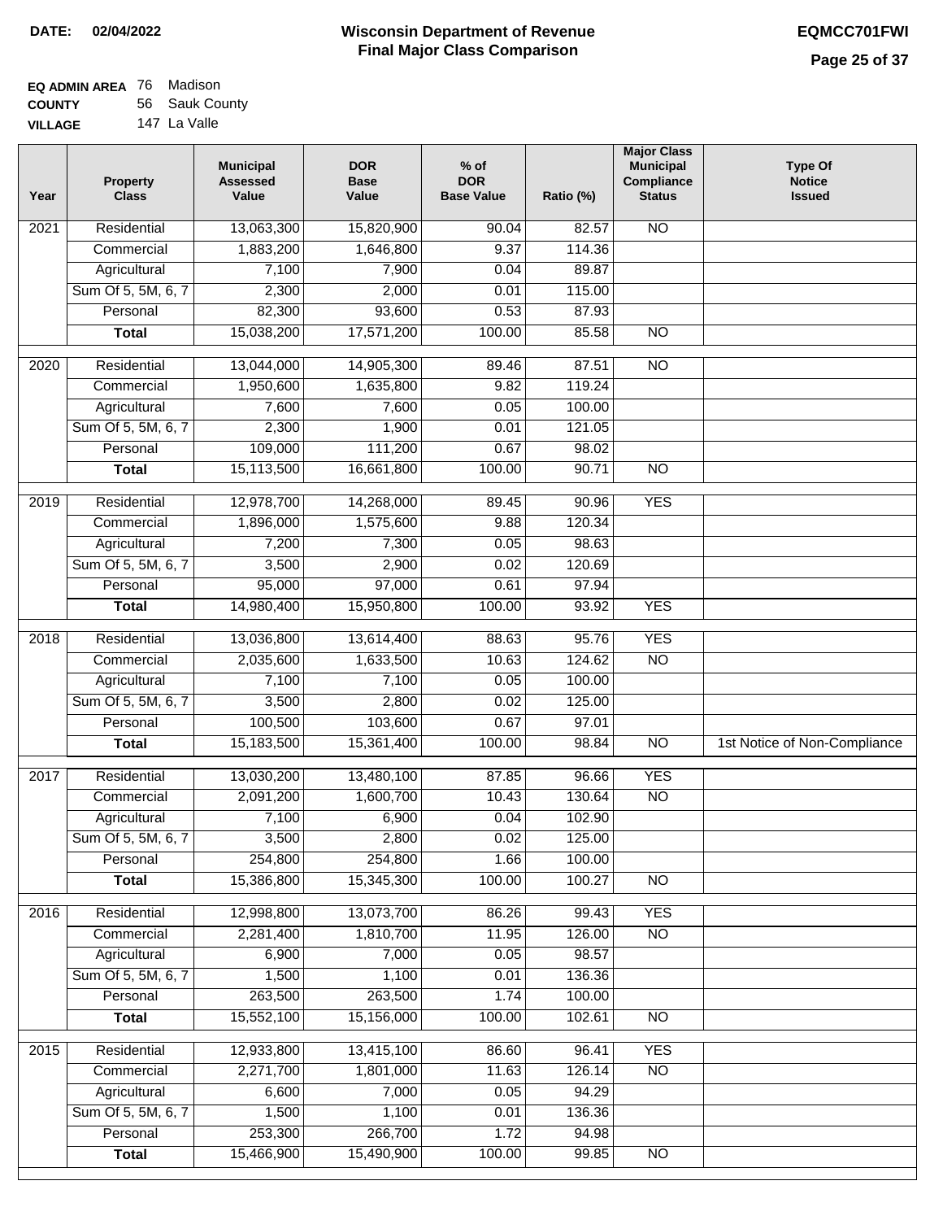**DATE:** 02/04/2022

# Wisconsin Department of Revenue
## Final Major Class Comparison

**EQMCC701FWI**

**EQ ADMIN AREA** 76 Madison
**COUNTY** 56 Sauk County
**VILLAGE** 147 La Valle

| Year | Property Class | Municipal Assessed Value | DOR Base Value | % of DOR Base Value | Ratio (%) | Major Class Municipal Compliance Status | Type Of Notice Issued |
|---|---|---|---|---|---|---|---|
| 2021 | Residential | 13,063,300 | 15,820,900 | 90.04 | 82.57 | NO | |
| | Commercial | 1,883,200 | 1,646,800 | 9.37 | 114.36 | | |
| | Agricultural | 7,100 | 7,900 | 0.04 | 89.87 | | |
| | Sum Of 5, 5M, 6, 7 | 2,300 | 2,000 | 0.01 | 115.00 | | |
| | Personal | 82,300 | 93,600 | 0.53 | 87.93 | | |
| | **Total** | 15,038,200 | 17,571,200 | 100.00 | 85.58 | NO | |
| 2020 | Residential | 13,044,000 | 14,905,300 | 89.46 | 87.51 | NO | |
| | Commercial | 1,950,600 | 1,635,800 | 9.82 | 119.24 | | |
| | Agricultural | 7,600 | 7,600 | 0.05 | 100.00 | | |
| | Sum Of 5, 5M, 6, 7 | 2,300 | 1,900 | 0.01 | 121.05 | | |
| | Personal | 109,000 | 111,200 | 0.67 | 98.02 | | |
| | **Total** | 15,113,500 | 16,661,800 | 100.00 | 90.71 | NO | |
| 2019 | Residential | 12,978,700 | 14,268,000 | 89.45 | 90.96 | YES | |
| | Commercial | 1,896,000 | 1,575,600 | 9.88 | 120.34 | | |
| | Agricultural | 7,200 | 7,300 | 0.05 | 98.63 | | |
| | Sum Of 5, 5M, 6, 7 | 3,500 | 2,900 | 0.02 | 120.69 | | |
| | Personal | 95,000 | 97,000 | 0.61 | 97.94 | | |
| | **Total** | 14,980,400 | 15,950,800 | 100.00 | 93.92 | YES | |
| 2018 | Residential | 13,036,800 | 13,614,400 | 88.63 | 95.76 | YES | |
| | Commercial | 2,035,600 | 1,633,500 | 10.63 | 124.62 | NO | |
| | Agricultural | 7,100 | 7,100 | 0.05 | 100.00 | | |
| | Sum Of 5, 5M, 6, 7 | 3,500 | 2,800 | 0.02 | 125.00 | | |
| | Personal | 100,500 | 103,600 | 0.67 | 97.01 | | |
| | **Total** | 15,183,500 | 15,361,400 | 100.00 | 98.84 | NO | 1st Notice of Non-Compliance |
| 2017 | Residential | 13,030,200 | 13,480,100 | 87.85 | 96.66 | YES | |
| | Commercial | 2,091,200 | 1,600,700 | 10.43 | 130.64 | NO | |
| | Agricultural | 7,100 | 6,900 | 0.04 | 102.90 | | |
| | Sum Of 5, 5M, 6, 7 | 3,500 | 2,800 | 0.02 | 125.00 | | |
| | Personal | 254,800 | 254,800 | 1.66 | 100.00 | | |
| | **Total** | 15,386,800 | 15,345,300 | 100.00 | 100.27 | NO | |
| 2016 | Residential | 12,998,800 | 13,073,700 | 86.26 | 99.43 | YES | |
| | Commercial | 2,281,400 | 1,810,700 | 11.95 | 126.00 | NO | |
| | Agricultural | 6,900 | 7,000 | 0.05 | 98.57 | | |
| | Sum Of 5, 5M, 6, 7 | 1,500 | 1,100 | 0.01 | 136.36 | | |
| | Personal | 263,500 | 263,500 | 1.74 | 100.00 | | |
| | **Total** | 15,552,100 | 15,156,000 | 100.00 | 102.61 | NO | |
| 2015 | Residential | 12,933,800 | 13,415,100 | 86.60 | 96.41 | YES | |
| | Commercial | 2,271,700 | 1,801,000 | 11.63 | 126.14 | NO | |
| | Agricultural | 6,600 | 7,000 | 0.05 | 94.29 | | |
| | Sum Of 5, 5M, 6, 7 | 1,500 | 1,100 | 0.01 | 136.36 | | |
| | Personal | 253,300 | 266,700 | 1.72 | 94.98 | | |
| | **Total** | 15,466,900 | 15,490,900 | 100.00 | 99.85 | NO | |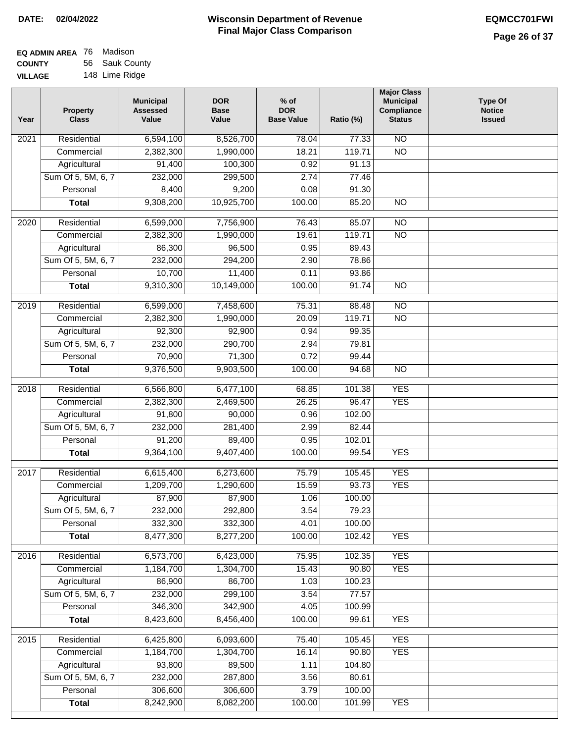# Wisconsin Department of Revenue Final Major Class Comparison

**DATE:** 02/04/2022

**EQMCC701FWI**

**EQ ADMIN AREA** 76 Madison
**COUNTY** 56 Sauk County
**VILLAGE** 148 Lime Ridge

| Year | Property Class | Municipal Assessed Value | DOR Base Value | % of DOR Base Value | Ratio (%) | Major Class Municipal Compliance Status | Type Of Notice Issued |
|---|---|---|---|---|---|---|---|
| 2021 | Residential | 6,594,100 | 8,526,700 | 78.04 | 77.33 | NO | |
| | Commercial | 2,382,300 | 1,990,000 | 18.21 | 119.71 | NO | |
| | Agricultural | 91,400 | 100,300 | 0.92 | 91.13 | | |
| | Sum Of 5, 5M, 6, 7 | 232,000 | 299,500 | 2.74 | 77.46 | | |
| | Personal | 8,400 | 9,200 | 0.08 | 91.30 | | |
| | **Total** | 9,308,200 | 10,925,700 | 100.00 | 85.20 | NO | |
| 2020 | Residential | 6,599,000 | 7,756,900 | 76.43 | 85.07 | NO | |
| | Commercial | 2,382,300 | 1,990,000 | 19.61 | 119.71 | NO | |
| | Agricultural | 86,300 | 96,500 | 0.95 | 89.43 | | |
| | Sum Of 5, 5M, 6, 7 | 232,000 | 294,200 | 2.90 | 78.86 | | |
| | Personal | 10,700 | 11,400 | 0.11 | 93.86 | | |
| | **Total** | 9,310,300 | 10,149,000 | 100.00 | 91.74 | NO | |
| 2019 | Residential | 6,599,000 | 7,458,600 | 75.31 | 88.48 | NO | |
| | Commercial | 2,382,300 | 1,990,000 | 20.09 | 119.71 | NO | |
| | Agricultural | 92,300 | 92,900 | 0.94 | 99.35 | | |
| | Sum Of 5, 5M, 6, 7 | 232,000 | 290,700 | 2.94 | 79.81 | | |
| | Personal | 70,900 | 71,300 | 0.72 | 99.44 | | |
| | **Total** | 9,376,500 | 9,903,500 | 100.00 | 94.68 | NO | |
| 2018 | Residential | 6,566,800 | 6,477,100 | 68.85 | 101.38 | YES | |
| | Commercial | 2,382,300 | 2,469,500 | 26.25 | 96.47 | YES | |
| | Agricultural | 91,800 | 90,000 | 0.96 | 102.00 | | |
| | Sum Of 5, 5M, 6, 7 | 232,000 | 281,400 | 2.99 | 82.44 | | |
| | Personal | 91,200 | 89,400 | 0.95 | 102.01 | | |
| | **Total** | 9,364,100 | 9,407,400 | 100.00 | 99.54 | YES | |
| 2017 | Residential | 6,615,400 | 6,273,600 | 75.79 | 105.45 | YES | |
| | Commercial | 1,209,700 | 1,290,600 | 15.59 | 93.73 | YES | |
| | Agricultural | 87,900 | 87,900 | 1.06 | 100.00 | | |
| | Sum Of 5, 5M, 6, 7 | 232,000 | 292,800 | 3.54 | 79.23 | | |
| | Personal | 332,300 | 332,300 | 4.01 | 100.00 | | |
| | **Total** | 8,477,300 | 8,277,200 | 100.00 | 102.42 | YES | |
| 2016 | Residential | 6,573,700 | 6,423,000 | 75.95 | 102.35 | YES | |
| | Commercial | 1,184,700 | 1,304,700 | 15.43 | 90.80 | YES | |
| | Agricultural | 86,900 | 86,700 | 1.03 | 100.23 | | |
| | Sum Of 5, 5M, 6, 7 | 232,000 | 299,100 | 3.54 | 77.57 | | |
| | Personal | 346,300 | 342,900 | 4.05 | 100.99 | | |
| | **Total** | 8,423,600 | 8,456,400 | 100.00 | 99.61 | YES | |
| 2015 | Residential | 6,425,800 | 6,093,600 | 75.40 | 105.45 | YES | |
| | Commercial | 1,184,700 | 1,304,700 | 16.14 | 90.80 | YES | |
| | Agricultural | 93,800 | 89,500 | 1.11 | 104.80 | | |
| | Sum Of 5, 5M, 6, 7 | 232,000 | 287,800 | 3.56 | 80.61 | | |
| | Personal | 306,600 | 306,600 | 3.79 | 100.00 | | |
| | **Total** | 8,242,900 | 8,082,200 | 100.00 | 101.99 | YES | |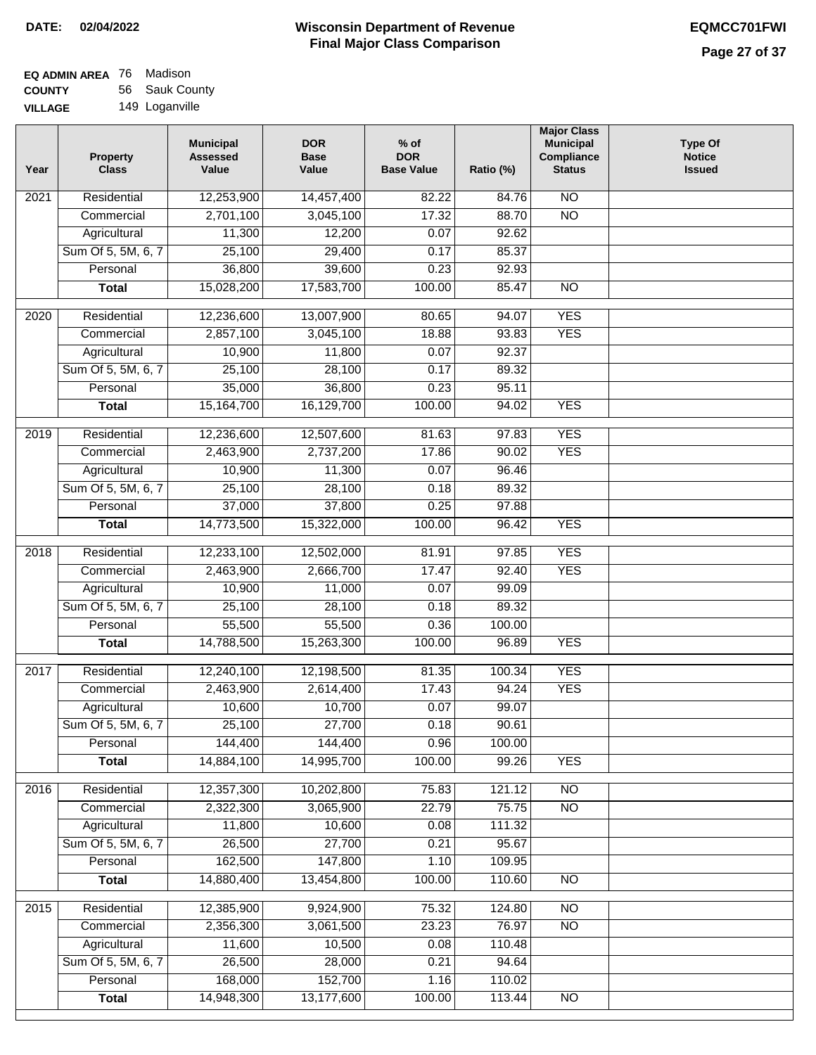**DATE: 02/04/2022**

# Wisconsin Department of Revenue
## Final Major Class Comparison

**EQMCC701FWI**

**EQ ADMIN AREA** 76 Madison
**COUNTY** 56 Sauk County
**VILLAGE** 149 Loganville

| Year | Property Class | Municipal Assessed Value | DOR Base Value | % of DOR Base Value | Ratio (%) | Major Class Municipal Compliance Status | Type Of Notice Issued |
|---|---|---|---|---|---|---|---|
| 2021 | Residential | 12,253,900 | 14,457,400 | 82.22 | 84.76 | NO | |
| | Commercial | 2,701,100 | 3,045,100 | 17.32 | 88.70 | NO | |
| | Agricultural | 11,300 | 12,200 | 0.07 | 92.62 | | |
| | Sum Of 5, 5M, 6, 7 | 25,100 | 29,400 | 0.17 | 85.37 | | |
| | Personal | 36,800 | 39,600 | 0.23 | 92.93 | | |
| | **Total** | 15,028,200 | 17,583,700 | 100.00 | 85.47 | NO | |
| 2020 | Residential | 12,236,600 | 13,007,900 | 80.65 | 94.07 | YES | |
| | Commercial | 2,857,100 | 3,045,100 | 18.88 | 93.83 | YES | |
| | Agricultural | 10,900 | 11,800 | 0.07 | 92.37 | | |
| | Sum Of 5, 5M, 6, 7 | 25,100 | 28,100 | 0.17 | 89.32 | | |
| | Personal | 35,000 | 36,800 | 0.23 | 95.11 | | |
| | **Total** | 15,164,700 | 16,129,700 | 100.00 | 94.02 | YES | |
| 2019 | Residential | 12,236,600 | 12,507,600 | 81.63 | 97.83 | YES | |
| | Commercial | 2,463,900 | 2,737,200 | 17.86 | 90.02 | YES | |
| | Agricultural | 10,900 | 11,300 | 0.07 | 96.46 | | |
| | Sum Of 5, 5M, 6, 7 | 25,100 | 28,100 | 0.18 | 89.32 | | |
| | Personal | 37,000 | 37,800 | 0.25 | 97.88 | | |
| | **Total** | 14,773,500 | 15,322,000 | 100.00 | 96.42 | YES | |
| 2018 | Residential | 12,233,100 | 12,502,000 | 81.91 | 97.85 | YES | |
| | Commercial | 2,463,900 | 2,666,700 | 17.47 | 92.40 | YES | |
| | Agricultural | 10,900 | 11,000 | 0.07 | 99.09 | | |
| | Sum Of 5, 5M, 6, 7 | 25,100 | 28,100 | 0.18 | 89.32 | | |
| | Personal | 55,500 | 55,500 | 0.36 | 100.00 | | |
| | **Total** | 14,788,500 | 15,263,300 | 100.00 | 96.89 | YES | |
| 2017 | Residential | 12,240,100 | 12,198,500 | 81.35 | 100.34 | YES | |
| | Commercial | 2,463,900 | 2,614,400 | 17.43 | 94.24 | YES | |
| | Agricultural | 10,600 | 10,700 | 0.07 | 99.07 | | |
| | Sum Of 5, 5M, 6, 7 | 25,100 | 27,700 | 0.18 | 90.61 | | |
| | Personal | 144,400 | 144,400 | 0.96 | 100.00 | | |
| | **Total** | 14,884,100 | 14,995,700 | 100.00 | 99.26 | YES | |
| 2016 | Residential | 12,357,300 | 10,202,800 | 75.83 | 121.12 | NO | |
| | Commercial | 2,322,300 | 3,065,900 | 22.79 | 75.75 | NO | |
| | Agricultural | 11,800 | 10,600 | 0.08 | 111.32 | | |
| | Sum Of 5, 5M, 6, 7 | 26,500 | 27,700 | 0.21 | 95.67 | | |
| | Personal | 162,500 | 147,800 | 1.10 | 109.95 | | |
| | **Total** | 14,880,400 | 13,454,800 | 100.00 | 110.60 | NO | |
| 2015 | Residential | 12,385,900 | 9,924,900 | 75.32 | 124.80 | NO | |
| | Commercial | 2,356,300 | 3,061,500 | 23.23 | 76.97 | NO | |
| | Agricultural | 11,600 | 10,500 | 0.08 | 110.48 | | |
| | Sum Of 5, 5M, 6, 7 | 26,500 | 28,000 | 0.21 | 94.64 | | |
| | Personal | 168,000 | 152,700 | 1.16 | 110.02 | | |
| | **Total** | 14,948,300 | 13,177,600 | 100.00 | 113.44 | NO | |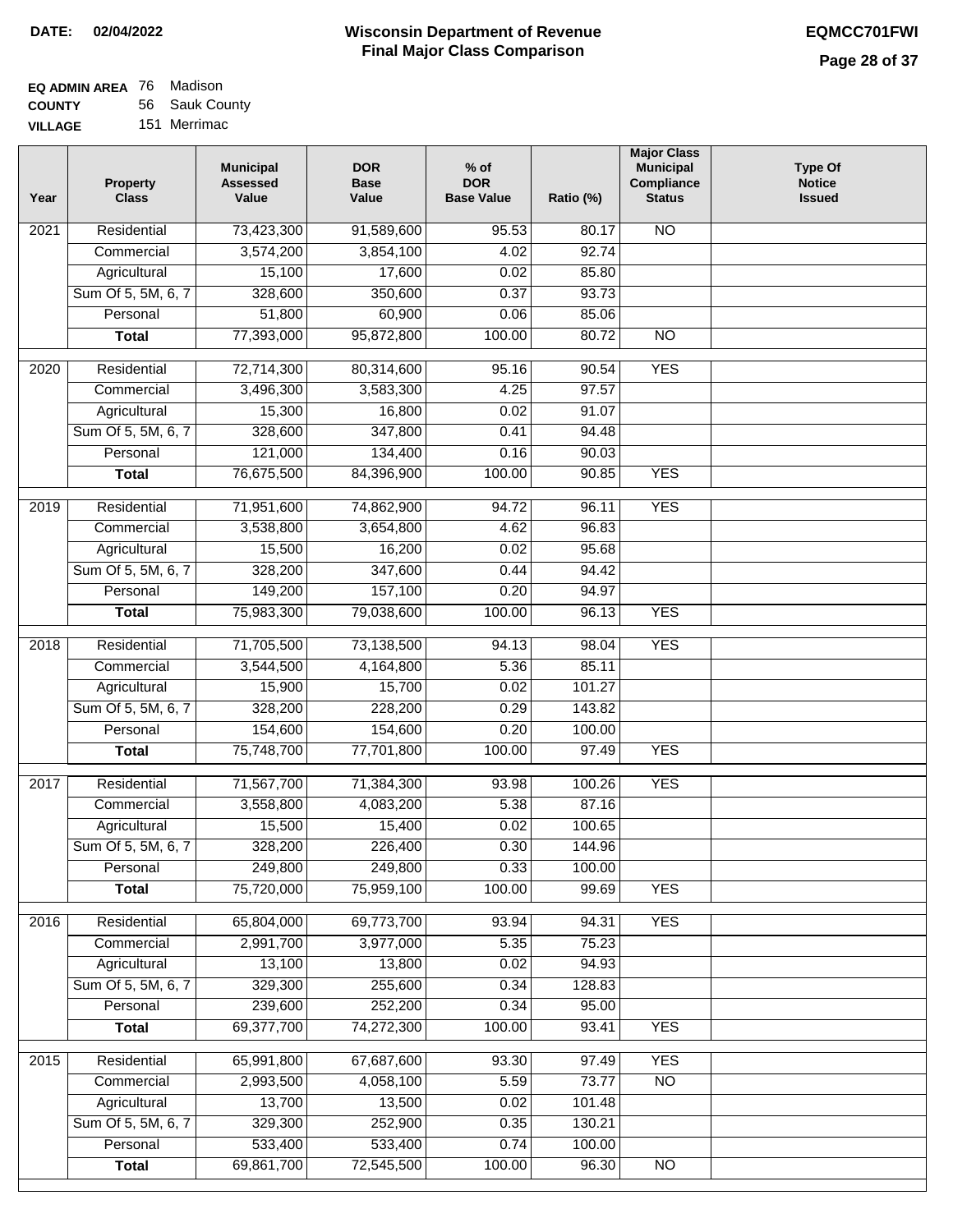DATE: 02/04/2022

# Wisconsin Department of Revenue
## Final Major Class Comparison

EQMCC701FWI

**EQ ADMIN AREA** 76 Madison
**COUNTY** 56 Sauk County
**VILLAGE** 151 Merrimac

| Year | Property Class | Municipal Assessed Value | DOR Base Value | % of DOR Base Value | Ratio (%) | Major Class Municipal Compliance Status | Type Of Notice Issued |
|---|---|---|---|---|---|---|---|
| 2021 | Residential | 73,423,300 | 91,589,600 | 95.53 | 80.17 | NO | |
| | Commercial | 3,574,200 | 3,854,100 | 4.02 | 92.74 | | |
| | Agricultural | 15,100 | 17,600 | 0.02 | 85.80 | | |
| | Sum Of 5, 5M, 6, 7 | 328,600 | 350,600 | 0.37 | 93.73 | | |
| | Personal | 51,800 | 60,900 | 0.06 | 85.06 | | |
| | **Total** | 77,393,000 | 95,872,800 | 100.00 | 80.72 | NO | |
| 2020 | Residential | 72,714,300 | 80,314,600 | 95.16 | 90.54 | YES | |
| | Commercial | 3,496,300 | 3,583,300 | 4.25 | 97.57 | | |
| | Agricultural | 15,300 | 16,800 | 0.02 | 91.07 | | |
| | Sum Of 5, 5M, 6, 7 | 328,600 | 347,800 | 0.41 | 94.48 | | |
| | Personal | 121,000 | 134,400 | 0.16 | 90.03 | | |
| | **Total** | 76,675,500 | 84,396,900 | 100.00 | 90.85 | YES | |
| 2019 | Residential | 71,951,600 | 74,862,900 | 94.72 | 96.11 | YES | |
| | Commercial | 3,538,800 | 3,654,800 | 4.62 | 96.83 | | |
| | Agricultural | 15,500 | 16,200 | 0.02 | 95.68 | | |
| | Sum Of 5, 5M, 6, 7 | 328,200 | 347,600 | 0.44 | 94.42 | | |
| | Personal | 149,200 | 157,100 | 0.20 | 94.97 | | |
| | **Total** | 75,983,300 | 79,038,600 | 100.00 | 96.13 | YES | |
| 2018 | Residential | 71,705,500 | 73,138,500 | 94.13 | 98.04 | YES | |
| | Commercial | 3,544,500 | 4,164,800 | 5.36 | 85.11 | | |
| | Agricultural | 15,900 | 15,700 | 0.02 | 101.27 | | |
| | Sum Of 5, 5M, 6, 7 | 328,200 | 228,200 | 0.29 | 143.82 | | |
| | Personal | 154,600 | 154,600 | 0.20 | 100.00 | | |
| | **Total** | 75,748,700 | 77,701,800 | 100.00 | 97.49 | YES | |
| 2017 | Residential | 71,567,700 | 71,384,300 | 93.98 | 100.26 | YES | |
| | Commercial | 3,558,800 | 4,083,200 | 5.38 | 87.16 | | |
| | Agricultural | 15,500 | 15,400 | 0.02 | 100.65 | | |
| | Sum Of 5, 5M, 6, 7 | 328,200 | 226,400 | 0.30 | 144.96 | | |
| | Personal | 249,800 | 249,800 | 0.33 | 100.00 | | |
| | **Total** | 75,720,000 | 75,959,100 | 100.00 | 99.69 | YES | |
| 2016 | Residential | 65,804,000 | 69,773,700 | 93.94 | 94.31 | YES | |
| | Commercial | 2,991,700 | 3,977,000 | 5.35 | 75.23 | | |
| | Agricultural | 13,100 | 13,800 | 0.02 | 94.93 | | |
| | Sum Of 5, 5M, 6, 7 | 329,300 | 255,600 | 0.34 | 128.83 | | |
| | Personal | 239,600 | 252,200 | 0.34 | 95.00 | | |
| | **Total** | 69,377,700 | 74,272,300 | 100.00 | 93.41 | YES | |
| 2015 | Residential | 65,991,800 | 67,687,600 | 93.30 | 97.49 | YES | |
| | Commercial | 2,993,500 | 4,058,100 | 5.59 | 73.77 | NO | |
| | Agricultural | 13,700 | 13,500 | 0.02 | 101.48 | | |
| | Sum Of 5, 5M, 6, 7 | 329,300 | 252,900 | 0.35 | 130.21 | | |
| | Personal | 533,400 | 533,400 | 0.74 | 100.00 | | |
| | **Total** | 69,861,700 | 72,545,500 | 100.00 | 96.30 | NO | |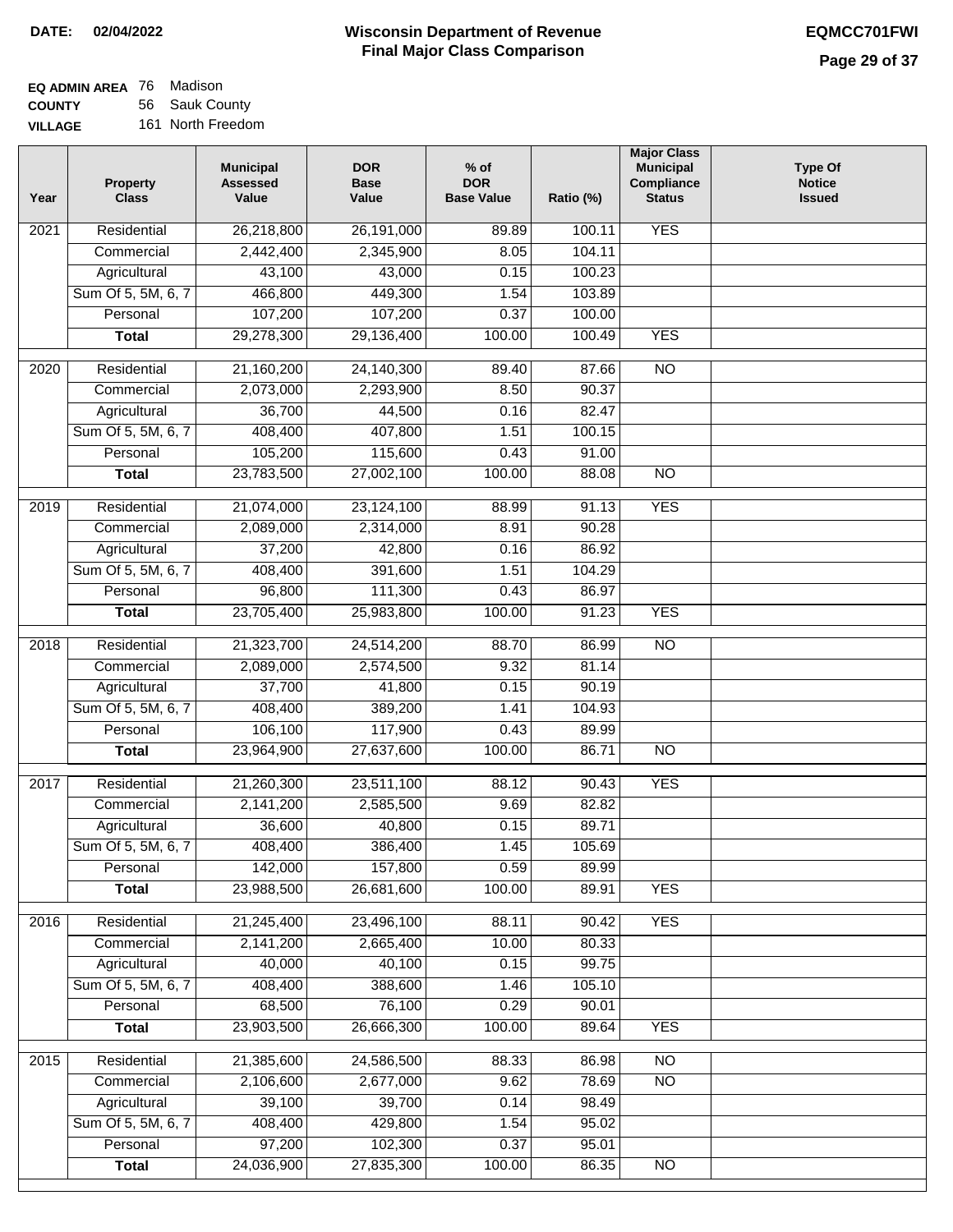**DATE:** 02/04/2022

# Wisconsin Department of Revenue
## Final Major Class Comparison

**EQMCC701FWI**

**EQ ADMIN AREA** 76 Madison
**COUNTY** 56 Sauk County
**VILLAGE** 161 North Freedom

| Year | Property Class | Municipal Assessed Value | DOR Base Value | % of DOR Base Value | Ratio (%) | Major Class Municipal Compliance Status | Type Of Notice Issued |
|---|---|---|---|---|---|---|---|
| 2021 | Residential | 26,218,800 | 26,191,000 | 89.89 | 100.11 | YES | |
| | Commercial | 2,442,400 | 2,345,900 | 8.05 | 104.11 | | |
| | Agricultural | 43,100 | 43,000 | 0.15 | 100.23 | | |
| | Sum Of 5, 5M, 6, 7 | 466,800 | 449,300 | 1.54 | 103.89 | | |
| | Personal | 107,200 | 107,200 | 0.37 | 100.00 | | |
| | **Total** | 29,278,300 | 29,136,400 | 100.00 | 100.49 | YES | |
| 2020 | Residential | 21,160,200 | 24,140,300 | 89.40 | 87.66 | NO | |
| | Commercial | 2,073,000 | 2,293,900 | 8.50 | 90.37 | | |
| | Agricultural | 36,700 | 44,500 | 0.16 | 82.47 | | |
| | Sum Of 5, 5M, 6, 7 | 408,400 | 407,800 | 1.51 | 100.15 | | |
| | Personal | 105,200 | 115,600 | 0.43 | 91.00 | | |
| | **Total** | 23,783,500 | 27,002,100 | 100.00 | 88.08 | NO | |
| 2019 | Residential | 21,074,000 | 23,124,100 | 88.99 | 91.13 | YES | |
| | Commercial | 2,089,000 | 2,314,000 | 8.91 | 90.28 | | |
| | Agricultural | 37,200 | 42,800 | 0.16 | 86.92 | | |
| | Sum Of 5, 5M, 6, 7 | 408,400 | 391,600 | 1.51 | 104.29 | | |
| | Personal | 96,800 | 111,300 | 0.43 | 86.97 | | |
| | **Total** | 23,705,400 | 25,983,800 | 100.00 | 91.23 | YES | |
| 2018 | Residential | 21,323,700 | 24,514,200 | 88.70 | 86.99 | NO | |
| | Commercial | 2,089,000 | 2,574,500 | 9.32 | 81.14 | | |
| | Agricultural | 37,700 | 41,800 | 0.15 | 90.19 | | |
| | Sum Of 5, 5M, 6, 7 | 408,400 | 389,200 | 1.41 | 104.93 | | |
| | Personal | 106,100 | 117,900 | 0.43 | 89.99 | | |
| | **Total** | 23,964,900 | 27,637,600 | 100.00 | 86.71 | NO | |
| 2017 | Residential | 21,260,300 | 23,511,100 | 88.12 | 90.43 | YES | |
| | Commercial | 2,141,200 | 2,585,500 | 9.69 | 82.82 | | |
| | Agricultural | 36,600 | 40,800 | 0.15 | 89.71 | | |
| | Sum Of 5, 5M, 6, 7 | 408,400 | 386,400 | 1.45 | 105.69 | | |
| | Personal | 142,000 | 157,800 | 0.59 | 89.99 | | |
| | **Total** | 23,988,500 | 26,681,600 | 100.00 | 89.91 | YES | |
| 2016 | Residential | 21,245,400 | 23,496,100 | 88.11 | 90.42 | YES | |
| | Commercial | 2,141,200 | 2,665,400 | 10.00 | 80.33 | | |
| | Agricultural | 40,000 | 40,100 | 0.15 | 99.75 | | |
| | Sum Of 5, 5M, 6, 7 | 408,400 | 388,600 | 1.46 | 105.10 | | |
| | Personal | 68,500 | 76,100 | 0.29 | 90.01 | | |
| | **Total** | 23,903,500 | 26,666,300 | 100.00 | 89.64 | YES | |
| 2015 | Residential | 21,385,600 | 24,586,500 | 88.33 | 86.98 | NO | |
| | Commercial | 2,106,600 | 2,677,000 | 9.62 | 78.69 | NO | |
| | Agricultural | 39,100 | 39,700 | 0.14 | 98.49 | | |
| | Sum Of 5, 5M, 6, 7 | 408,400 | 429,800 | 1.54 | 95.02 | | |
| | Personal | 97,200 | 102,300 | 0.37 | 95.01 | | |
| | **Total** | 24,036,900 | 27,835,300 | 100.00 | 86.35 | NO | |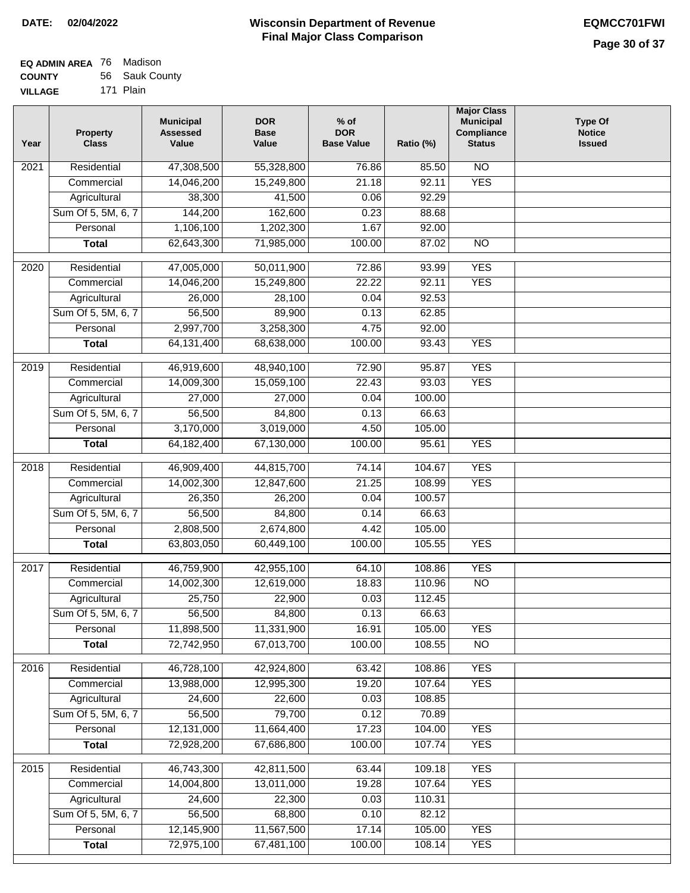**DATE: 02/04/2022**

# Wisconsin Department of Revenue
## Final Major Class Comparison

**EQMCC701FWI**

**EQ ADMIN AREA** 76 Madison
**COUNTY** 56 Sauk County
**VILLAGE** 171 Plain

| Year | Property Class | Municipal Assessed Value | DOR Base Value | % of DOR Base Value | Ratio (%) | Major Class Municipal Compliance Status | Type Of Notice Issued |
|---|---|---|---|---|---|---|---|
| 2021 | Residential | 47,308,500 | 55,328,800 | 76.86 | 85.50 | NO | |
| | Commercial | 14,046,200 | 15,249,800 | 21.18 | 92.11 | YES | |
| | Agricultural | 38,300 | 41,500 | 0.06 | 92.29 | | |
| | Sum Of 5, 5M, 6, 7 | 144,200 | 162,600 | 0.23 | 88.68 | | |
| | Personal | 1,106,100 | 1,202,300 | 1.67 | 92.00 | | |
| | **Total** | 62,643,300 | 71,985,000 | 100.00 | 87.02 | NO | |
| 2020 | Residential | 47,005,000 | 50,011,900 | 72.86 | 93.99 | YES | |
| | Commercial | 14,046,200 | 15,249,800 | 22.22 | 92.11 | YES | |
| | Agricultural | 26,000 | 28,100 | 0.04 | 92.53 | | |
| | Sum Of 5, 5M, 6, 7 | 56,500 | 89,900 | 0.13 | 62.85 | | |
| | Personal | 2,997,700 | 3,258,300 | 4.75 | 92.00 | | |
| | **Total** | 64,131,400 | 68,638,000 | 100.00 | 93.43 | YES | |
| 2019 | Residential | 46,919,600 | 48,940,100 | 72.90 | 95.87 | YES | |
| | Commercial | 14,009,300 | 15,059,100 | 22.43 | 93.03 | YES | |
| | Agricultural | 27,000 | 27,000 | 0.04 | 100.00 | | |
| | Sum Of 5, 5M, 6, 7 | 56,500 | 84,800 | 0.13 | 66.63 | | |
| | Personal | 3,170,000 | 3,019,000 | 4.50 | 105.00 | | |
| | **Total** | 64,182,400 | 67,130,000 | 100.00 | 95.61 | YES | |
| 2018 | Residential | 46,909,400 | 44,815,700 | 74.14 | 104.67 | YES | |
| | Commercial | 14,002,300 | 12,847,600 | 21.25 | 108.99 | YES | |
| | Agricultural | 26,350 | 26,200 | 0.04 | 100.57 | | |
| | Sum Of 5, 5M, 6, 7 | 56,500 | 84,800 | 0.14 | 66.63 | | |
| | Personal | 2,808,500 | 2,674,800 | 4.42 | 105.00 | | |
| | **Total** | 63,803,050 | 60,449,100 | 100.00 | 105.55 | YES | |
| 2017 | Residential | 46,759,900 | 42,955,100 | 64.10 | 108.86 | YES | |
| | Commercial | 14,002,300 | 12,619,000 | 18.83 | 110.96 | NO | |
| | Agricultural | 25,750 | 22,900 | 0.03 | 112.45 | | |
| | Sum Of 5, 5M, 6, 7 | 56,500 | 84,800 | 0.13 | 66.63 | | |
| | Personal | 11,898,500 | 11,331,900 | 16.91 | 105.00 | YES | |
| | **Total** | 72,742,950 | 67,013,700 | 100.00 | 108.55 | NO | |
| 2016 | Residential | 46,728,100 | 42,924,800 | 63.42 | 108.86 | YES | |
| | Commercial | 13,988,000 | 12,995,300 | 19.20 | 107.64 | YES | |
| | Agricultural | 24,600 | 22,600 | 0.03 | 108.85 | | |
| | Sum Of 5, 5M, 6, 7 | 56,500 | 79,700 | 0.12 | 70.89 | | |
| | Personal | 12,131,000 | 11,664,400 | 17.23 | 104.00 | YES | |
| | **Total** | 72,928,200 | 67,686,800 | 100.00 | 107.74 | YES | |
| 2015 | Residential | 46,743,300 | 42,811,500 | 63.44 | 109.18 | YES | |
| | Commercial | 14,004,800 | 13,011,000 | 19.28 | 107.64 | YES | |
| | Agricultural | 24,600 | 22,300 | 0.03 | 110.31 | | |
| | Sum Of 5, 5M, 6, 7 | 56,500 | 68,800 | 0.10 | 82.12 | | |
| | Personal | 12,145,900 | 11,567,500 | 17.14 | 105.00 | YES | |
| | **Total** | 72,975,100 | 67,481,100 | 100.00 | 108.14 | YES | |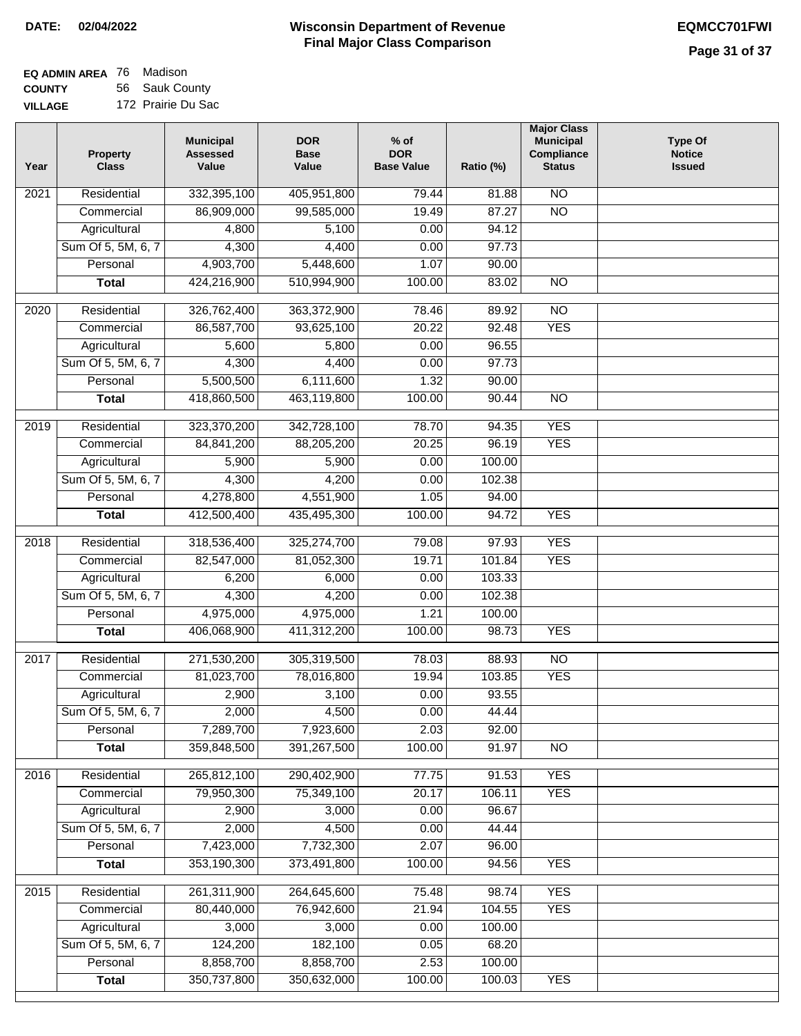**DATE:** 02/04/2022

# Wisconsin Department of Revenue
## Final Major Class Comparison

**EQMCC701FWI**

**EQ ADMIN AREA** 76 Madison
**COUNTY** 56 Sauk County
**VILLAGE** 172 Prairie Du Sac

| Year | Property Class | Municipal Assessed Value | DOR Base Value | % of DOR Base Value | Ratio (%) | Major Class Municipal Compliance Status | Type Of Notice Issued |
|---|---|---|---|---|---|---|---|
| 2021 | Residential | 332,395,100 | 405,951,800 | 79.44 | 81.88 | NO | |
| | Commercial | 86,909,000 | 99,585,000 | 19.49 | 87.27 | NO | |
| | Agricultural | 4,800 | 5,100 | 0.00 | 94.12 | | |
| | Sum Of 5, 5M, 6, 7 | 4,300 | 4,400 | 0.00 | 97.73 | | |
| | Personal | 4,903,700 | 5,448,600 | 1.07 | 90.00 | | |
| | **Total** | 424,216,900 | 510,994,900 | 100.00 | 83.02 | NO | |
| 2020 | Residential | 326,762,400 | 363,372,900 | 78.46 | 89.92 | NO | |
| | Commercial | 86,587,700 | 93,625,100 | 20.22 | 92.48 | YES | |
| | Agricultural | 5,600 | 5,800 | 0.00 | 96.55 | | |
| | Sum Of 5, 5M, 6, 7 | 4,300 | 4,400 | 0.00 | 97.73 | | |
| | Personal | 5,500,500 | 6,111,600 | 1.32 | 90.00 | | |
| | **Total** | 418,860,500 | 463,119,800 | 100.00 | 90.44 | NO | |
| 2019 | Residential | 323,370,200 | 342,728,100 | 78.70 | 94.35 | YES | |
| | Commercial | 84,841,200 | 88,205,200 | 20.25 | 96.19 | YES | |
| | Agricultural | 5,900 | 5,900 | 0.00 | 100.00 | | |
| | Sum Of 5, 5M, 6, 7 | 4,300 | 4,200 | 0.00 | 102.38 | | |
| | Personal | 4,278,800 | 4,551,900 | 1.05 | 94.00 | | |
| | **Total** | 412,500,400 | 435,495,300 | 100.00 | 94.72 | YES | |
| 2018 | Residential | 318,536,400 | 325,274,700 | 79.08 | 97.93 | YES | |
| | Commercial | 82,547,000 | 81,052,300 | 19.71 | 101.84 | YES | |
| | Agricultural | 6,200 | 6,000 | 0.00 | 103.33 | | |
| | Sum Of 5, 5M, 6, 7 | 4,300 | 4,200 | 0.00 | 102.38 | | |
| | Personal | 4,975,000 | 4,975,000 | 1.21 | 100.00 | | |
| | **Total** | 406,068,900 | 411,312,200 | 100.00 | 98.73 | YES | |
| 2017 | Residential | 271,530,200 | 305,319,500 | 78.03 | 88.93 | NO | |
| | Commercial | 81,023,700 | 78,016,800 | 19.94 | 103.85 | YES | |
| | Agricultural | 2,900 | 3,100 | 0.00 | 93.55 | | |
| | Sum Of 5, 5M, 6, 7 | 2,000 | 4,500 | 0.00 | 44.44 | | |
| | Personal | 7,289,700 | 7,923,600 | 2.03 | 92.00 | | |
| | **Total** | 359,848,500 | 391,267,500 | 100.00 | 91.97 | NO | |
| 2016 | Residential | 265,812,100 | 290,402,900 | 77.75 | 91.53 | YES | |
| | Commercial | 79,950,300 | 75,349,100 | 20.17 | 106.11 | YES | |
| | Agricultural | 2,900 | 3,000 | 0.00 | 96.67 | | |
| | Sum Of 5, 5M, 6, 7 | 2,000 | 4,500 | 0.00 | 44.44 | | |
| | Personal | 7,423,000 | 7,732,300 | 2.07 | 96.00 | | |
| | **Total** | 353,190,300 | 373,491,800 | 100.00 | 94.56 | YES | |
| 2015 | Residential | 261,311,900 | 264,645,600 | 75.48 | 98.74 | YES | |
| | Commercial | 80,440,000 | 76,942,600 | 21.94 | 104.55 | YES | |
| | Agricultural | 3,000 | 3,000 | 0.00 | 100.00 | | |
| | Sum Of 5, 5M, 6, 7 | 124,200 | 182,100 | 0.05 | 68.20 | | |
| | Personal | 8,858,700 | 8,858,700 | 2.53 | 100.00 | | |
| | **Total** | 350,737,800 | 350,632,000 | 100.00 | 100.03 | YES | |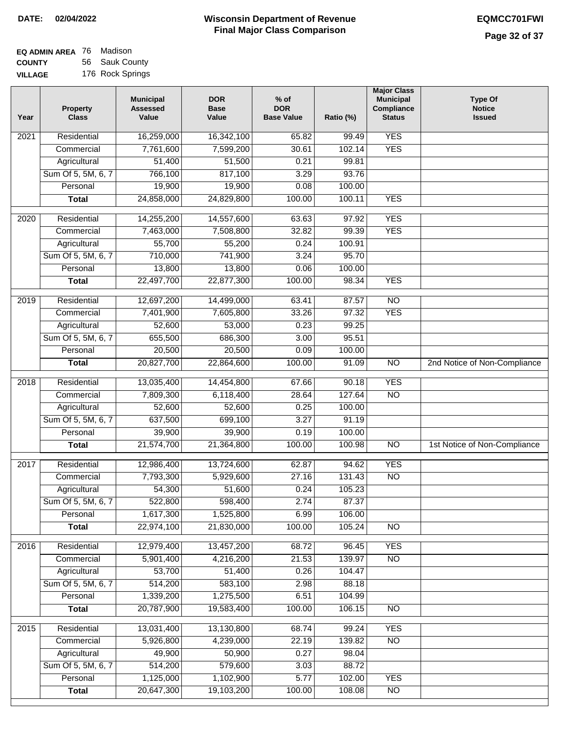**DATE: 02/04/2022**

# Wisconsin Department of Revenue
## Final Major Class Comparison

**EQMCC701FWI**

**EQ ADMIN AREA** 76 Madison
**COUNTY** 56 Sauk County
**VILLAGE** 176 Rock Springs

| Year | Property Class | Municipal Assessed Value | DOR Base Value | % of DOR Base Value | Ratio (%) | Major Class Municipal Compliance Status | Type Of Notice Issued |
|---|---|---|---|---|---|---|---|
| 2021 | Residential | 16,259,000 | 16,342,100 | 65.82 | 99.49 | YES | |
| | Commercial | 7,761,600 | 7,599,200 | 30.61 | 102.14 | YES | |
| | Agricultural | 51,400 | 51,500 | 0.21 | 99.81 | | |
| | Sum Of 5, 5M, 6, 7 | 766,100 | 817,100 | 3.29 | 93.76 | | |
| | Personal | 19,900 | 19,900 | 0.08 | 100.00 | | |
| | **Total** | 24,858,000 | 24,829,800 | 100.00 | 100.11 | YES | |
| 2020 | Residential | 14,255,200 | 14,557,600 | 63.63 | 97.92 | YES | |
| | Commercial | 7,463,000 | 7,508,800 | 32.82 | 99.39 | YES | |
| | Agricultural | 55,700 | 55,200 | 0.24 | 100.91 | | |
| | Sum Of 5, 5M, 6, 7 | 710,000 | 741,900 | 3.24 | 95.70 | | |
| | Personal | 13,800 | 13,800 | 0.06 | 100.00 | | |
| | **Total** | 22,497,700 | 22,877,300 | 100.00 | 98.34 | YES | |
| 2019 | Residential | 12,697,200 | 14,499,000 | 63.41 | 87.57 | NO | |
| | Commercial | 7,401,900 | 7,605,800 | 33.26 | 97.32 | YES | |
| | Agricultural | 52,600 | 53,000 | 0.23 | 99.25 | | |
| | Sum Of 5, 5M, 6, 7 | 655,500 | 686,300 | 3.00 | 95.51 | | |
| | Personal | 20,500 | 20,500 | 0.09 | 100.00 | | |
| | **Total** | 20,827,700 | 22,864,600 | 100.00 | 91.09 | NO | 2nd Notice of Non-Compliance |
| 2018 | Residential | 13,035,400 | 14,454,800 | 67.66 | 90.18 | YES | |
| | Commercial | 7,809,300 | 6,118,400 | 28.64 | 127.64 | NO | |
| | Agricultural | 52,600 | 52,600 | 0.25 | 100.00 | | |
| | Sum Of 5, 5M, 6, 7 | 637,500 | 699,100 | 3.27 | 91.19 | | |
| | Personal | 39,900 | 39,900 | 0.19 | 100.00 | | |
| | **Total** | 21,574,700 | 21,364,800 | 100.00 | 100.98 | NO | 1st Notice of Non-Compliance |
| 2017 | Residential | 12,986,400 | 13,724,600 | 62.87 | 94.62 | YES | |
| | Commercial | 7,793,300 | 5,929,600 | 27.16 | 131.43 | NO | |
| | Agricultural | 54,300 | 51,600 | 0.24 | 105.23 | | |
| | Sum Of 5, 5M, 6, 7 | 522,800 | 598,400 | 2.74 | 87.37 | | |
| | Personal | 1,617,300 | 1,525,800 | 6.99 | 106.00 | | |
| | **Total** | 22,974,100 | 21,830,000 | 100.00 | 105.24 | NO | |
| 2016 | Residential | 12,979,400 | 13,457,200 | 68.72 | 96.45 | YES | |
| | Commercial | 5,901,400 | 4,216,200 | 21.53 | 139.97 | NO | |
| | Agricultural | 53,700 | 51,400 | 0.26 | 104.47 | | |
| | Sum Of 5, 5M, 6, 7 | 514,200 | 583,100 | 2.98 | 88.18 | | |
| | Personal | 1,339,200 | 1,275,500 | 6.51 | 104.99 | | |
| | **Total** | 20,787,900 | 19,583,400 | 100.00 | 106.15 | NO | |
| 2015 | Residential | 13,031,400 | 13,130,800 | 68.74 | 99.24 | YES | |
| | Commercial | 5,926,800 | 4,239,000 | 22.19 | 139.82 | NO | |
| | Agricultural | 49,900 | 50,900 | 0.27 | 98.04 | | |
| | Sum Of 5, 5M, 6, 7 | 514,200 | 579,600 | 3.03 | 88.72 | | |
| | Personal | 1,125,000 | 1,102,900 | 5.77 | 102.00 | YES | |
| | **Total** | 20,647,300 | 19,103,200 | 100.00 | 108.08 | NO | |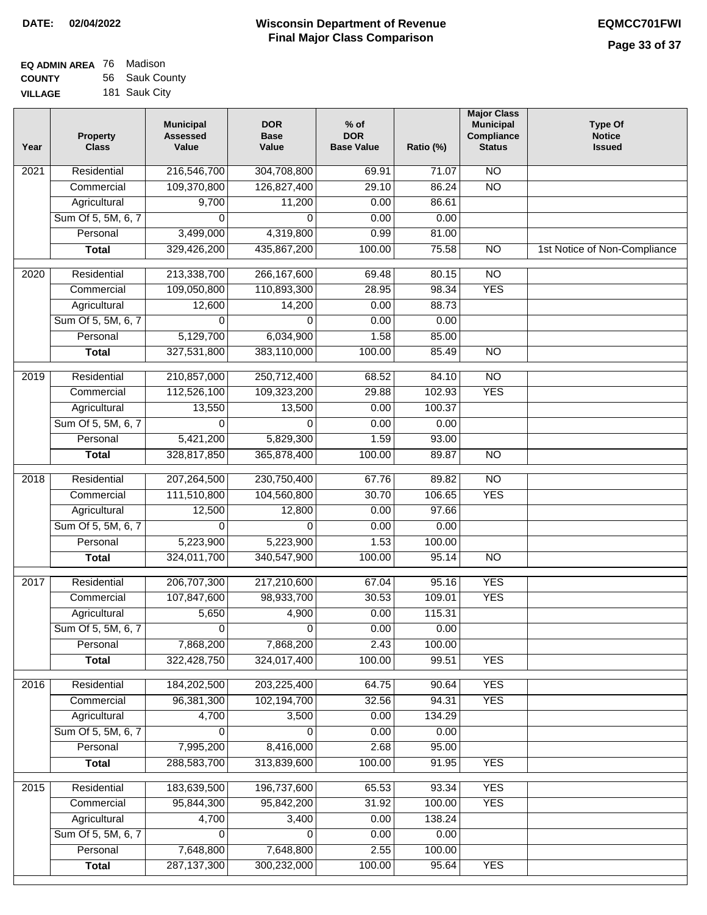**DATE:** 02/04/2022

# Wisconsin Department of Revenue
## Final Major Class Comparison

**EQMCC701FWI**

**EQ ADMIN AREA** 76 Madison
**COUNTY** 56 Sauk County
**VILLAGE** 181 Sauk City

| Year | Property Class | Municipal Assessed Value | DOR Base Value | % of DOR Base Value | Ratio (%) | Major Class Municipal Compliance Status | Type Of Notice Issued |
|---|---|---|---|---|---|---|---|
| 2021 | Residential | 216,546,700 | 304,708,800 | 69.91 | 71.07 | NO | |
| | Commercial | 109,370,800 | 126,827,400 | 29.10 | 86.24 | NO | |
| | Agricultural | 9,700 | 11,200 | 0.00 | 86.61 | | |
| | Sum Of 5, 5M, 6, 7 | 0 | 0 | 0.00 | 0.00 | | |
| | Personal | 3,499,000 | 4,319,800 | 0.99 | 81.00 | | |
| | **Total** | 329,426,200 | 435,867,200 | 100.00 | 75.58 | NO | 1st Notice of Non-Compliance |
| 2020 | Residential | 213,338,700 | 266,167,600 | 69.48 | 80.15 | NO | |
| | Commercial | 109,050,800 | 110,893,300 | 28.95 | 98.34 | YES | |
| | Agricultural | 12,600 | 14,200 | 0.00 | 88.73 | | |
| | Sum Of 5, 5M, 6, 7 | 0 | 0 | 0.00 | 0.00 | | |
| | Personal | 5,129,700 | 6,034,900 | 1.58 | 85.00 | | |
| | **Total** | 327,531,800 | 383,110,000 | 100.00 | 85.49 | NO | |
| 2019 | Residential | 210,857,000 | 250,712,400 | 68.52 | 84.10 | NO | |
| | Commercial | 112,526,100 | 109,323,200 | 29.88 | 102.93 | YES | |
| | Agricultural | 13,550 | 13,500 | 0.00 | 100.37 | | |
| | Sum Of 5, 5M, 6, 7 | 0 | 0 | 0.00 | 0.00 | | |
| | Personal | 5,421,200 | 5,829,300 | 1.59 | 93.00 | | |
| | **Total** | 328,817,850 | 365,878,400 | 100.00 | 89.87 | NO | |
| 2018 | Residential | 207,264,500 | 230,750,400 | 67.76 | 89.82 | NO | |
| | Commercial | 111,510,800 | 104,560,800 | 30.70 | 106.65 | YES | |
| | Agricultural | 12,500 | 12,800 | 0.00 | 97.66 | | |
| | Sum Of 5, 5M, 6, 7 | 0 | 0 | 0.00 | 0.00 | | |
| | Personal | 5,223,900 | 5,223,900 | 1.53 | 100.00 | | |
| | **Total** | 324,011,700 | 340,547,900 | 100.00 | 95.14 | NO | |
| 2017 | Residential | 206,707,300 | 217,210,600 | 67.04 | 95.16 | YES | |
| | Commercial | 107,847,600 | 98,933,700 | 30.53 | 109.01 | YES | |
| | Agricultural | 5,650 | 4,900 | 0.00 | 115.31 | | |
| | Sum Of 5, 5M, 6, 7 | 0 | 0 | 0.00 | 0.00 | | |
| | Personal | 7,868,200 | 7,868,200 | 2.43 | 100.00 | | |
| | **Total** | 322,428,750 | 324,017,400 | 100.00 | 99.51 | YES | |
| 2016 | Residential | 184,202,500 | 203,225,400 | 64.75 | 90.64 | YES | |
| | Commercial | 96,381,300 | 102,194,700 | 32.56 | 94.31 | YES | |
| | Agricultural | 4,700 | 3,500 | 0.00 | 134.29 | | |
| | Sum Of 5, 5M, 6, 7 | 0 | 0 | 0.00 | 0.00 | | |
| | Personal | 7,995,200 | 8,416,000 | 2.68 | 95.00 | | |
| | **Total** | 288,583,700 | 313,839,600 | 100.00 | 91.95 | YES | |
| 2015 | Residential | 183,639,500 | 196,737,600 | 65.53 | 93.34 | YES | |
| | Commercial | 95,844,300 | 95,842,200 | 31.92 | 100.00 | YES | |
| | Agricultural | 4,700 | 3,400 | 0.00 | 138.24 | | |
| | Sum Of 5, 5M, 6, 7 | 0 | 0 | 0.00 | 0.00 | | |
| | Personal | 7,648,800 | 7,648,800 | 2.55 | 100.00 | | |
| | **Total** | 287,137,300 | 300,232,000 | 100.00 | 95.64 | YES | |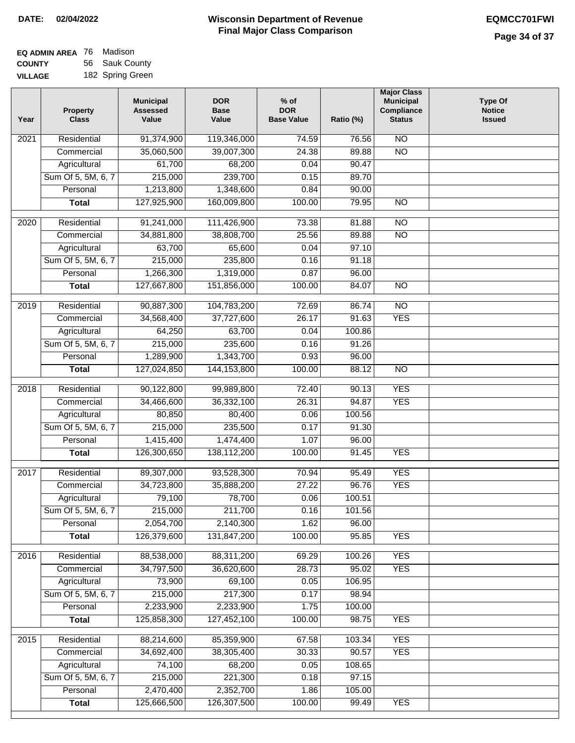**DATE: 02/04/2022**

# Wisconsin Department of Revenue
## Final Major Class Comparison

**EQMCC701FWI**

**EQ ADMIN AREA** 76 Madison
**COUNTY** 56 Sauk County
**VILLAGE** 182 Spring Green

| Year | Property Class | Municipal Assessed Value | DOR Base Value | % of DOR Base Value | Ratio (%) | Major Class Municipal Compliance Status | Type Of Notice Issued |
|---|---|---|---|---|---|---|---|
| 2021 | Residential | 91,374,900 | 119,346,000 | 74.59 | 76.56 | NO | |
| | Commercial | 35,060,500 | 39,007,300 | 24.38 | 89.88 | NO | |
| | Agricultural | 61,700 | 68,200 | 0.04 | 90.47 | | |
| | Sum Of 5, 5M, 6, 7 | 215,000 | 239,700 | 0.15 | 89.70 | | |
| | Personal | 1,213,800 | 1,348,600 | 0.84 | 90.00 | | |
| | **Total** | 127,925,900 | 160,009,800 | 100.00 | 79.95 | NO | |
| 2020 | Residential | 91,241,000 | 111,426,900 | 73.38 | 81.88 | NO | |
| | Commercial | 34,881,800 | 38,808,700 | 25.56 | 89.88 | NO | |
| | Agricultural | 63,700 | 65,600 | 0.04 | 97.10 | | |
| | Sum Of 5, 5M, 6, 7 | 215,000 | 235,800 | 0.16 | 91.18 | | |
| | Personal | 1,266,300 | 1,319,000 | 0.87 | 96.00 | | |
| | **Total** | 127,667,800 | 151,856,000 | 100.00 | 84.07 | NO | |
| 2019 | Residential | 90,887,300 | 104,783,200 | 72.69 | 86.74 | NO | |
| | Commercial | 34,568,400 | 37,727,600 | 26.17 | 91.63 | YES | |
| | Agricultural | 64,250 | 63,700 | 0.04 | 100.86 | | |
| | Sum Of 5, 5M, 6, 7 | 215,000 | 235,600 | 0.16 | 91.26 | | |
| | Personal | 1,289,900 | 1,343,700 | 0.93 | 96.00 | | |
| | **Total** | 127,024,850 | 144,153,800 | 100.00 | 88.12 | NO | |
| 2018 | Residential | 90,122,800 | 99,989,800 | 72.40 | 90.13 | YES | |
| | Commercial | 34,466,600 | 36,332,100 | 26.31 | 94.87 | YES | |
| | Agricultural | 80,850 | 80,400 | 0.06 | 100.56 | | |
| | Sum Of 5, 5M, 6, 7 | 215,000 | 235,500 | 0.17 | 91.30 | | |
| | Personal | 1,415,400 | 1,474,400 | 1.07 | 96.00 | | |
| | **Total** | 126,300,650 | 138,112,200 | 100.00 | 91.45 | YES | |
| 2017 | Residential | 89,307,000 | 93,528,300 | 70.94 | 95.49 | YES | |
| | Commercial | 34,723,800 | 35,888,200 | 27.22 | 96.76 | YES | |
| | Agricultural | 79,100 | 78,700 | 0.06 | 100.51 | | |
| | Sum Of 5, 5M, 6, 7 | 215,000 | 211,700 | 0.16 | 101.56 | | |
| | Personal | 2,054,700 | 2,140,300 | 1.62 | 96.00 | | |
| | **Total** | 126,379,600 | 131,847,200 | 100.00 | 95.85 | YES | |
| 2016 | Residential | 88,538,000 | 88,311,200 | 69.29 | 100.26 | YES | |
| | Commercial | 34,797,500 | 36,620,600 | 28.73 | 95.02 | YES | |
| | Agricultural | 73,900 | 69,100 | 0.05 | 106.95 | | |
| | Sum Of 5, 5M, 6, 7 | 215,000 | 217,300 | 0.17 | 98.94 | | |
| | Personal | 2,233,900 | 2,233,900 | 1.75 | 100.00 | | |
| | **Total** | 125,858,300 | 127,452,100 | 100.00 | 98.75 | YES | |
| 2015 | Residential | 88,214,600 | 85,359,900 | 67.58 | 103.34 | YES | |
| | Commercial | 34,692,400 | 38,305,400 | 30.33 | 90.57 | YES | |
| | Agricultural | 74,100 | 68,200 | 0.05 | 108.65 | | |
| | Sum Of 5, 5M, 6, 7 | 215,000 | 221,300 | 0.18 | 97.15 | | |
| | Personal | 2,470,400 | 2,352,700 | 1.86 | 105.00 | | |
| | **Total** | 125,666,500 | 126,307,500 | 100.00 | 99.49 | YES | |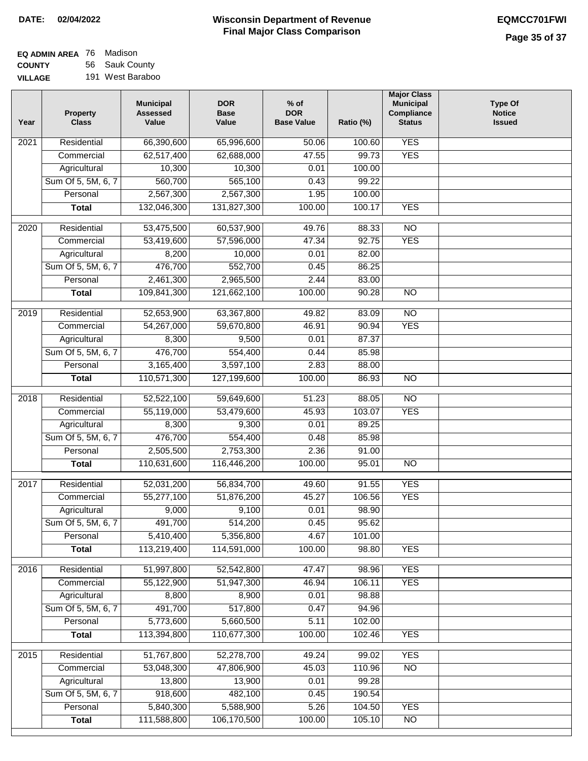**DATE: 02/04/2022**

# Wisconsin Department of Revenue
## Final Major Class Comparison

**EQMCC701FWI**

**EQ ADMIN AREA** 76 Madison
**COUNTY** 56 Sauk County
**VILLAGE** 191 West Baraboo

| Year | Property Class | Municipal Assessed Value | DOR Base Value | % of DOR Base Value | Ratio (%) | Major Class Municipal Compliance Status | Type Of Notice Issued |
|---|---|---|---|---|---|---|---|
| 2021 | Residential | 66,390,600 | 65,996,600 | 50.06 | 100.60 | YES | |
| | Commercial | 62,517,400 | 62,688,000 | 47.55 | 99.73 | YES | |
| | Agricultural | 10,300 | 10,300 | 0.01 | 100.00 | | |
| | Sum Of 5, 5M, 6, 7 | 560,700 | 565,100 | 0.43 | 99.22 | | |
| | Personal | 2,567,300 | 2,567,300 | 1.95 | 100.00 | | |
| | **Total** | 132,046,300 | 131,827,300 | 100.00 | 100.17 | YES | |
| 2020 | Residential | 53,475,500 | 60,537,900 | 49.76 | 88.33 | NO | |
| | Commercial | 53,419,600 | 57,596,000 | 47.34 | 92.75 | YES | |
| | Agricultural | 8,200 | 10,000 | 0.01 | 82.00 | | |
| | Sum Of 5, 5M, 6, 7 | 476,700 | 552,700 | 0.45 | 86.25 | | |
| | Personal | 2,461,300 | 2,965,500 | 2.44 | 83.00 | | |
| | **Total** | 109,841,300 | 121,662,100 | 100.00 | 90.28 | NO | |
| 2019 | Residential | 52,653,900 | 63,367,800 | 49.82 | 83.09 | NO | |
| | Commercial | 54,267,000 | 59,670,800 | 46.91 | 90.94 | YES | |
| | Agricultural | 8,300 | 9,500 | 0.01 | 87.37 | | |
| | Sum Of 5, 5M, 6, 7 | 476,700 | 554,400 | 0.44 | 85.98 | | |
| | Personal | 3,165,400 | 3,597,100 | 2.83 | 88.00 | | |
| | **Total** | 110,571,300 | 127,199,600 | 100.00 | 86.93 | NO | |
| 2018 | Residential | 52,522,100 | 59,649,600 | 51.23 | 88.05 | NO | |
| | Commercial | 55,119,000 | 53,479,600 | 45.93 | 103.07 | YES | |
| | Agricultural | 8,300 | 9,300 | 0.01 | 89.25 | | |
| | Sum Of 5, 5M, 6, 7 | 476,700 | 554,400 | 0.48 | 85.98 | | |
| | Personal | 2,505,500 | 2,753,300 | 2.36 | 91.00 | | |
| | **Total** | 110,631,600 | 116,446,200 | 100.00 | 95.01 | NO | |
| 2017 | Residential | 52,031,200 | 56,834,700 | 49.60 | 91.55 | YES | |
| | Commercial | 55,277,100 | 51,876,200 | 45.27 | 106.56 | YES | |
| | Agricultural | 9,000 | 9,100 | 0.01 | 98.90 | | |
| | Sum Of 5, 5M, 6, 7 | 491,700 | 514,200 | 0.45 | 95.62 | | |
| | Personal | 5,410,400 | 5,356,800 | 4.67 | 101.00 | | |
| | **Total** | 113,219,400 | 114,591,000 | 100.00 | 98.80 | YES | |
| 2016 | Residential | 51,997,800 | 52,542,800 | 47.47 | 98.96 | YES | |
| | Commercial | 55,122,900 | 51,947,300 | 46.94 | 106.11 | YES | |
| | Agricultural | 8,800 | 8,900 | 0.01 | 98.88 | | |
| | Sum Of 5, 5M, 6, 7 | 491,700 | 517,800 | 0.47 | 94.96 | | |
| | Personal | 5,773,600 | 5,660,500 | 5.11 | 102.00 | | |
| | **Total** | 113,394,800 | 110,677,300 | 100.00 | 102.46 | YES | |
| 2015 | Residential | 51,767,800 | 52,278,700 | 49.24 | 99.02 | YES | |
| | Commercial | 53,048,300 | 47,806,900 | 45.03 | 110.96 | NO | |
| | Agricultural | 13,800 | 13,900 | 0.01 | 99.28 | | |
| | Sum Of 5, 5M, 6, 7 | 918,600 | 482,100 | 0.45 | 190.54 | | |
| | Personal | 5,840,300 | 5,588,900 | 5.26 | 104.50 | YES | |
| | **Total** | 111,588,800 | 106,170,500 | 100.00 | 105.10 | NO | |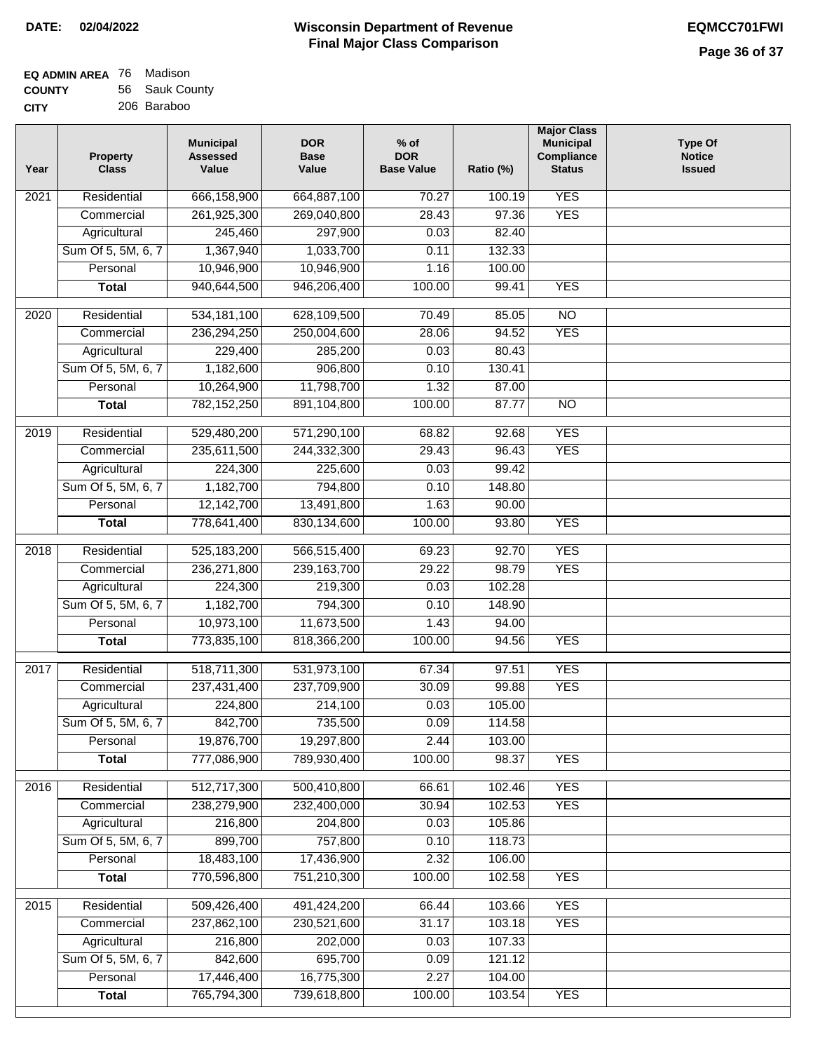**DATE:** 02/04/2022

# Wisconsin Department of Revenue
## Final Major Class Comparison

**EQMCC701FWI**

**EQ ADMIN AREA** 76 Madison
**COUNTY** 56 Sauk County
**CITY** 206 Baraboo

| Year | Property Class | Municipal Assessed Value | DOR Base Value | % of DOR Base Value | Ratio (%) | Major Class Municipal Compliance Status | Type Of Notice Issued |
|---|---|---|---|---|---|---|---|
| 2021 | Residential | 666,158,900 | 664,887,100 | 70.27 | 100.19 | YES | |
| | Commercial | 261,925,300 | 269,040,800 | 28.43 | 97.36 | YES | |
| | Agricultural | 245,460 | 297,900 | 0.03 | 82.40 | | |
| | Sum Of 5, 5M, 6, 7 | 1,367,940 | 1,033,700 | 0.11 | 132.33 | | |
| | Personal | 10,946,900 | 10,946,900 | 1.16 | 100.00 | | |
| | **Total** | 940,644,500 | 946,206,400 | 100.00 | 99.41 | YES | |
| 2020 | Residential | 534,181,100 | 628,109,500 | 70.49 | 85.05 | NO | |
| | Commercial | 236,294,250 | 250,004,600 | 28.06 | 94.52 | YES | |
| | Agricultural | 229,400 | 285,200 | 0.03 | 80.43 | | |
| | Sum Of 5, 5M, 6, 7 | 1,182,600 | 906,800 | 0.10 | 130.41 | | |
| | Personal | 10,264,900 | 11,798,700 | 1.32 | 87.00 | | |
| | **Total** | 782,152,250 | 891,104,800 | 100.00 | 87.77 | NO | |
| 2019 | Residential | 529,480,200 | 571,290,100 | 68.82 | 92.68 | YES | |
| | Commercial | 235,611,500 | 244,332,300 | 29.43 | 96.43 | YES | |
| | Agricultural | 224,300 | 225,600 | 0.03 | 99.42 | | |
| | Sum Of 5, 5M, 6, 7 | 1,182,700 | 794,800 | 0.10 | 148.80 | | |
| | Personal | 12,142,700 | 13,491,800 | 1.63 | 90.00 | | |
| | **Total** | 778,641,400 | 830,134,600 | 100.00 | 93.80 | YES | |
| 2018 | Residential | 525,183,200 | 566,515,400 | 69.23 | 92.70 | YES | |
| | Commercial | 236,271,800 | 239,163,700 | 29.22 | 98.79 | YES | |
| | Agricultural | 224,300 | 219,300 | 0.03 | 102.28 | | |
| | Sum Of 5, 5M, 6, 7 | 1,182,700 | 794,300 | 0.10 | 148.90 | | |
| | Personal | 10,973,100 | 11,673,500 | 1.43 | 94.00 | | |
| | **Total** | 773,835,100 | 818,366,200 | 100.00 | 94.56 | YES | |
| 2017 | Residential | 518,711,300 | 531,973,100 | 67.34 | 97.51 | YES | |
| | Commercial | 237,431,400 | 237,709,900 | 30.09 | 99.88 | YES | |
| | Agricultural | 224,800 | 214,100 | 0.03 | 105.00 | | |
| | Sum Of 5, 5M, 6, 7 | 842,700 | 735,500 | 0.09 | 114.58 | | |
| | Personal | 19,876,700 | 19,297,800 | 2.44 | 103.00 | | |
| | **Total** | 777,086,900 | 789,930,400 | 100.00 | 98.37 | YES | |
| 2016 | Residential | 512,717,300 | 500,410,800 | 66.61 | 102.46 | YES | |
| | Commercial | 238,279,900 | 232,400,000 | 30.94 | 102.53 | YES | |
| | Agricultural | 216,800 | 204,800 | 0.03 | 105.86 | | |
| | Sum Of 5, 5M, 6, 7 | 899,700 | 757,800 | 0.10 | 118.73 | | |
| | Personal | 18,483,100 | 17,436,900 | 2.32 | 106.00 | | |
| | **Total** | 770,596,800 | 751,210,300 | 100.00 | 102.58 | YES | |
| 2015 | Residential | 509,426,400 | 491,424,200 | 66.44 | 103.66 | YES | |
| | Commercial | 237,862,100 | 230,521,600 | 31.17 | 103.18 | YES | |
| | Agricultural | 216,800 | 202,000 | 0.03 | 107.33 | | |
| | Sum Of 5, 5M, 6, 7 | 842,600 | 695,700 | 0.09 | 121.12 | | |
| | Personal | 17,446,400 | 16,775,300 | 2.27 | 104.00 | | |
| | **Total** | 765,794,300 | 739,618,800 | 100.00 | 103.54 | YES | |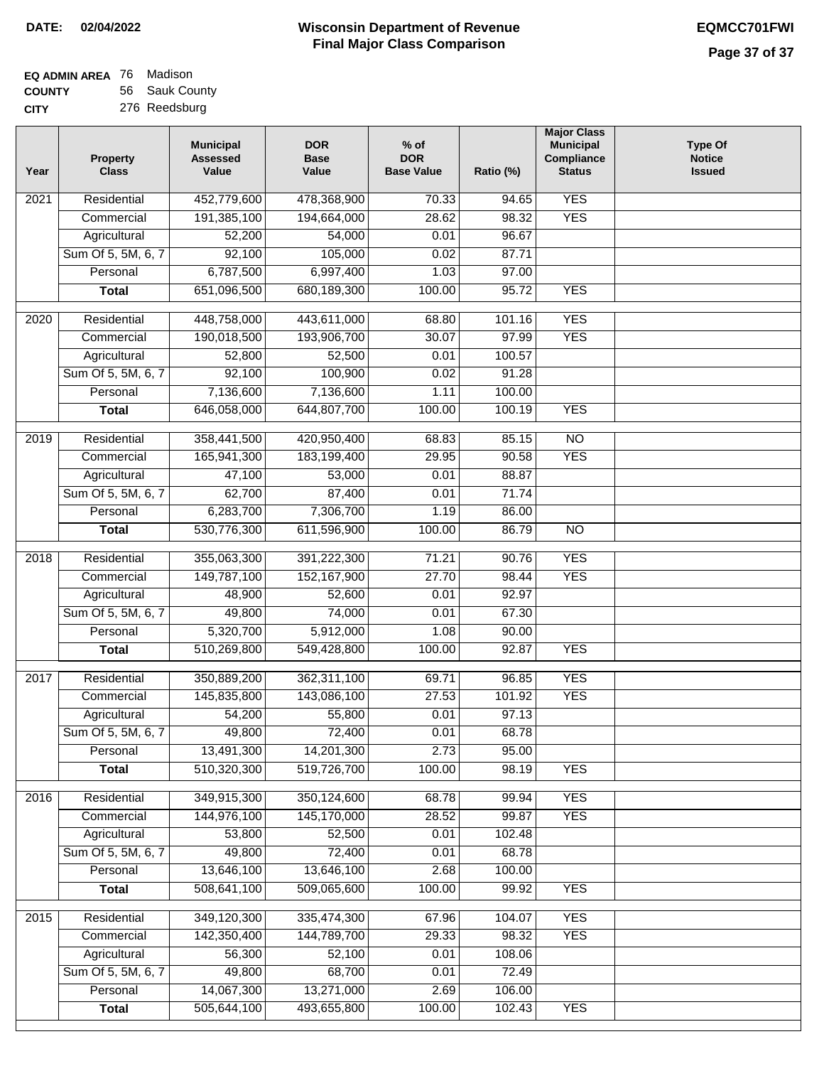**DATE:** 02/04/2022

# Wisconsin Department of Revenue
## Final Major Class Comparison

**EQMCC701FWI**

**EQ ADMIN AREA** 76 Madison
**COUNTY** 56 Sauk County
**CITY** 276 Reedsburg

| Year | Property Class | Municipal Assessed Value | DOR Base Value | % of DOR Base Value | Ratio (%) | Major Class Municipal Compliance Status | Type Of Notice Issued |
|---|---|---|---|---|---|---|---|
| 2021 | Residential | 452,779,600 | 478,368,900 | 70.33 | 94.65 | YES | |
| | Commercial | 191,385,100 | 194,664,000 | 28.62 | 98.32 | YES | |
| | Agricultural | 52,200 | 54,000 | 0.01 | 96.67 | | |
| | Sum Of 5, 5M, 6, 7 | 92,100 | 105,000 | 0.02 | 87.71 | | |
| | Personal | 6,787,500 | 6,997,400 | 1.03 | 97.00 | | |
| | **Total** | 651,096,500 | 680,189,300 | 100.00 | 95.72 | YES | |
| 2020 | Residential | 448,758,000 | 443,611,000 | 68.80 | 101.16 | YES | |
| | Commercial | 190,018,500 | 193,906,700 | 30.07 | 97.99 | YES | |
| | Agricultural | 52,800 | 52,500 | 0.01 | 100.57 | | |
| | Sum Of 5, 5M, 6, 7 | 92,100 | 100,900 | 0.02 | 91.28 | | |
| | Personal | 7,136,600 | 7,136,600 | 1.11 | 100.00 | | |
| | **Total** | 646,058,000 | 644,807,700 | 100.00 | 100.19 | YES | |
| 2019 | Residential | 358,441,500 | 420,950,400 | 68.83 | 85.15 | NO | |
| | Commercial | 165,941,300 | 183,199,400 | 29.95 | 90.58 | YES | |
| | Agricultural | 47,100 | 53,000 | 0.01 | 88.87 | | |
| | Sum Of 5, 5M, 6, 7 | 62,700 | 87,400 | 0.01 | 71.74 | | |
| | Personal | 6,283,700 | 7,306,700 | 1.19 | 86.00 | | |
| | **Total** | 530,776,300 | 611,596,900 | 100.00 | 86.79 | NO | |
| 2018 | Residential | 355,063,300 | 391,222,300 | 71.21 | 90.76 | YES | |
| | Commercial | 149,787,100 | 152,167,900 | 27.70 | 98.44 | YES | |
| | Agricultural | 48,900 | 52,600 | 0.01 | 92.97 | | |
| | Sum Of 5, 5M, 6, 7 | 49,800 | 74,000 | 0.01 | 67.30 | | |
| | Personal | 5,320,700 | 5,912,000 | 1.08 | 90.00 | | |
| | **Total** | 510,269,800 | 549,428,800 | 100.00 | 92.87 | YES | |
| 2017 | Residential | 350,889,200 | 362,311,100 | 69.71 | 96.85 | YES | |
| | Commercial | 145,835,800 | 143,086,100 | 27.53 | 101.92 | YES | |
| | Agricultural | 54,200 | 55,800 | 0.01 | 97.13 | | |
| | Sum Of 5, 5M, 6, 7 | 49,800 | 72,400 | 0.01 | 68.78 | | |
| | Personal | 13,491,300 | 14,201,300 | 2.73 | 95.00 | | |
| | **Total** | 510,320,300 | 519,726,700 | 100.00 | 98.19 | YES | |
| 2016 | Residential | 349,915,300 | 350,124,600 | 68.78 | 99.94 | YES | |
| | Commercial | 144,976,100 | 145,170,000 | 28.52 | 99.87 | YES | |
| | Agricultural | 53,800 | 52,500 | 0.01 | 102.48 | | |
| | Sum Of 5, 5M, 6, 7 | 49,800 | 72,400 | 0.01 | 68.78 | | |
| | Personal | 13,646,100 | 13,646,100 | 2.68 | 100.00 | | |
| | **Total** | 508,641,100 | 509,065,600 | 100.00 | 99.92 | YES | |
| 2015 | Residential | 349,120,300 | 335,474,300 | 67.96 | 104.07 | YES | |
| | Commercial | 142,350,400 | 144,789,700 | 29.33 | 98.32 | YES | |
| | Agricultural | 56,300 | 52,100 | 0.01 | 108.06 | | |
| | Sum Of 5, 5M, 6, 7 | 49,800 | 68,700 | 0.01 | 72.49 | | |
| | Personal | 14,067,300 | 13,271,000 | 2.69 | 106.00 | | |
| | **Total** | 505,644,100 | 493,655,800 | 100.00 | 102.43 | YES | |